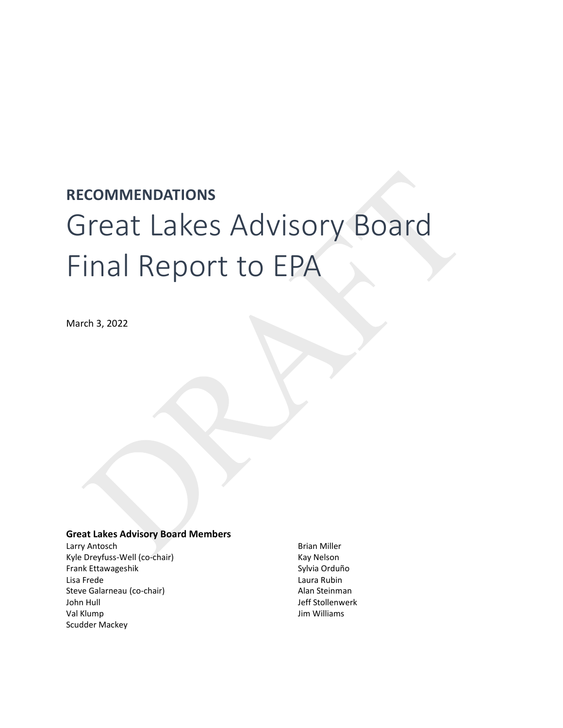**RECOMMENDATIONS**

# Great Lakes Advisory Board Final Report to EPA

March 3, 2022

**Great Lakes Advisory Board Members**

Larry Antosch
Kyle Dreyfuss-Well (co-chair)
Frank Ettawageshik
Lisa Frede
Steve Galarneau (co-chair)
John Hull
Val Klump
Scudder Mackey
Brian Miller
Kay Nelson
Sylvia Orduño
Laura Rubin
Alan Steinman
Jeff Stollenwerk
Jim Williams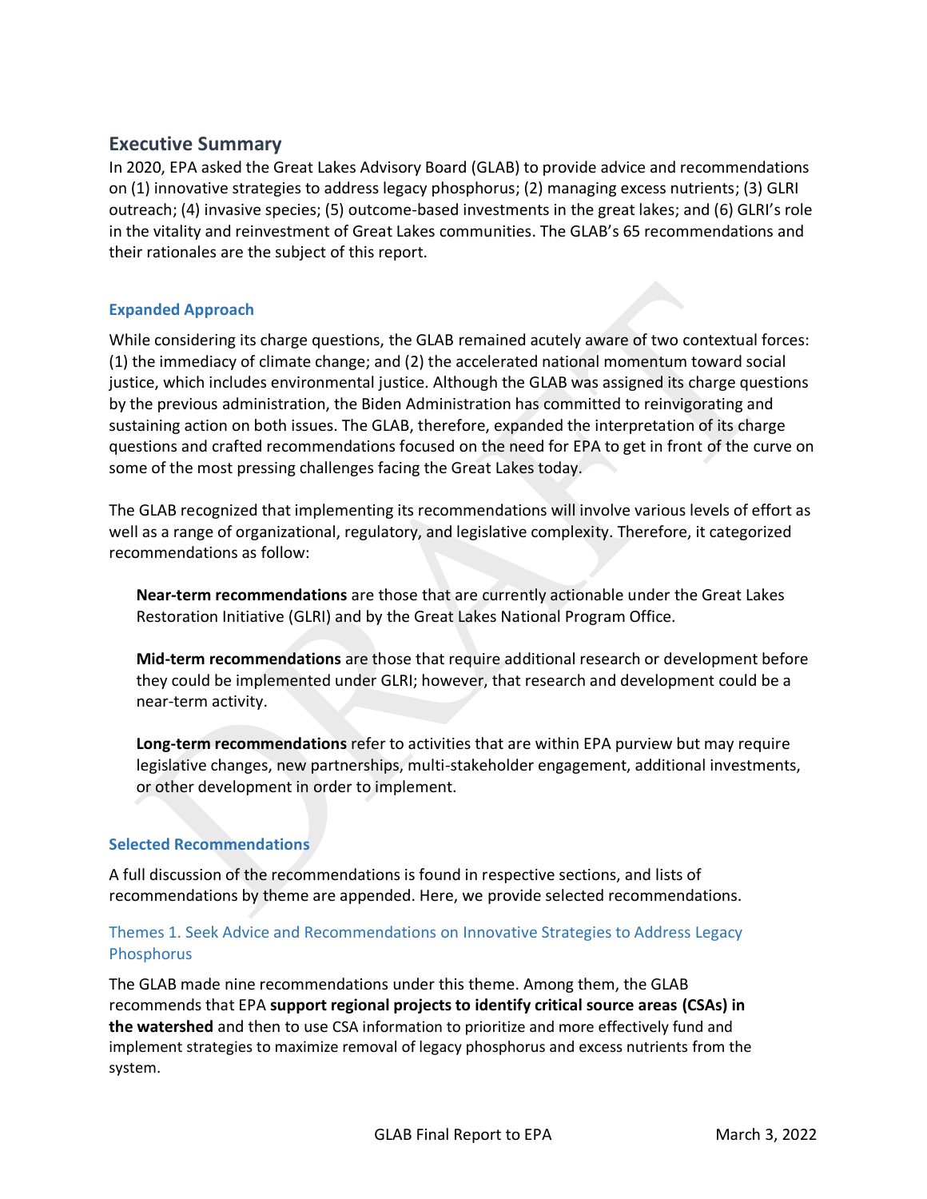## Executive Summary

In 2020, EPA asked the Great Lakes Advisory Board (GLAB) to provide advice and recommendations on (1) innovative strategies to address legacy phosphorus; (2) managing excess nutrients; (3) GLRI outreach; (4) invasive species; (5) outcome-based investments in the great lakes; and (6) GLRI's role in the vitality and reinvestment of Great Lakes communities. The GLAB's 65 recommendations and their rationales are the subject of this report.

### Expanded Approach

While considering its charge questions, the GLAB remained acutely aware of two contextual forces: (1) the immediacy of climate change; and (2) the accelerated national momentum toward social justice, which includes environmental justice. Although the GLAB was assigned its charge questions by the previous administration, the Biden Administration has committed to reinvigorating and sustaining action on both issues. The GLAB, therefore, expanded the interpretation of its charge questions and crafted recommendations focused on the need for EPA to get in front of the curve on some of the most pressing challenges facing the Great Lakes today.

The GLAB recognized that implementing its recommendations will involve various levels of effort as well as a range of organizational, regulatory, and legislative complexity. Therefore, it categorized recommendations as follow:

**Near-term recommendations** are those that are currently actionable under the Great Lakes Restoration Initiative (GLRI) and by the Great Lakes National Program Office.

**Mid-term recommendations** are those that require additional research or development before they could be implemented under GLRI; however, that research and development could be a near-term activity.

**Long-term recommendations** refer to activities that are within EPA purview but may require legislative changes, new partnerships, multi-stakeholder engagement, additional investments, or other development in order to implement.

### Selected Recommendations

A full discussion of the recommendations is found in respective sections, and lists of recommendations by theme are appended. Here, we provide selected recommendations.

#### Themes 1. Seek Advice and Recommendations on Innovative Strategies to Address Legacy Phosphorus

The GLAB made nine recommendations under this theme. Among them, the GLAB recommends that EPA **support regional projects to identify critical source areas (CSAs) in the watershed** and then to use CSA information to prioritize and more effectively fund and implement strategies to maximize removal of legacy phosphorus and excess nutrients from the system.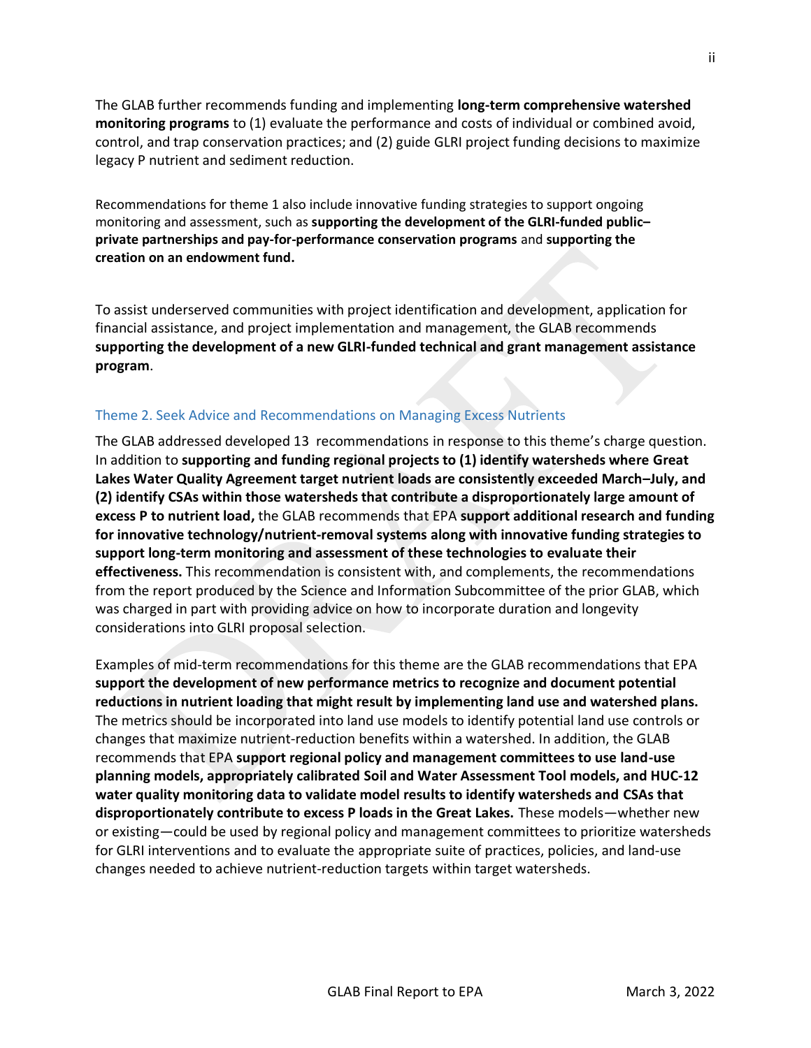The GLAB further recommends funding and implementing **long-term comprehensive watershed monitoring programs** to (1) evaluate the performance and costs of individual or combined avoid, control, and trap conservation practices; and (2) guide GLRI project funding decisions to maximize legacy P nutrient and sediment reduction.

Recommendations for theme 1 also include innovative funding strategies to support ongoing monitoring and assessment, such as **supporting the development of the GLRI-funded public–private partnerships and pay-for-performance conservation programs** and **supporting the creation on an endowment fund.**

To assist underserved communities with project identification and development, application for financial assistance, and project implementation and management, the GLAB recommends **supporting the development of a new GLRI-funded technical and grant management assistance program**.

### Theme 2. Seek Advice and Recommendations on Managing Excess Nutrients

The GLAB addressed developed 13 recommendations in response to this theme's charge question. In addition to **supporting and funding regional projects to (1) identify watersheds where Great Lakes Water Quality Agreement target nutrient loads are consistently exceeded March–July, and (2) identify CSAs within those watersheds that contribute a disproportionately large amount of excess P to nutrient load,** the GLAB recommends that EPA **support additional research and funding for innovative technology/nutrient-removal systems along with innovative funding strategies to support long-term monitoring and assessment of these technologies to evaluate their effectiveness.** This recommendation is consistent with, and complements, the recommendations from the report produced by the Science and Information Subcommittee of the prior GLAB, which was charged in part with providing advice on how to incorporate duration and longevity considerations into GLRI proposal selection.

Examples of mid-term recommendations for this theme are the GLAB recommendations that EPA **support the development of new performance metrics to recognize and document potential reductions in nutrient loading that might result by implementing land use and watershed plans.** The metrics should be incorporated into land use models to identify potential land use controls or changes that maximize nutrient-reduction benefits within a watershed. In addition, the GLAB recommends that EPA **support regional policy and management committees to use land-use planning models, appropriately calibrated Soil and Water Assessment Tool models, and HUC-12 water quality monitoring data to validate model results to identify watersheds and CSAs that disproportionately contribute to excess P loads in the Great Lakes.** These models—whether new or existing—could be used by regional policy and management committees to prioritize watersheds for GLRI interventions and to evaluate the appropriate suite of practices, policies, and land-use changes needed to achieve nutrient-reduction targets within target watersheds.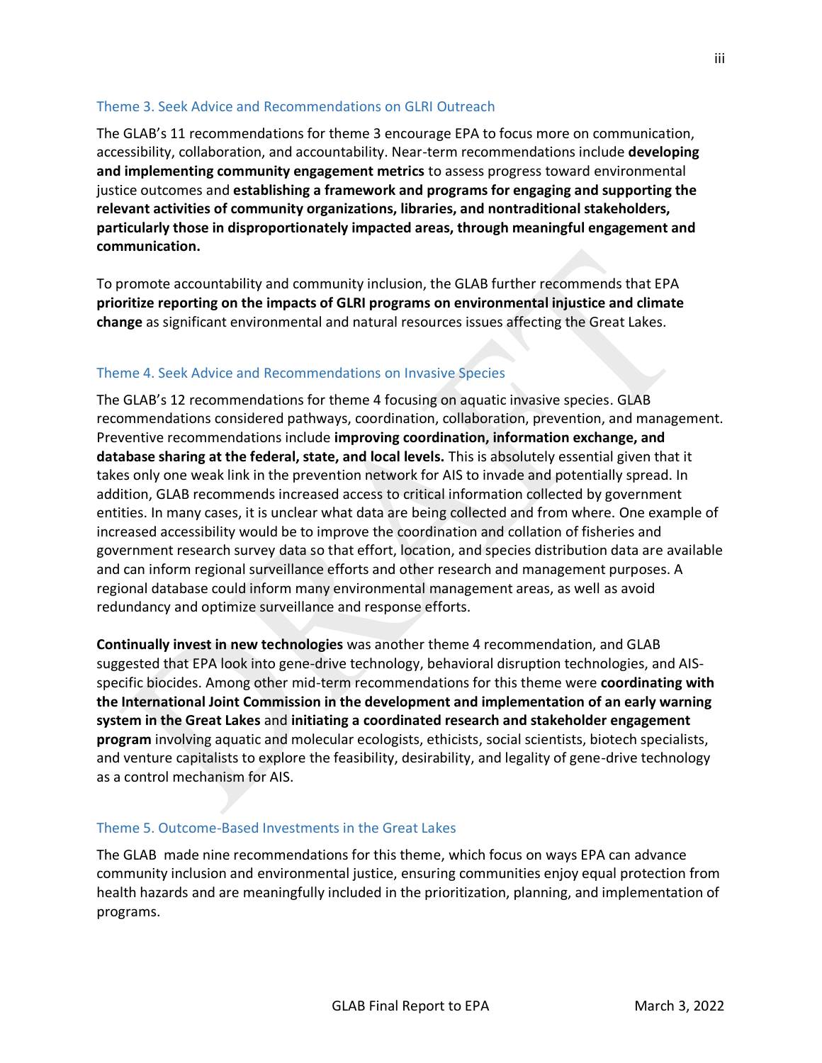### Theme 3. Seek Advice and Recommendations on GLRI Outreach

The GLAB's 11 recommendations for theme 3 encourage EPA to focus more on communication, accessibility, collaboration, and accountability. Near-term recommendations include **developing and implementing community engagement metrics** to assess progress toward environmental justice outcomes and **establishing a framework and programs for engaging and supporting the relevant activities of community organizations, libraries, and nontraditional stakeholders, particularly those in disproportionately impacted areas, through meaningful engagement and communication.**

To promote accountability and community inclusion, the GLAB further recommends that EPA **prioritize reporting on the impacts of GLRI programs on environmental injustice and climate change** as significant environmental and natural resources issues affecting the Great Lakes.

### Theme 4. Seek Advice and Recommendations on Invasive Species

The GLAB's 12 recommendations for theme 4 focusing on aquatic invasive species. GLAB recommendations considered pathways, coordination, collaboration, prevention, and management. Preventive recommendations include **improving coordination, information exchange, and database sharing at the federal, state, and local levels.** This is absolutely essential given that it takes only one weak link in the prevention network for AIS to invade and potentially spread. In addition, GLAB recommends increased access to critical information collected by government entities. In many cases, it is unclear what data are being collected and from where. One example of increased accessibility would be to improve the coordination and collation of fisheries and government research survey data so that effort, location, and species distribution data are available and can inform regional surveillance efforts and other research and management purposes. A regional database could inform many environmental management areas, as well as avoid redundancy and optimize surveillance and response efforts.

**Continually invest in new technologies** was another theme 4 recommendation, and GLAB suggested that EPA look into gene-drive technology, behavioral disruption technologies, and AIS-specific biocides. Among other mid-term recommendations for this theme were **coordinating with the International Joint Commission in the development and implementation of an early warning system in the Great Lakes** and **initiating a coordinated research and stakeholder engagement program** involving aquatic and molecular ecologists, ethicists, social scientists, biotech specialists, and venture capitalists to explore the feasibility, desirability, and legality of gene-drive technology as a control mechanism for AIS.

### Theme 5. Outcome-Based Investments in the Great Lakes

The GLAB made nine recommendations for this theme, which focus on ways EPA can advance community inclusion and environmental justice, ensuring communities enjoy equal protection from health hazards and are meaningfully included in the prioritization, planning, and implementation of programs.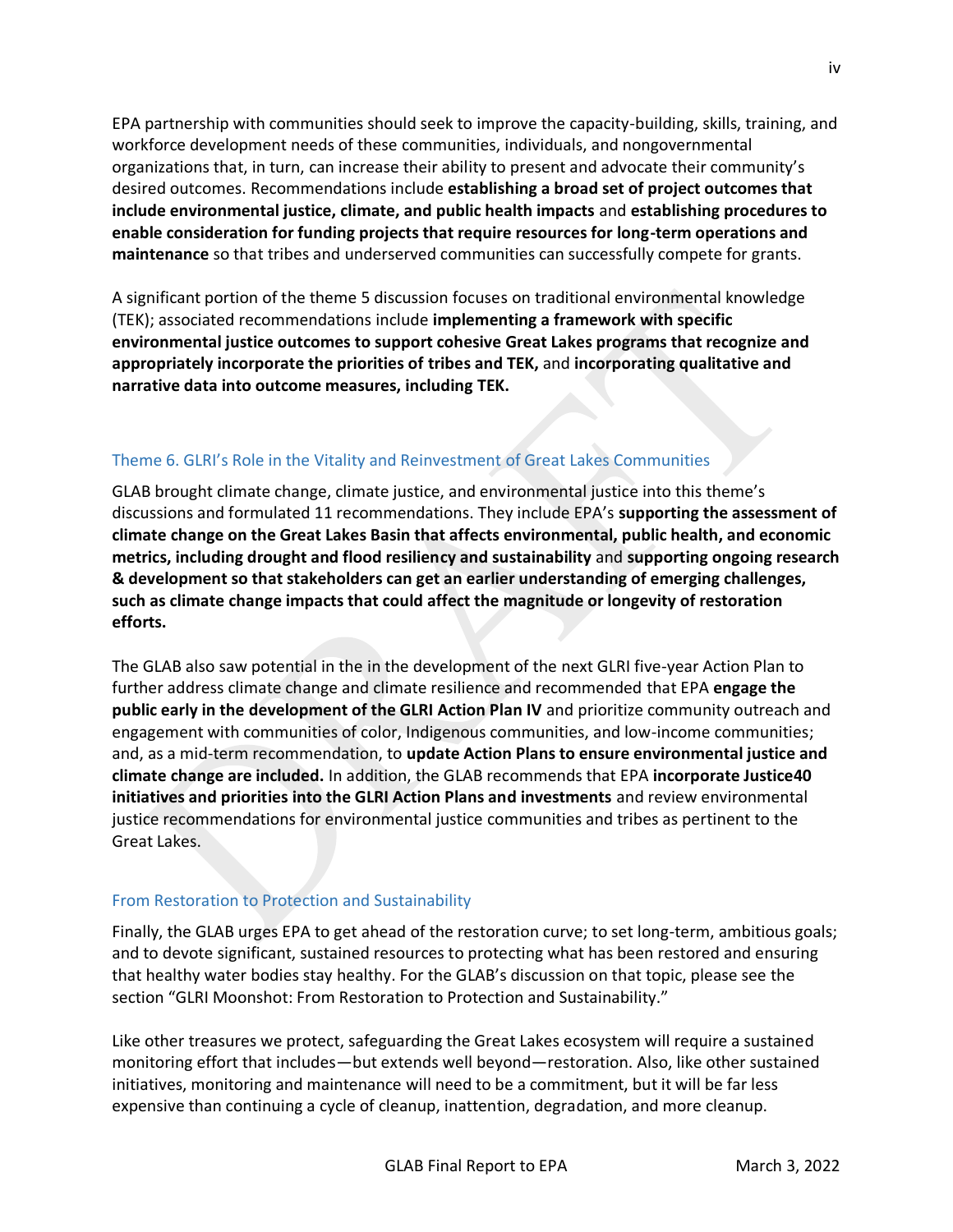EPA partnership with communities should seek to improve the capacity-building, skills, training, and workforce development needs of these communities, individuals, and nongovernmental organizations that, in turn, can increase their ability to present and advocate their community's desired outcomes. Recommendations include **establishing a broad set of project outcomes that include environmental justice, climate, and public health impacts** and **establishing procedures to enable consideration for funding projects that require resources for long-term operations and maintenance** so that tribes and underserved communities can successfully compete for grants.

A significant portion of the theme 5 discussion focuses on traditional environmental knowledge (TEK); associated recommendations include **implementing a framework with specific environmental justice outcomes to support cohesive Great Lakes programs that recognize and appropriately incorporate the priorities of tribes and TEK,** and **incorporating qualitative and narrative data into outcome measures, including TEK.**

### Theme 6. GLRI's Role in the Vitality and Reinvestment of Great Lakes Communities

GLAB brought climate change, climate justice, and environmental justice into this theme's discussions and formulated 11 recommendations. They include EPA's **supporting the assessment of climate change on the Great Lakes Basin that affects environmental, public health, and economic metrics, including drought and flood resiliency and sustainability** and **supporting ongoing research & development so that stakeholders can get an earlier understanding of emerging challenges, such as climate change impacts that could affect the magnitude or longevity of restoration efforts.**

The GLAB also saw potential in the in the development of the next GLRI five-year Action Plan to further address climate change and climate resilience and recommended that EPA **engage the public early in the development of the GLRI Action Plan IV** and prioritize community outreach and engagement with communities of color, Indigenous communities, and low-income communities; and, as a mid-term recommendation, to **update Action Plans to ensure environmental justice and climate change are included.** In addition, the GLAB recommends that EPA **incorporate Justice40 initiatives and priorities into the GLRI Action Plans and investments** and review environmental justice recommendations for environmental justice communities and tribes as pertinent to the Great Lakes.

### From Restoration to Protection and Sustainability

Finally, the GLAB urges EPA to get ahead of the restoration curve; to set long-term, ambitious goals; and to devote significant, sustained resources to protecting what has been restored and ensuring that healthy water bodies stay healthy. For the GLAB's discussion on that topic, please see the section "GLRI Moonshot: From Restoration to Protection and Sustainability."

Like other treasures we protect, safeguarding the Great Lakes ecosystem will require a sustained monitoring effort that includes—but extends well beyond—restoration. Also, like other sustained initiatives, monitoring and maintenance will need to be a commitment, but it will be far less expensive than continuing a cycle of cleanup, inattention, degradation, and more cleanup.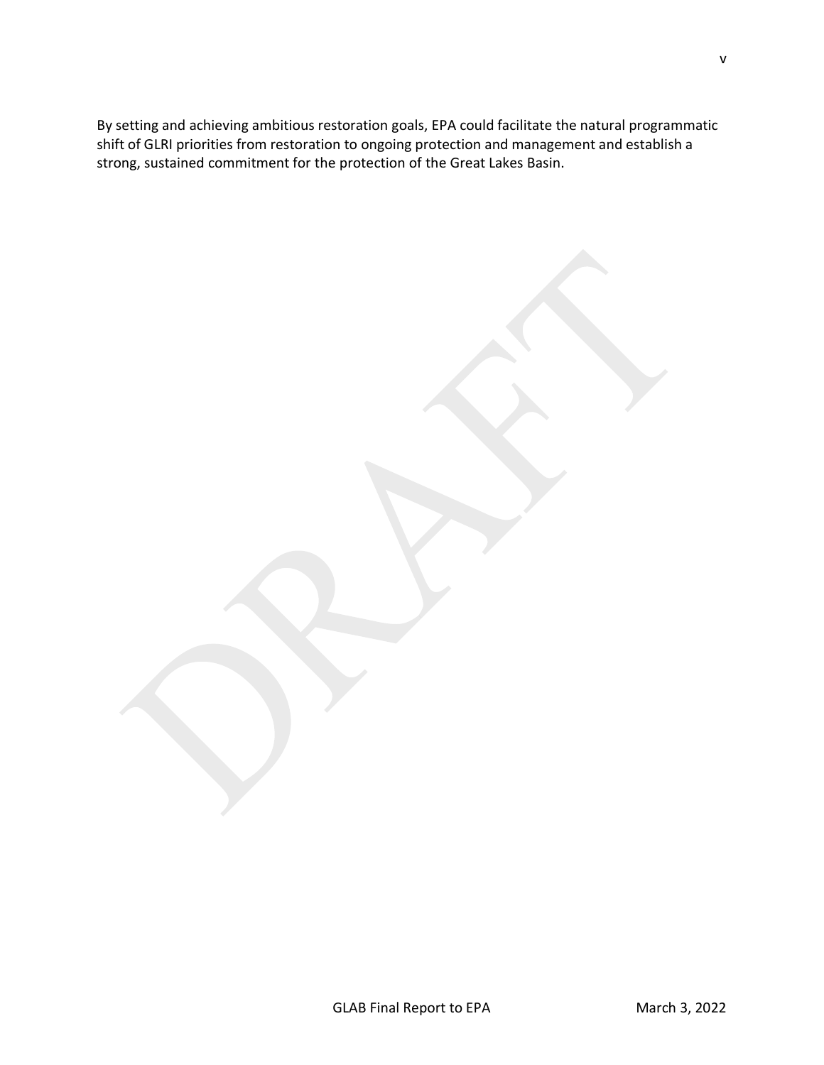By setting and achieving ambitious restoration goals, EPA could facilitate the natural programmatic shift of GLRI priorities from restoration to ongoing protection and management and establish a strong, sustained commitment for the protection of the Great Lakes Basin.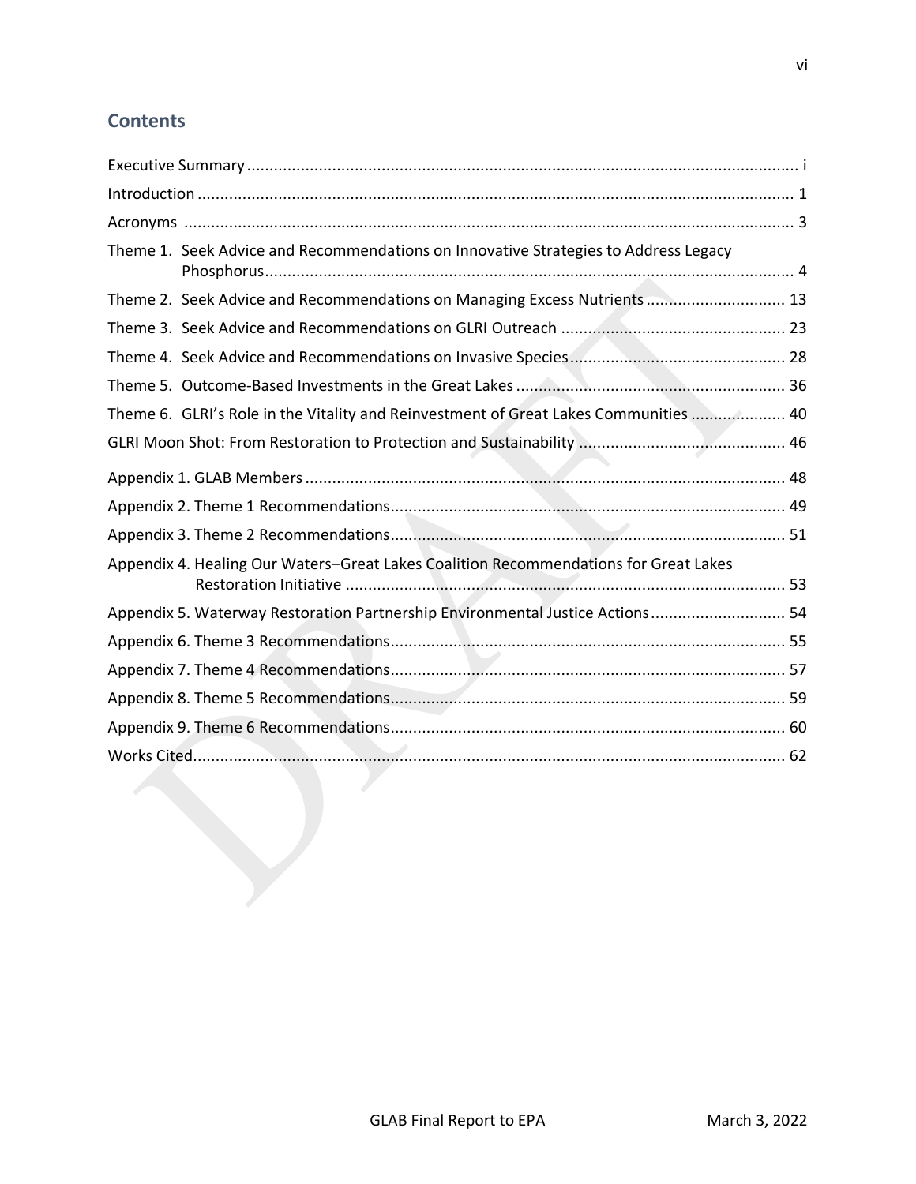## Contents

Executive Summary ........................................................................................................... i

Introduction ..................................................................................................................... 1

Acronyms ......................................................................................................................... 3

Theme 1. Seek Advice and Recommendations on Innovative Strategies to Address Legacy Phosphorus ........................................................................................................................ 4

Theme 2. Seek Advice and Recommendations on Managing Excess Nutrients ............................ 13

Theme 3. Seek Advice and Recommendations on GLRI Outreach ............................................... 23

Theme 4. Seek Advice and Recommendations on Invasive Species .............................................. 28

Theme 5. Outcome-Based Investments in the Great Lakes ......................................................... 36

Theme 6. GLRI's Role in the Vitality and Reinvestment of Great Lakes Communities .................. 40

GLRI Moon Shot: From Restoration to Protection and Sustainability ........................................... 46

Appendix 1. GLAB Members ........................................................................................... 48

Appendix 2. Theme 1 Recommendations ........................................................................ 49

Appendix 3. Theme 2 Recommendations ........................................................................ 51

Appendix 4. Healing Our Waters–Great Lakes Coalition Recommendations for Great Lakes Restoration Initiative ...................................................................................................... 53

Appendix 5. Waterway Restoration Partnership Environmental Justice Actions ............................ 54

Appendix 6. Theme 3 Recommendations ........................................................................ 55

Appendix 7. Theme 4 Recommendations ........................................................................ 57

Appendix 8. Theme 5 Recommendations ........................................................................ 59

Appendix 9. Theme 6 Recommendations ........................................................................ 60

Works Cited .................................................................................................................... 62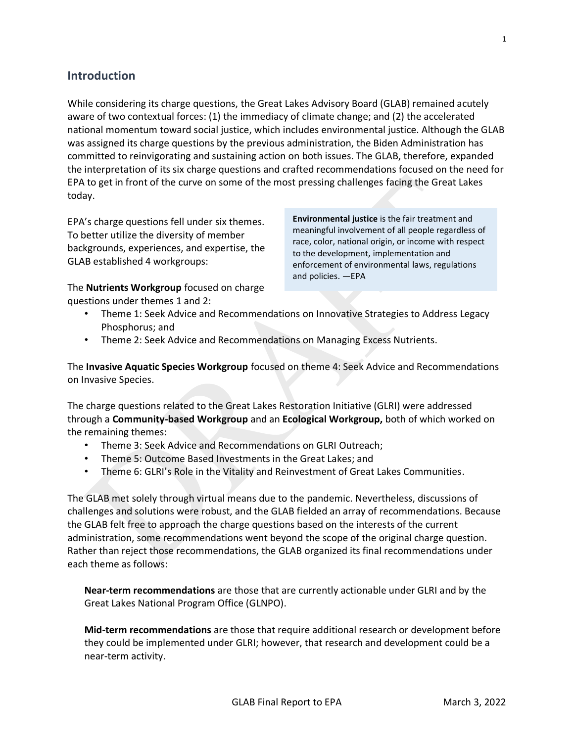## Introduction

While considering its charge questions, the Great Lakes Advisory Board (GLAB) remained acutely aware of two contextual forces: (1) the immediacy of climate change; and (2) the accelerated national momentum toward social justice, which includes environmental justice. Although the GLAB was assigned its charge questions by the previous administration, the Biden Administration has committed to reinvigorating and sustaining action on both issues. The GLAB, therefore, expanded the interpretation of its six charge questions and crafted recommendations focused on the need for EPA to get in front of the curve on some of the most pressing challenges facing the Great Lakes today.

> **Environmental justice** is the fair treatment and meaningful involvement of all people regardless of race, color, national origin, or income with respect to the development, implementation and enforcement of environmental laws, regulations and policies. —EPA

EPA's charge questions fell under six themes. To better utilize the diversity of member backgrounds, experiences, and expertise, the GLAB established 4 workgroups:

The **Nutrients Workgroup** focused on charge questions under themes 1 and 2:

- Theme 1: Seek Advice and Recommendations on Innovative Strategies to Address Legacy Phosphorus; and
- Theme 2: Seek Advice and Recommendations on Managing Excess Nutrients.

The **Invasive Aquatic Species Workgroup** focused on theme 4: Seek Advice and Recommendations on Invasive Species.

The charge questions related to the Great Lakes Restoration Initiative (GLRI) were addressed through a **Community-based Workgroup** and an **Ecological Workgroup,** both of which worked on the remaining themes:

- Theme 3: Seek Advice and Recommendations on GLRI Outreach;
- Theme 5: Outcome Based Investments in the Great Lakes; and
- Theme 6: GLRI's Role in the Vitality and Reinvestment of Great Lakes Communities.

The GLAB met solely through virtual means due to the pandemic. Nevertheless, discussions of challenges and solutions were robust, and the GLAB fielded an array of recommendations. Because the GLAB felt free to approach the charge questions based on the interests of the current administration, some recommendations went beyond the scope of the original charge question. Rather than reject those recommendations, the GLAB organized its final recommendations under each theme as follows:

**Near-term recommendations** are those that are currently actionable under GLRI and by the Great Lakes National Program Office (GLNPO).

**Mid-term recommendations** are those that require additional research or development before they could be implemented under GLRI; however, that research and development could be a near-term activity.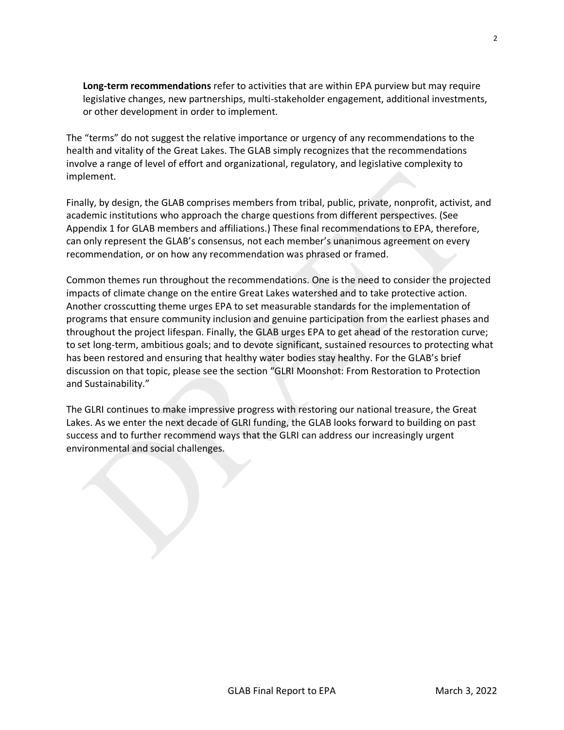**Long-term recommendations** refer to activities that are within EPA purview but may require legislative changes, new partnerships, multi-stakeholder engagement, additional investments, or other development in order to implement.

The "terms" do not suggest the relative importance or urgency of any recommendations to the health and vitality of the Great Lakes. The GLAB simply recognizes that the recommendations involve a range of level of effort and organizational, regulatory, and legislative complexity to implement.

Finally, by design, the GLAB comprises members from tribal, public, private, nonprofit, activist, and academic institutions who approach the charge questions from different perspectives. (See Appendix 1 for GLAB members and affiliations.) These final recommendations to EPA, therefore, can only represent the GLAB's consensus, not each member's unanimous agreement on every recommendation, or on how any recommendation was phrased or framed.

Common themes run throughout the recommendations. One is the need to consider the projected impacts of climate change on the entire Great Lakes watershed and to take protective action. Another crosscutting theme urges EPA to set measurable standards for the implementation of programs that ensure community inclusion and genuine participation from the earliest phases and throughout the project lifespan. Finally, the GLAB urges EPA to get ahead of the restoration curve; to set long-term, ambitious goals; and to devote significant, sustained resources to protecting what has been restored and ensuring that healthy water bodies stay healthy. For the GLAB's brief discussion on that topic, please see the section "GLRI Moonshot: From Restoration to Protection and Sustainability."

The GLRI continues to make impressive progress with restoring our national treasure, the Great Lakes. As we enter the next decade of GLRI funding, the GLAB looks forward to building on past success and to further recommend ways that the GLRI can address our increasingly urgent environmental and social challenges.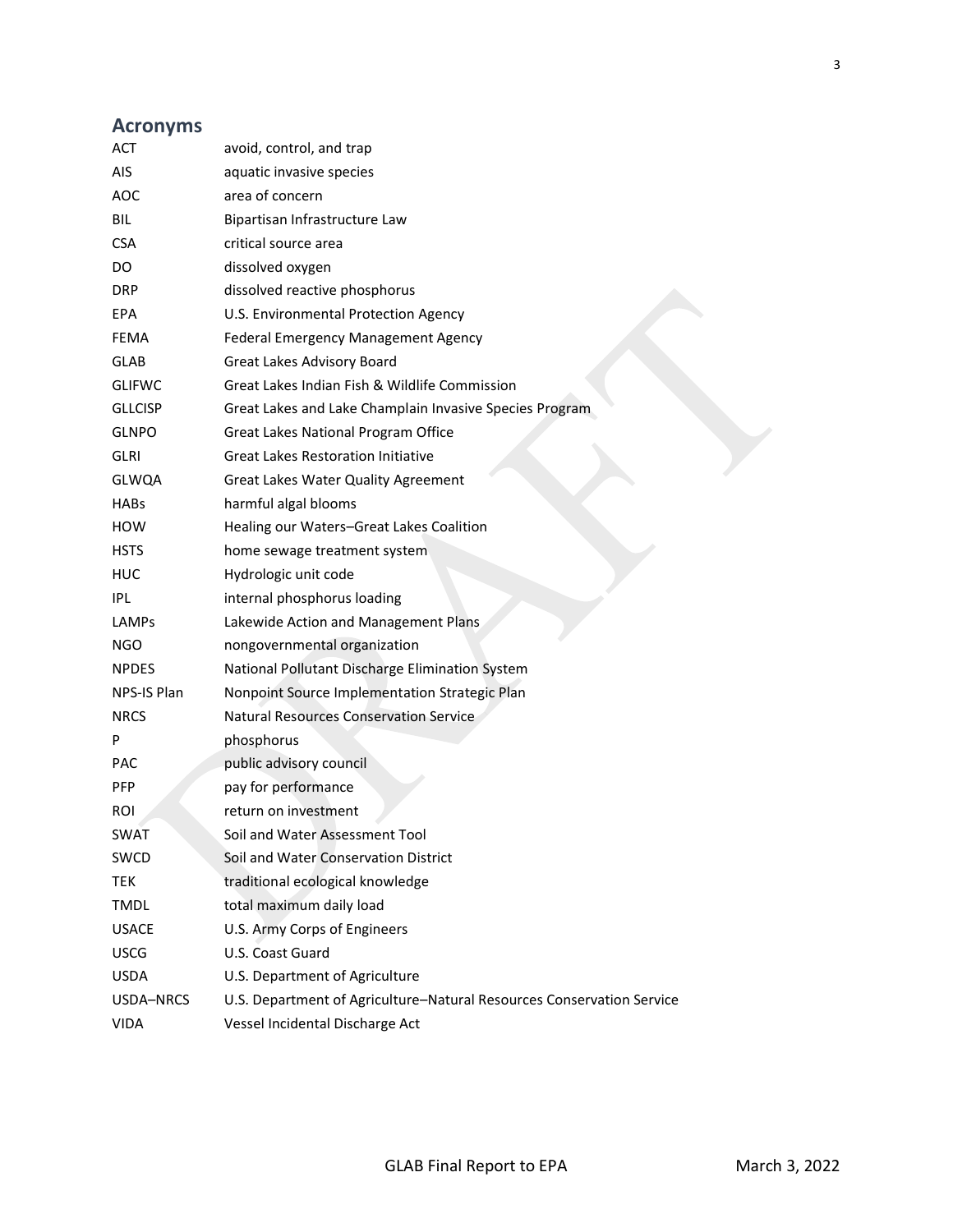## Acronyms

| | |
|---|---|
| ACT | avoid, control, and trap |
| AIS | aquatic invasive species |
| AOC | area of concern |
| BIL | Bipartisan Infrastructure Law |
| CSA | critical source area |
| DO | dissolved oxygen |
| DRP | dissolved reactive phosphorus |
| EPA | U.S. Environmental Protection Agency |
| FEMA | Federal Emergency Management Agency |
| GLAB | Great Lakes Advisory Board |
| GLIFWC | Great Lakes Indian Fish & Wildlife Commission |
| GLLCISP | Great Lakes and Lake Champlain Invasive Species Program |
| GLNPO | Great Lakes National Program Office |
| GLRI | Great Lakes Restoration Initiative |
| GLWQA | Great Lakes Water Quality Agreement |
| HABs | harmful algal blooms |
| HOW | Healing our Waters–Great Lakes Coalition |
| HSTS | home sewage treatment system |
| HUC | Hydrologic unit code |
| IPL | internal phosphorus loading |
| LAMPs | Lakewide Action and Management Plans |
| NGO | nongovernmental organization |
| NPDES | National Pollutant Discharge Elimination System |
| NPS-IS Plan | Nonpoint Source Implementation Strategic Plan |
| NRCS | Natural Resources Conservation Service |
| P | phosphorus |
| PAC | public advisory council |
| PFP | pay for performance |
| ROI | return on investment |
| SWAT | Soil and Water Assessment Tool |
| SWCD | Soil and Water Conservation District |
| TEK | traditional ecological knowledge |
| TMDL | total maximum daily load |
| USACE | U.S. Army Corps of Engineers |
| USCG | U.S. Coast Guard |
| USDA | U.S. Department of Agriculture |
| USDA–NRCS | U.S. Department of Agriculture–Natural Resources Conservation Service |
| VIDA | Vessel Incidental Discharge Act |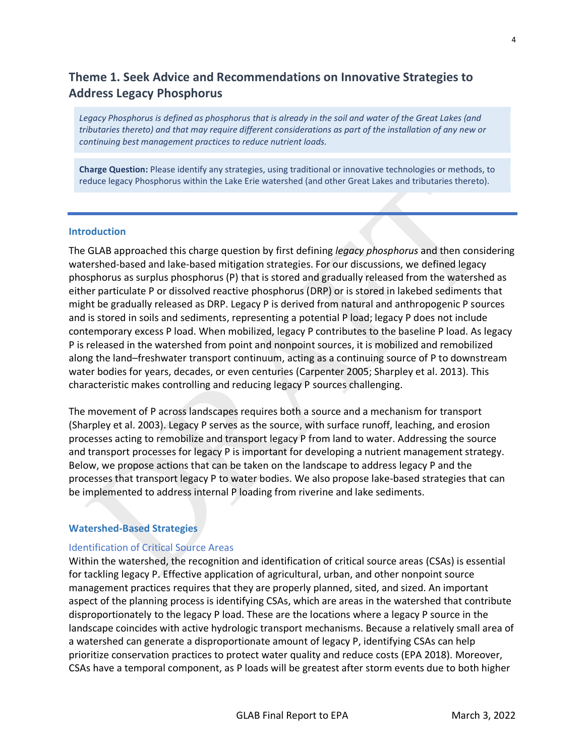## Theme 1. Seek Advice and Recommendations on Innovative Strategies to Address Legacy Phosphorus

> *Legacy Phosphorus is defined as phosphorus that is already in the soil and water of the Great Lakes (and tributaries thereto) and that may require different considerations as part of the installation of any new or continuing best management practices to reduce nutrient loads.*

> **Charge Question:** Please identify any strategies, using traditional or innovative technologies or methods, to reduce legacy Phosphorus within the Lake Erie watershed (and other Great Lakes and tributaries thereto).

### Introduction

The GLAB approached this charge question by first defining *legacy phosphorus* and then considering watershed-based and lake-based mitigation strategies. For our discussions, we defined legacy phosphorus as surplus phosphorus (P) that is stored and gradually released from the watershed as either particulate P or dissolved reactive phosphorus (DRP) or is stored in lakebed sediments that might be gradually released as DRP. Legacy P is derived from natural and anthropogenic P sources and is stored in soils and sediments, representing a potential P load; legacy P does not include contemporary excess P load. When mobilized, legacy P contributes to the baseline P load. As legacy P is released in the watershed from point and nonpoint sources, it is mobilized and remobilized along the land–freshwater transport continuum, acting as a continuing source of P to downstream water bodies for years, decades, or even centuries (Carpenter 2005; Sharpley et al. 2013). This characteristic makes controlling and reducing legacy P sources challenging.

The movement of P across landscapes requires both a source and a mechanism for transport (Sharpley et al. 2003). Legacy P serves as the source, with surface runoff, leaching, and erosion processes acting to remobilize and transport legacy P from land to water. Addressing the source and transport processes for legacy P is important for developing a nutrient management strategy. Below, we propose actions that can be taken on the landscape to address legacy P and the processes that transport legacy P to water bodies. We also propose lake-based strategies that can be implemented to address internal P loading from riverine and lake sediments.

### Watershed-Based Strategies

#### Identification of Critical Source Areas

Within the watershed, the recognition and identification of critical source areas (CSAs) is essential for tackling legacy P. Effective application of agricultural, urban, and other nonpoint source management practices requires that they are properly planned, sited, and sized. An important aspect of the planning process is identifying CSAs, which are areas in the watershed that contribute disproportionately to the legacy P load. These are the locations where a legacy P source in the landscape coincides with active hydrologic transport mechanisms. Because a relatively small area of a watershed can generate a disproportionate amount of legacy P, identifying CSAs can help prioritize conservation practices to protect water quality and reduce costs (EPA 2018). Moreover, CSAs have a temporal component, as P loads will be greatest after storm events due to both higher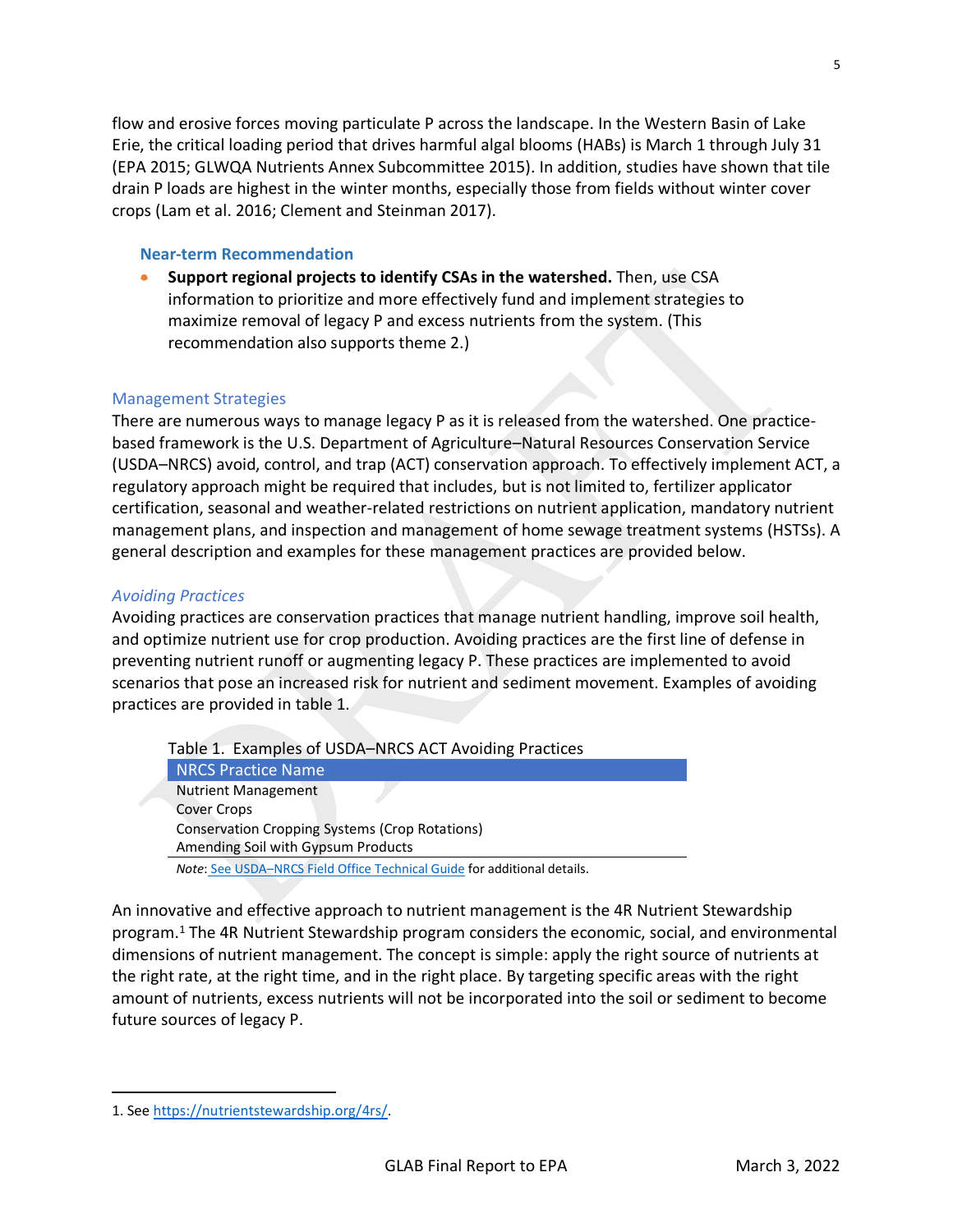flow and erosive forces moving particulate P across the landscape. In the Western Basin of Lake Erie, the critical loading period that drives harmful algal blooms (HABs) is March 1 through July 31 (EPA 2015; GLWQA Nutrients Annex Subcommittee 2015). In addition, studies have shown that tile drain P loads are highest in the winter months, especially those from fields without winter cover crops (Lam et al. 2016; Clement and Steinman 2017).

#### Near-term Recommendation

- **Support regional projects to identify CSAs in the watershed.** Then, use CSA information to prioritize and more effectively fund and implement strategies to maximize removal of legacy P and excess nutrients from the system. (This recommendation also supports theme 2.)

### Management Strategies

There are numerous ways to manage legacy P as it is released from the watershed. One practice-based framework is the U.S. Department of Agriculture–Natural Resources Conservation Service (USDA–NRCS) avoid, control, and trap (ACT) conservation approach. To effectively implement ACT, a regulatory approach might be required that includes, but is not limited to, fertilizer applicator certification, seasonal and weather-related restrictions on nutrient application, mandatory nutrient management plans, and inspection and management of home sewage treatment systems (HSTSs). A general description and examples for these management practices are provided below.

#### *Avoiding Practices*

Avoiding practices are conservation practices that manage nutrient handling, improve soil health, and optimize nutrient use for crop production. Avoiding practices are the first line of defense in preventing nutrient runoff or augmenting legacy P. These practices are implemented to avoid scenarios that pose an increased risk for nutrient and sediment movement. Examples of avoiding practices are provided in table 1.

Table 1. Examples of USDA–NRCS ACT Avoiding Practices

| NRCS Practice Name |
| --- |
| Nutrient Management |
| Cover Crops |
| Conservation Cropping Systems (Crop Rotations) |
| Amending Soil with Gypsum Products |

*Note*: See USDA–NRCS Field Office Technical Guide for additional details.

An innovative and effective approach to nutrient management is the 4R Nutrient Stewardship program.[1] The 4R Nutrient Stewardship program considers the economic, social, and environmental dimensions of nutrient management. The concept is simple: apply the right source of nutrients at the right rate, at the right time, and in the right place. By targeting specific areas with the right amount of nutrients, excess nutrients will not be incorporated into the soil or sediment to become future sources of legacy P.

1. See https://nutrientstewardship.org/4rs/.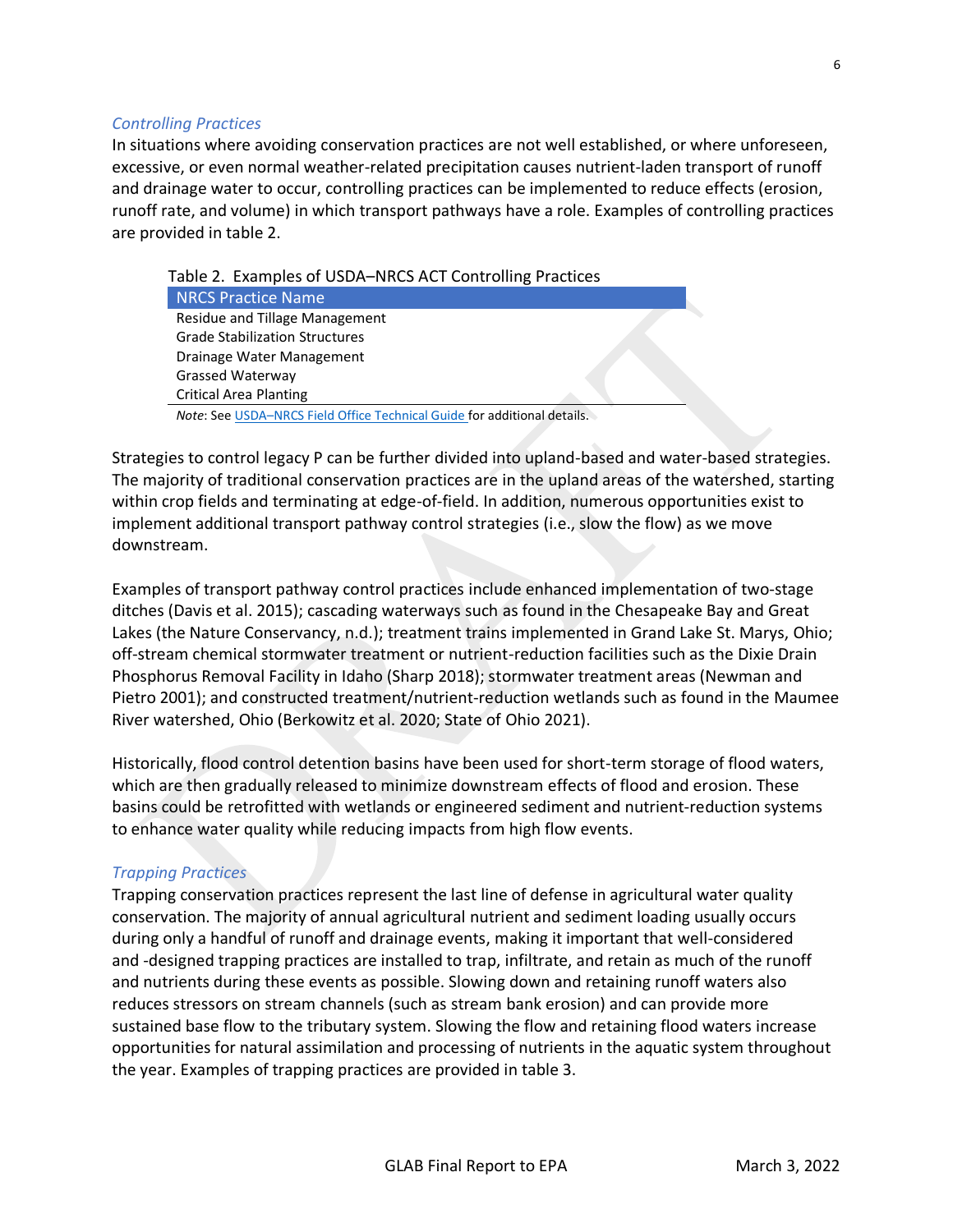### *Controlling Practices*

In situations where avoiding conservation practices are not well established, or where unforeseen, excessive, or even normal weather-related precipitation causes nutrient-laden transport of runoff and drainage water to occur, controlling practices can be implemented to reduce effects (erosion, runoff rate, and volume) in which transport pathways have a role. Examples of controlling practices are provided in table 2.

Table 2. Examples of USDA–NRCS ACT Controlling Practices

| NRCS Practice Name |
| --- |
| Residue and Tillage Management |
| Grade Stabilization Structures |
| Drainage Water Management |
| Grassed Waterway |
| Critical Area Planting |

*Note*: See USDA–NRCS Field Office Technical Guide for additional details.

Strategies to control legacy P can be further divided into upland-based and water-based strategies. The majority of traditional conservation practices are in the upland areas of the watershed, starting within crop fields and terminating at edge-of-field. In addition, numerous opportunities exist to implement additional transport pathway control strategies (i.e., slow the flow) as we move downstream.

Examples of transport pathway control practices include enhanced implementation of two-stage ditches (Davis et al. 2015); cascading waterways such as found in the Chesapeake Bay and Great Lakes (the Nature Conservancy, n.d.); treatment trains implemented in Grand Lake St. Marys, Ohio; off-stream chemical stormwater treatment or nutrient-reduction facilities such as the Dixie Drain Phosphorus Removal Facility in Idaho (Sharp 2018); stormwater treatment areas (Newman and Pietro 2001); and constructed treatment/nutrient-reduction wetlands such as found in the Maumee River watershed, Ohio (Berkowitz et al. 2020; State of Ohio 2021).

Historically, flood control detention basins have been used for short-term storage of flood waters, which are then gradually released to minimize downstream effects of flood and erosion. These basins could be retrofitted with wetlands or engineered sediment and nutrient-reduction systems to enhance water quality while reducing impacts from high flow events.

### *Trapping Practices*

Trapping conservation practices represent the last line of defense in agricultural water quality conservation. The majority of annual agricultural nutrient and sediment loading usually occurs during only a handful of runoff and drainage events, making it important that well-considered and -designed trapping practices are installed to trap, infiltrate, and retain as much of the runoff and nutrients during these events as possible. Slowing down and retaining runoff waters also reduces stressors on stream channels (such as stream bank erosion) and can provide more sustained base flow to the tributary system. Slowing the flow and retaining flood waters increase opportunities for natural assimilation and processing of nutrients in the aquatic system throughout the year. Examples of trapping practices are provided in table 3.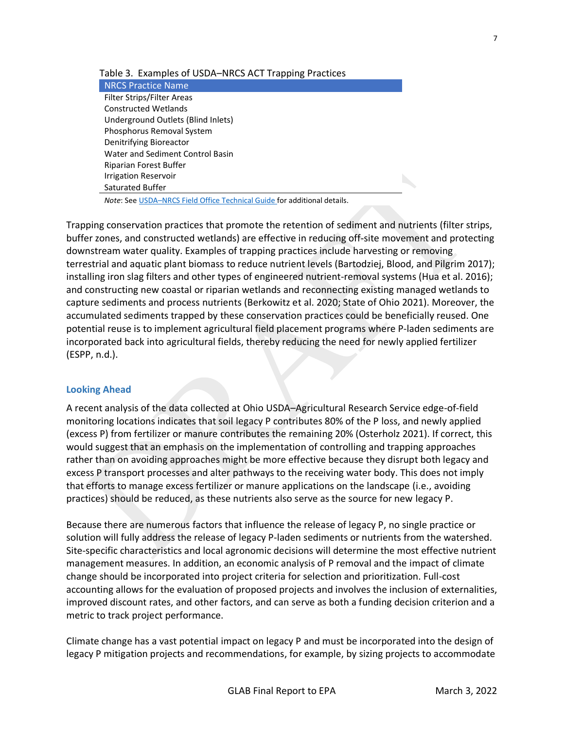Table 3. Examples of USDA–NRCS ACT Trapping Practices

| NRCS Practice Name |
| --- |
| Filter Strips/Filter Areas |
| Constructed Wetlands |
| Underground Outlets (Blind Inlets) |
| Phosphorus Removal System |
| Denitrifying Bioreactor |
| Water and Sediment Control Basin |
| Riparian Forest Buffer |
| Irrigation Reservoir |
| Saturated Buffer |

*Note*: See USDA–NRCS Field Office Technical Guide for additional details.

Trapping conservation practices that promote the retention of sediment and nutrients (filter strips, buffer zones, and constructed wetlands) are effective in reducing off-site movement and protecting downstream water quality. Examples of trapping practices include harvesting or removing terrestrial and aquatic plant biomass to reduce nutrient levels (Bartodziej, Blood, and Pilgrim 2017); installing iron slag filters and other types of engineered nutrient-removal systems (Hua et al. 2016); and constructing new coastal or riparian wetlands and reconnecting existing managed wetlands to capture sediments and process nutrients (Berkowitz et al. 2020; State of Ohio 2021). Moreover, the accumulated sediments trapped by these conservation practices could be beneficially reused. One potential reuse is to implement agricultural field placement programs where P-laden sediments are incorporated back into agricultural fields, thereby reducing the need for newly applied fertilizer (ESPP, n.d.).

### Looking Ahead

A recent analysis of the data collected at Ohio USDA–Agricultural Research Service edge-of-field monitoring locations indicates that soil legacy P contributes 80% of the P loss, and newly applied (excess P) from fertilizer or manure contributes the remaining 20% (Osterholz 2021). If correct, this would suggest that an emphasis on the implementation of controlling and trapping approaches rather than on avoiding approaches might be more effective because they disrupt both legacy and excess P transport processes and alter pathways to the receiving water body. This does not imply that efforts to manage excess fertilizer or manure applications on the landscape (i.e., avoiding practices) should be reduced, as these nutrients also serve as the source for new legacy P.

Because there are numerous factors that influence the release of legacy P, no single practice or solution will fully address the release of legacy P-laden sediments or nutrients from the watershed. Site-specific characteristics and local agronomic decisions will determine the most effective nutrient management measures. In addition, an economic analysis of P removal and the impact of climate change should be incorporated into project criteria for selection and prioritization. Full-cost accounting allows for the evaluation of proposed projects and involves the inclusion of externalities, improved discount rates, and other factors, and can serve as both a funding decision criterion and a metric to track project performance.

Climate change has a vast potential impact on legacy P and must be incorporated into the design of legacy P mitigation projects and recommendations, for example, by sizing projects to accommodate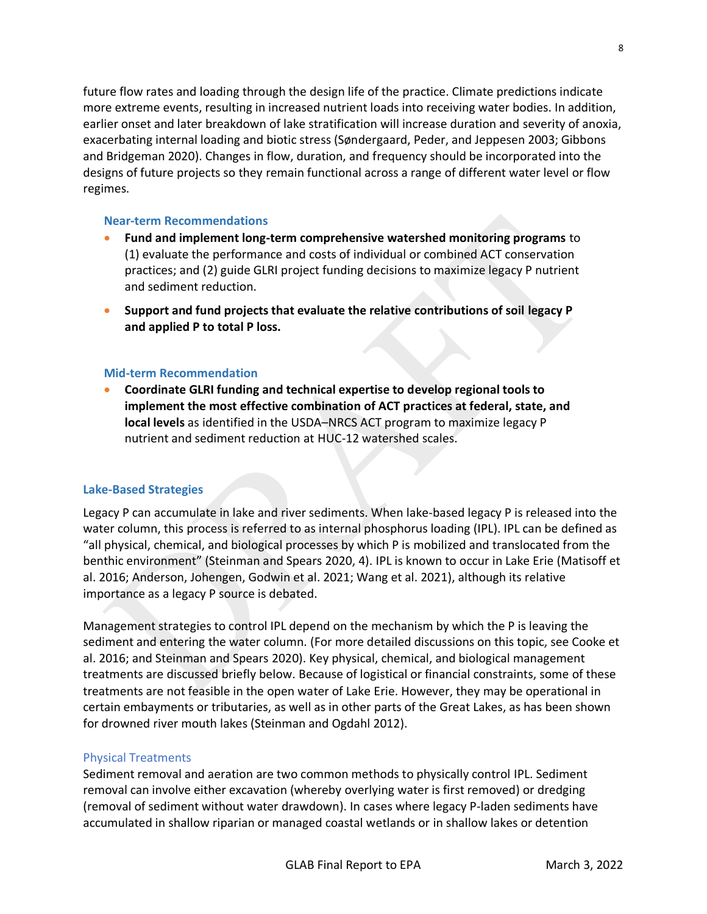future flow rates and loading through the design life of the practice. Climate predictions indicate more extreme events, resulting in increased nutrient loads into receiving water bodies. In addition, earlier onset and later breakdown of lake stratification will increase duration and severity of anoxia, exacerbating internal loading and biotic stress (Søndergaard, Peder, and Jeppesen 2003; Gibbons and Bridgeman 2020). Changes in flow, duration, and frequency should be incorporated into the designs of future projects so they remain functional across a range of different water level or flow regimes.

#### Near-term Recommendations

- **Fund and implement long-term comprehensive watershed monitoring programs** to (1) evaluate the performance and costs of individual or combined ACT conservation practices; and (2) guide GLRI project funding decisions to maximize legacy P nutrient and sediment reduction.
- **Support and fund projects that evaluate the relative contributions of soil legacy P and applied P to total P loss.**

#### Mid-term Recommendation

- **Coordinate GLRI funding and technical expertise to develop regional tools to implement the most effective combination of ACT practices at federal, state, and local levels** as identified in the USDA–NRCS ACT program to maximize legacy P nutrient and sediment reduction at HUC-12 watershed scales.

### Lake-Based Strategies

Legacy P can accumulate in lake and river sediments. When lake-based legacy P is released into the water column, this process is referred to as internal phosphorus loading (IPL). IPL can be defined as "all physical, chemical, and biological processes by which P is mobilized and translocated from the benthic environment" (Steinman and Spears 2020, 4). IPL is known to occur in Lake Erie (Matisoff et al. 2016; Anderson, Johengen, Godwin et al. 2021; Wang et al. 2021), although its relative importance as a legacy P source is debated.

Management strategies to control IPL depend on the mechanism by which the P is leaving the sediment and entering the water column. (For more detailed discussions on this topic, see Cooke et al. 2016; and Steinman and Spears 2020). Key physical, chemical, and biological management treatments are discussed briefly below. Because of logistical or financial constraints, some of these treatments are not feasible in the open water of Lake Erie. However, they may be operational in certain embayments or tributaries, as well as in other parts of the Great Lakes, as has been shown for drowned river mouth lakes (Steinman and Ogdahl 2012).

#### Physical Treatments

Sediment removal and aeration are two common methods to physically control IPL. Sediment removal can involve either excavation (whereby overlying water is first removed) or dredging (removal of sediment without water drawdown). In cases where legacy P-laden sediments have accumulated in shallow riparian or managed coastal wetlands or in shallow lakes or detention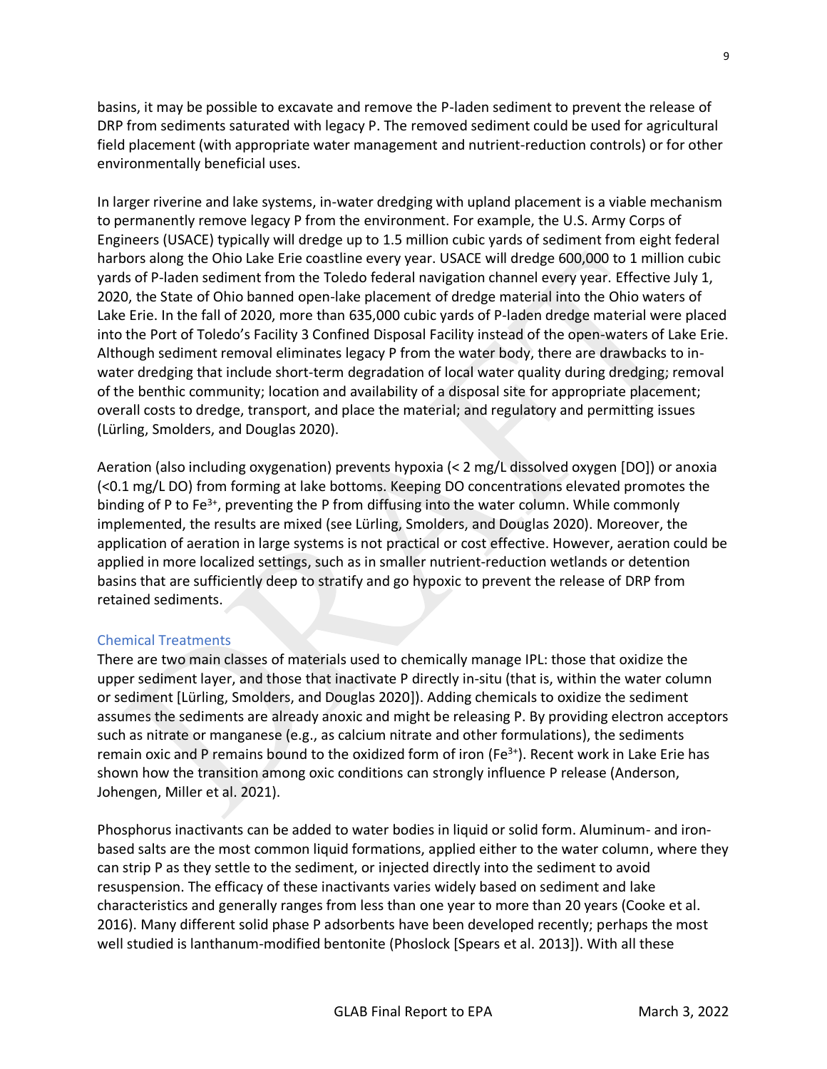basins, it may be possible to excavate and remove the P-laden sediment to prevent the release of DRP from sediments saturated with legacy P. The removed sediment could be used for agricultural field placement (with appropriate water management and nutrient-reduction controls) or for other environmentally beneficial uses.

In larger riverine and lake systems, in-water dredging with upland placement is a viable mechanism to permanently remove legacy P from the environment. For example, the U.S. Army Corps of Engineers (USACE) typically will dredge up to 1.5 million cubic yards of sediment from eight federal harbors along the Ohio Lake Erie coastline every year. USACE will dredge 600,000 to 1 million cubic yards of P-laden sediment from the Toledo federal navigation channel every year. Effective July 1, 2020, the State of Ohio banned open-lake placement of dredge material into the Ohio waters of Lake Erie. In the fall of 2020, more than 635,000 cubic yards of P-laden dredge material were placed into the Port of Toledo's Facility 3 Confined Disposal Facility instead of the open-waters of Lake Erie. Although sediment removal eliminates legacy P from the water body, there are drawbacks to in-water dredging that include short-term degradation of local water quality during dredging; removal of the benthic community; location and availability of a disposal site for appropriate placement; overall costs to dredge, transport, and place the material; and regulatory and permitting issues (Lürling, Smolders, and Douglas 2020).

Aeration (also including oxygenation) prevents hypoxia (< 2 mg/L dissolved oxygen [DO]) or anoxia (<0.1 mg/L DO) from forming at lake bottoms. Keeping DO concentrations elevated promotes the binding of P to $Fe^{3+}$, preventing the P from diffusing into the water column. While commonly implemented, the results are mixed (see Lürling, Smolders, and Douglas 2020). Moreover, the application of aeration in large systems is not practical or cost effective. However, aeration could be applied in more localized settings, such as in smaller nutrient-reduction wetlands or detention basins that are sufficiently deep to stratify and go hypoxic to prevent the release of DRP from retained sediments.

### Chemical Treatments

There are two main classes of materials used to chemically manage IPL: those that oxidize the upper sediment layer, and those that inactivate P directly in-situ (that is, within the water column or sediment [Lürling, Smolders, and Douglas 2020]). Adding chemicals to oxidize the sediment assumes the sediments are already anoxic and might be releasing P. By providing electron acceptors such as nitrate or manganese (e.g., as calcium nitrate and other formulations), the sediments remain oxic and P remains bound to the oxidized form of iron ($Fe^{3+}$). Recent work in Lake Erie has shown how the transition among oxic conditions can strongly influence P release (Anderson, Johengen, Miller et al. 2021).

Phosphorus inactivants can be added to water bodies in liquid or solid form. Aluminum- and iron-based salts are the most common liquid formations, applied either to the water column, where they can strip P as they settle to the sediment, or injected directly into the sediment to avoid resuspension. The efficacy of these inactivants varies widely based on sediment and lake characteristics and generally ranges from less than one year to more than 20 years (Cooke et al. 2016). Many different solid phase P adsorbents have been developed recently; perhaps the most well studied is lanthanum-modified bentonite (Phoslock [Spears et al. 2013]). With all these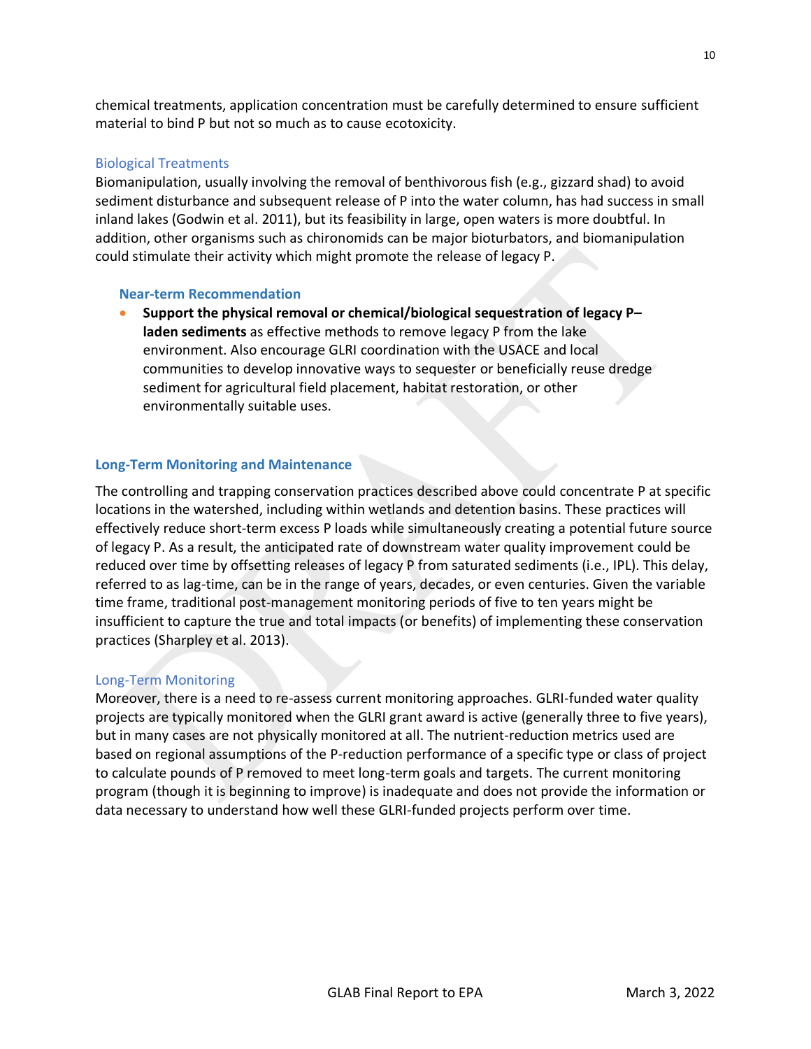chemical treatments, application concentration must be carefully determined to ensure sufficient material to bind P but not so much as to cause ecotoxicity.

#### Biological Treatments

Biomanipulation, usually involving the removal of benthivorous fish (e.g., gizzard shad) to avoid sediment disturbance and subsequent release of P into the water column, has had success in small inland lakes (Godwin et al. 2011), but its feasibility in large, open waters is more doubtful. In addition, other organisms such as chironomids can be major bioturbators, and biomanipulation could stimulate their activity which might promote the release of legacy P.

#### Near-term Recommendation

- **Support the physical removal or chemical/biological sequestration of legacy P–laden sediments** as effective methods to remove legacy P from the lake environment. Also encourage GLRI coordination with the USACE and local communities to develop innovative ways to sequester or beneficially reuse dredge sediment for agricultural field placement, habitat restoration, or other environmentally suitable uses.

### Long-Term Monitoring and Maintenance

The controlling and trapping conservation practices described above could concentrate P at specific locations in the watershed, including within wetlands and detention basins. These practices will effectively reduce short-term excess P loads while simultaneously creating a potential future source of legacy P. As a result, the anticipated rate of downstream water quality improvement could be reduced over time by offsetting releases of legacy P from saturated sediments (i.e., IPL). This delay, referred to as lag-time, can be in the range of years, decades, or even centuries. Given the variable time frame, traditional post-management monitoring periods of five to ten years might be insufficient to capture the true and total impacts (or benefits) of implementing these conservation practices (Sharpley et al. 2013).

#### Long-Term Monitoring

Moreover, there is a need to re-assess current monitoring approaches. GLRI-funded water quality projects are typically monitored when the GLRI grant award is active (generally three to five years), but in many cases are not physically monitored at all. The nutrient-reduction metrics used are based on regional assumptions of the P-reduction performance of a specific type or class of project to calculate pounds of P removed to meet long-term goals and targets. The current monitoring program (though it is beginning to improve) is inadequate and does not provide the information or data necessary to understand how well these GLRI-funded projects perform over time.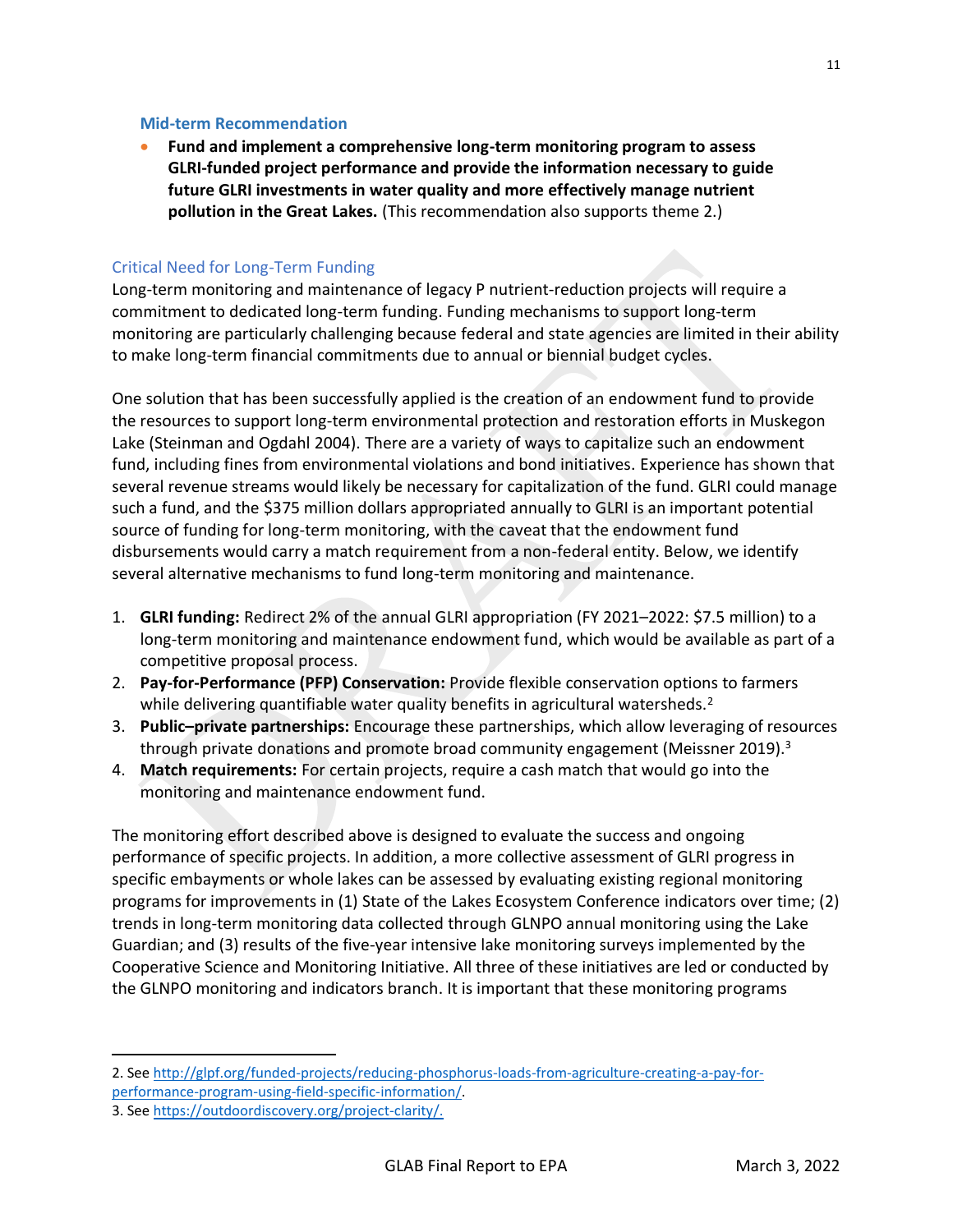### Mid-term Recommendation

- **Fund and implement a comprehensive long-term monitoring program to assess GLRI-funded project performance and provide the information necessary to guide future GLRI investments in water quality and more effectively manage nutrient pollution in the Great Lakes.** (This recommendation also supports theme 2.)

#### Critical Need for Long-Term Funding

Long-term monitoring and maintenance of legacy P nutrient-reduction projects will require a commitment to dedicated long-term funding. Funding mechanisms to support long-term monitoring are particularly challenging because federal and state agencies are limited in their ability to make long-term financial commitments due to annual or biennial budget cycles.

One solution that has been successfully applied is the creation of an endowment fund to provide the resources to support long-term environmental protection and restoration efforts in Muskegon Lake (Steinman and Ogdahl 2004). There are a variety of ways to capitalize such an endowment fund, including fines from environmental violations and bond initiatives. Experience has shown that several revenue streams would likely be necessary for capitalization of the fund. GLRI could manage such a fund, and the $375 million dollars appropriated annually to GLRI is an important potential source of funding for long-term monitoring, with the caveat that the endowment fund disbursements would carry a match requirement from a non-federal entity. Below, we identify several alternative mechanisms to fund long-term monitoring and maintenance.

1. **GLRI funding:** Redirect 2% of the annual GLRI appropriation (FY 2021–2022: $7.5 million) to a long-term monitoring and maintenance endowment fund, which would be available as part of a competitive proposal process.
2. **Pay-for-Performance (PFP) Conservation:** Provide flexible conservation options to farmers while delivering quantifiable water quality benefits in agricultural watersheds.[2]
3. **Public–private partnerships:** Encourage these partnerships, which allow leveraging of resources through private donations and promote broad community engagement (Meissner 2019).[3]
4. **Match requirements:** For certain projects, require a cash match that would go into the monitoring and maintenance endowment fund.

The monitoring effort described above is designed to evaluate the success and ongoing performance of specific projects. In addition, a more collective assessment of GLRI progress in specific embayments or whole lakes can be assessed by evaluating existing regional monitoring programs for improvements in (1) State of the Lakes Ecosystem Conference indicators over time; (2) trends in long-term monitoring data collected through GLNPO annual monitoring using the Lake Guardian; and (3) results of the five-year intensive lake monitoring surveys implemented by the Cooperative Science and Monitoring Initiative. All three of these initiatives are led or conducted by the GLNPO monitoring and indicators branch. It is important that these monitoring programs

---

2. See http://glpf.org/funded-projects/reducing-phosphorus-loads-from-agriculture-creating-a-pay-for-performance-program-using-field-specific-information/.

3. See https://outdoordiscovery.org/project-clarity/.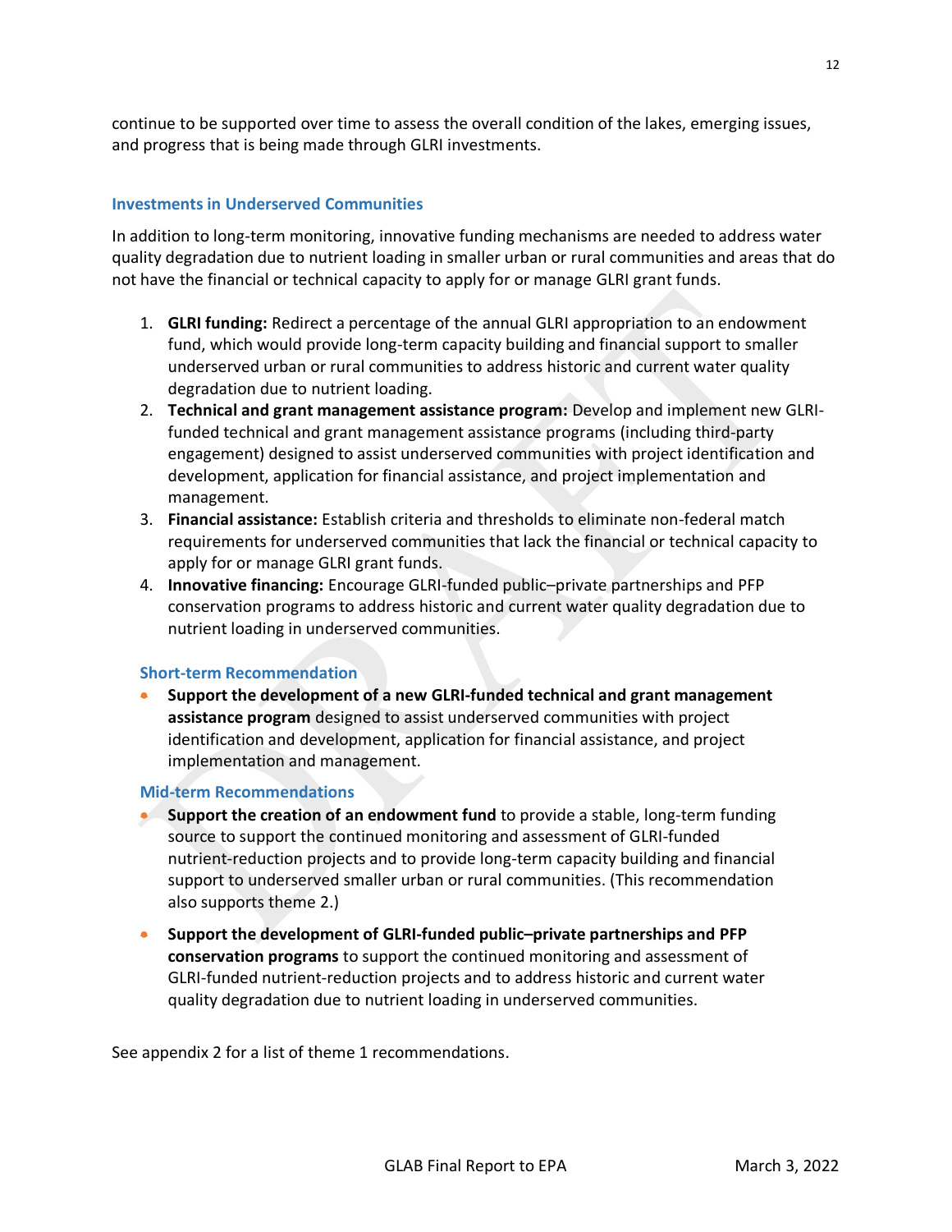continue to be supported over time to assess the overall condition of the lakes, emerging issues, and progress that is being made through GLRI investments.

### Investments in Underserved Communities

In addition to long-term monitoring, innovative funding mechanisms are needed to address water quality degradation due to nutrient loading in smaller urban or rural communities and areas that do not have the financial or technical capacity to apply for or manage GLRI grant funds.

1. **GLRI funding:** Redirect a percentage of the annual GLRI appropriation to an endowment fund, which would provide long-term capacity building and financial support to smaller underserved urban or rural communities to address historic and current water quality degradation due to nutrient loading.
2. **Technical and grant management assistance program:** Develop and implement new GLRI-funded technical and grant management assistance programs (including third-party engagement) designed to assist underserved communities with project identification and development, application for financial assistance, and project implementation and management.
3. **Financial assistance:** Establish criteria and thresholds to eliminate non-federal match requirements for underserved communities that lack the financial or technical capacity to apply for or manage GLRI grant funds.
4. **Innovative financing:** Encourage GLRI-funded public–private partnerships and PFP conservation programs to address historic and current water quality degradation due to nutrient loading in underserved communities.

#### Short-term Recommendation

- **Support the development of a new GLRI-funded technical and grant management assistance program** designed to assist underserved communities with project identification and development, application for financial assistance, and project implementation and management.

#### Mid-term Recommendations

- **Support the creation of an endowment fund** to provide a stable, long-term funding source to support the continued monitoring and assessment of GLRI-funded nutrient-reduction projects and to provide long-term capacity building and financial support to underserved smaller urban or rural communities. (This recommendation also supports theme 2.)
- **Support the development of GLRI-funded public–private partnerships and PFP conservation programs** to support the continued monitoring and assessment of GLRI-funded nutrient-reduction projects and to address historic and current water quality degradation due to nutrient loading in underserved communities.

See appendix 2 for a list of theme 1 recommendations.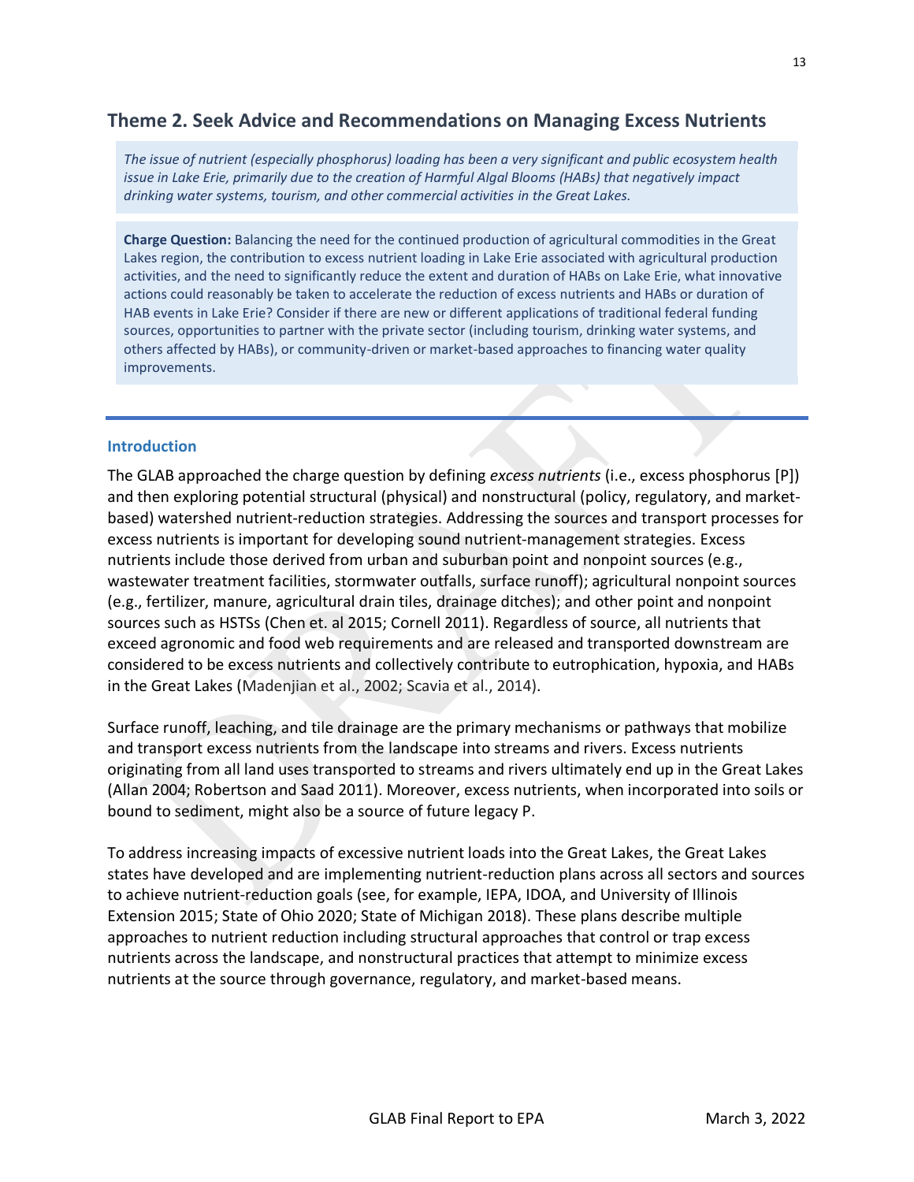## Theme 2. Seek Advice and Recommendations on Managing Excess Nutrients

*The issue of nutrient (especially phosphorus) loading has been a very significant and public ecosystem health issue in Lake Erie, primarily due to the creation of Harmful Algal Blooms (HABs) that negatively impact drinking water systems, tourism, and other commercial activities in the Great Lakes.*

**Charge Question:** Balancing the need for the continued production of agricultural commodities in the Great Lakes region, the contribution to excess nutrient loading in Lake Erie associated with agricultural production activities, and the need to significantly reduce the extent and duration of HABs on Lake Erie, what innovative actions could reasonably be taken to accelerate the reduction of excess nutrients and HABs or duration of HAB events in Lake Erie? Consider if there are new or different applications of traditional federal funding sources, opportunities to partner with the private sector (including tourism, drinking water systems, and others affected by HABs), or community-driven or market-based approaches to financing water quality improvements.

### Introduction

The GLAB approached the charge question by defining *excess nutrients* (i.e., excess phosphorus [P]) and then exploring potential structural (physical) and nonstructural (policy, regulatory, and market-based) watershed nutrient-reduction strategies. Addressing the sources and transport processes for excess nutrients is important for developing sound nutrient-management strategies. Excess nutrients include those derived from urban and suburban point and nonpoint sources (e.g., wastewater treatment facilities, stormwater outfalls, surface runoff); agricultural nonpoint sources (e.g., fertilizer, manure, agricultural drain tiles, drainage ditches); and other point and nonpoint sources such as HSTSs (Chen et. al 2015; Cornell 2011). Regardless of source, all nutrients that exceed agronomic and food web requirements and are released and transported downstream are considered to be excess nutrients and collectively contribute to eutrophication, hypoxia, and HABs in the Great Lakes (Madenjian et al., 2002; Scavia et al., 2014).

Surface runoff, leaching, and tile drainage are the primary mechanisms or pathways that mobilize and transport excess nutrients from the landscape into streams and rivers. Excess nutrients originating from all land uses transported to streams and rivers ultimately end up in the Great Lakes (Allan 2004; Robertson and Saad 2011). Moreover, excess nutrients, when incorporated into soils or bound to sediment, might also be a source of future legacy P.

To address increasing impacts of excessive nutrient loads into the Great Lakes, the Great Lakes states have developed and are implementing nutrient-reduction plans across all sectors and sources to achieve nutrient-reduction goals (see, for example, IEPA, IDOA, and University of Illinois Extension 2015; State of Ohio 2020; State of Michigan 2018). These plans describe multiple approaches to nutrient reduction including structural approaches that control or trap excess nutrients across the landscape, and nonstructural practices that attempt to minimize excess nutrients at the source through governance, regulatory, and market-based means.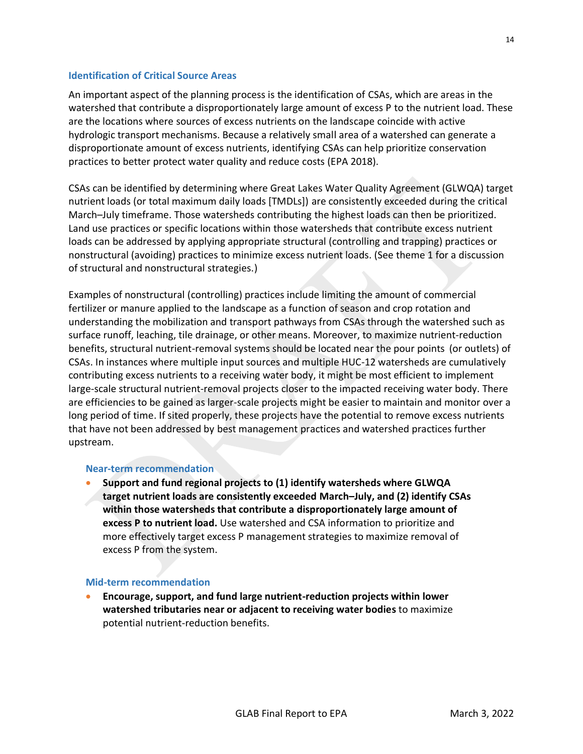### Identification of Critical Source Areas

An important aspect of the planning process is the identification of CSAs, which are areas in the watershed that contribute a disproportionately large amount of excess P to the nutrient load. These are the locations where sources of excess nutrients on the landscape coincide with active hydrologic transport mechanisms. Because a relatively small area of a watershed can generate a disproportionate amount of excess nutrients, identifying CSAs can help prioritize conservation practices to better protect water quality and reduce costs (EPA 2018).

CSAs can be identified by determining where Great Lakes Water Quality Agreement (GLWQA) target nutrient loads (or total maximum daily loads [TMDLs]) are consistently exceeded during the critical March–July timeframe. Those watersheds contributing the highest loads can then be prioritized. Land use practices or specific locations within those watersheds that contribute excess nutrient loads can be addressed by applying appropriate structural (controlling and trapping) practices or nonstructural (avoiding) practices to minimize excess nutrient loads. (See theme 1 for a discussion of structural and nonstructural strategies.)

Examples of nonstructural (controlling) practices include limiting the amount of commercial fertilizer or manure applied to the landscape as a function of season and crop rotation and understanding the mobilization and transport pathways from CSAs through the watershed such as surface runoff, leaching, tile drainage, or other means. Moreover, to maximize nutrient-reduction benefits, structural nutrient-removal systems should be located near the pour points (or outlets) of CSAs. In instances where multiple input sources and multiple HUC-12 watersheds are cumulatively contributing excess nutrients to a receiving water body, it might be most efficient to implement large-scale structural nutrient-removal projects closer to the impacted receiving water body. There are efficiencies to be gained as larger-scale projects might be easier to maintain and monitor over a long period of time. If sited properly, these projects have the potential to remove excess nutrients that have not been addressed by best management practices and watershed practices further upstream.

#### Near-term recommendation

- **Support and fund regional projects to (1) identify watersheds where GLWQA target nutrient loads are consistently exceeded March–July, and (2) identify CSAs within those watersheds that contribute a disproportionately large amount of excess P to nutrient load.** Use watershed and CSA information to prioritize and more effectively target excess P management strategies to maximize removal of excess P from the system.

#### Mid-term recommendation

- **Encourage, support, and fund large nutrient-reduction projects within lower watershed tributaries near or adjacent to receiving water bodies** to maximize potential nutrient-reduction benefits.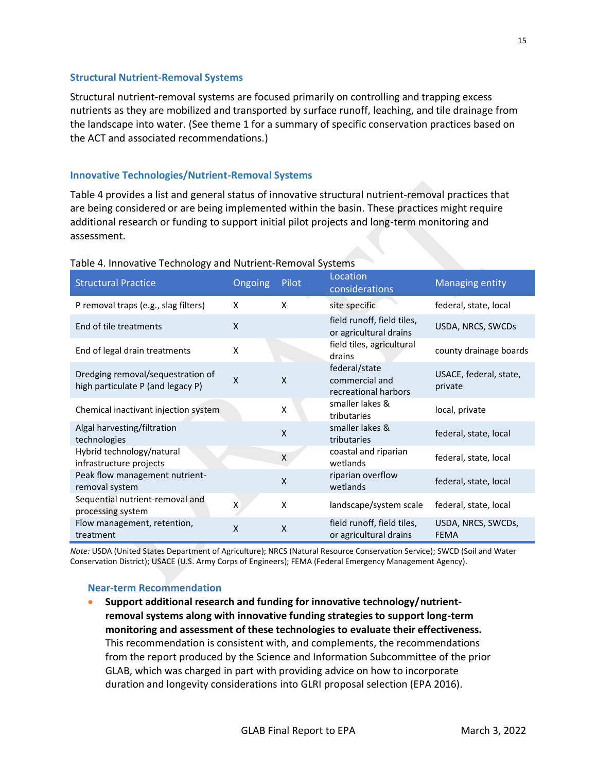### Structural Nutrient-Removal Systems

Structural nutrient-removal systems are focused primarily on controlling and trapping excess nutrients as they are mobilized and transported by surface runoff, leaching, and tile drainage from the landscape into water. (See theme 1 for a summary of specific conservation practices based on the ACT and associated recommendations.)

### Innovative Technologies/Nutrient-Removal Systems

Table 4 provides a list and general status of innovative structural nutrient-removal practices that are being considered or are being implemented within the basin. These practices might require additional research or funding to support initial pilot projects and long-term monitoring and assessment.

Table 4. Innovative Technology and Nutrient-Removal Systems

| Structural Practice | Ongoing | Pilot | Location considerations | Managing entity |
|---|---|---|---|---|
| P removal traps (e.g., slag filters) | X | X | site specific | federal, state, local |
| End of tile treatments | X | | field runoff, field tiles, or agricultural drains | USDA, NRCS, SWCDs |
| End of legal drain treatments | X | | field tiles, agricultural drains | county drainage boards |
| Dredging removal/sequestration of high particulate P (and legacy P) | X | X | federal/state commercial and recreational harbors | USACE, federal, state, private |
| Chemical inactivant injection system | | X | smaller lakes & tributaries | local, private |
| Algal harvesting/filtration technologies | | X | smaller lakes & tributaries | federal, state, local |
| Hybrid technology/natural infrastructure projects | | X | coastal and riparian wetlands | federal, state, local |
| Peak flow management nutrient-removal system | | X | riparian overflow wetlands | federal, state, local |
| Sequential nutrient-removal and processing system | X | X | landscape/system scale | federal, state, local |
| Flow management, retention, treatment | X | X | field runoff, field tiles, or agricultural drains | USDA, NRCS, SWCDs, FEMA |

*Note:* USDA (United States Department of Agriculture); NRCS (Natural Resource Conservation Service); SWCD (Soil and Water Conservation District); USACE (U.S. Army Corps of Engineers); FEMA (Federal Emergency Management Agency).

#### Near-term Recommendation

- **Support additional research and funding for innovative technology/nutrient-removal systems along with innovative funding strategies to support long-term monitoring and assessment of these technologies to evaluate their effectiveness.** This recommendation is consistent with, and complements, the recommendations from the report produced by the Science and Information Subcommittee of the prior GLAB, which was charged in part with providing advice on how to incorporate duration and longevity considerations into GLRI proposal selection (EPA 2016).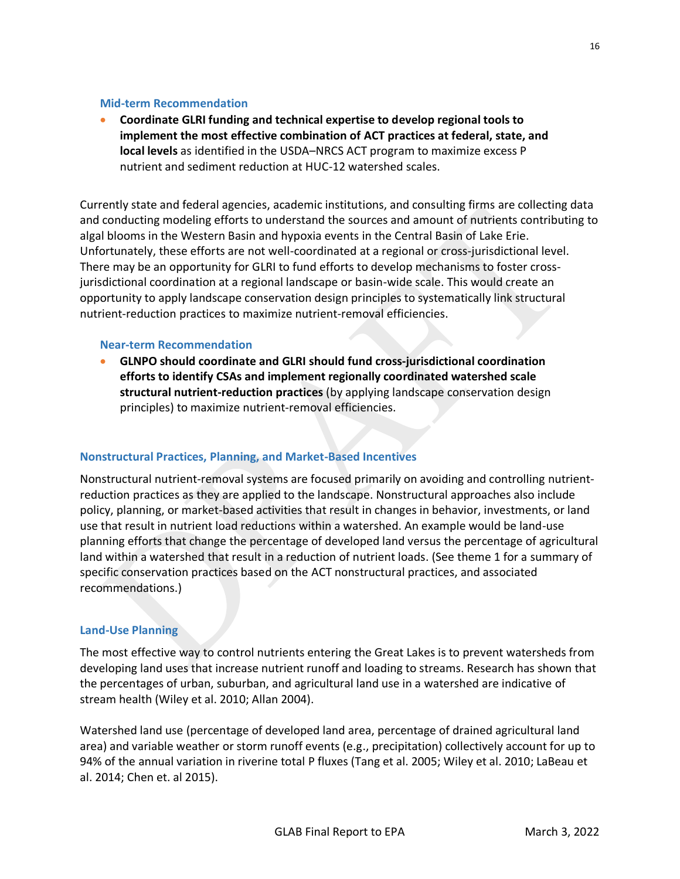#### Mid-term Recommendation

- **Coordinate GLRI funding and technical expertise to develop regional tools to implement the most effective combination of ACT practices at federal, state, and local levels** as identified in the USDA–NRCS ACT program to maximize excess P nutrient and sediment reduction at HUC-12 watershed scales.

Currently state and federal agencies, academic institutions, and consulting firms are collecting data and conducting modeling efforts to understand the sources and amount of nutrients contributing to algal blooms in the Western Basin and hypoxia events in the Central Basin of Lake Erie. Unfortunately, these efforts are not well-coordinated at a regional or cross-jurisdictional level. There may be an opportunity for GLRI to fund efforts to develop mechanisms to foster cross-jurisdictional coordination at a regional landscape or basin-wide scale. This would create an opportunity to apply landscape conservation design principles to systematically link structural nutrient-reduction practices to maximize nutrient-removal efficiencies.

#### Near-term Recommendation

- **GLNPO should coordinate and GLRI should fund cross-jurisdictional coordination efforts to identify CSAs and implement regionally coordinated watershed scale structural nutrient-reduction practices** (by applying landscape conservation design principles) to maximize nutrient-removal efficiencies.

### Nonstructural Practices, Planning, and Market-Based Incentives

Nonstructural nutrient-removal systems are focused primarily on avoiding and controlling nutrient-reduction practices as they are applied to the landscape. Nonstructural approaches also include policy, planning, or market-based activities that result in changes in behavior, investments, or land use that result in nutrient load reductions within a watershed. An example would be land-use planning efforts that change the percentage of developed land versus the percentage of agricultural land within a watershed that result in a reduction of nutrient loads. (See theme 1 for a summary of specific conservation practices based on the ACT nonstructural practices, and associated recommendations.)

### Land-Use Planning

The most effective way to control nutrients entering the Great Lakes is to prevent watersheds from developing land uses that increase nutrient runoff and loading to streams. Research has shown that the percentages of urban, suburban, and agricultural land use in a watershed are indicative of stream health (Wiley et al. 2010; Allan 2004).

Watershed land use (percentage of developed land area, percentage of drained agricultural land area) and variable weather or storm runoff events (e.g., precipitation) collectively account for up to 94% of the annual variation in riverine total P fluxes (Tang et al. 2005; Wiley et al. 2010; LaBeau et al. 2014; Chen et. al 2015).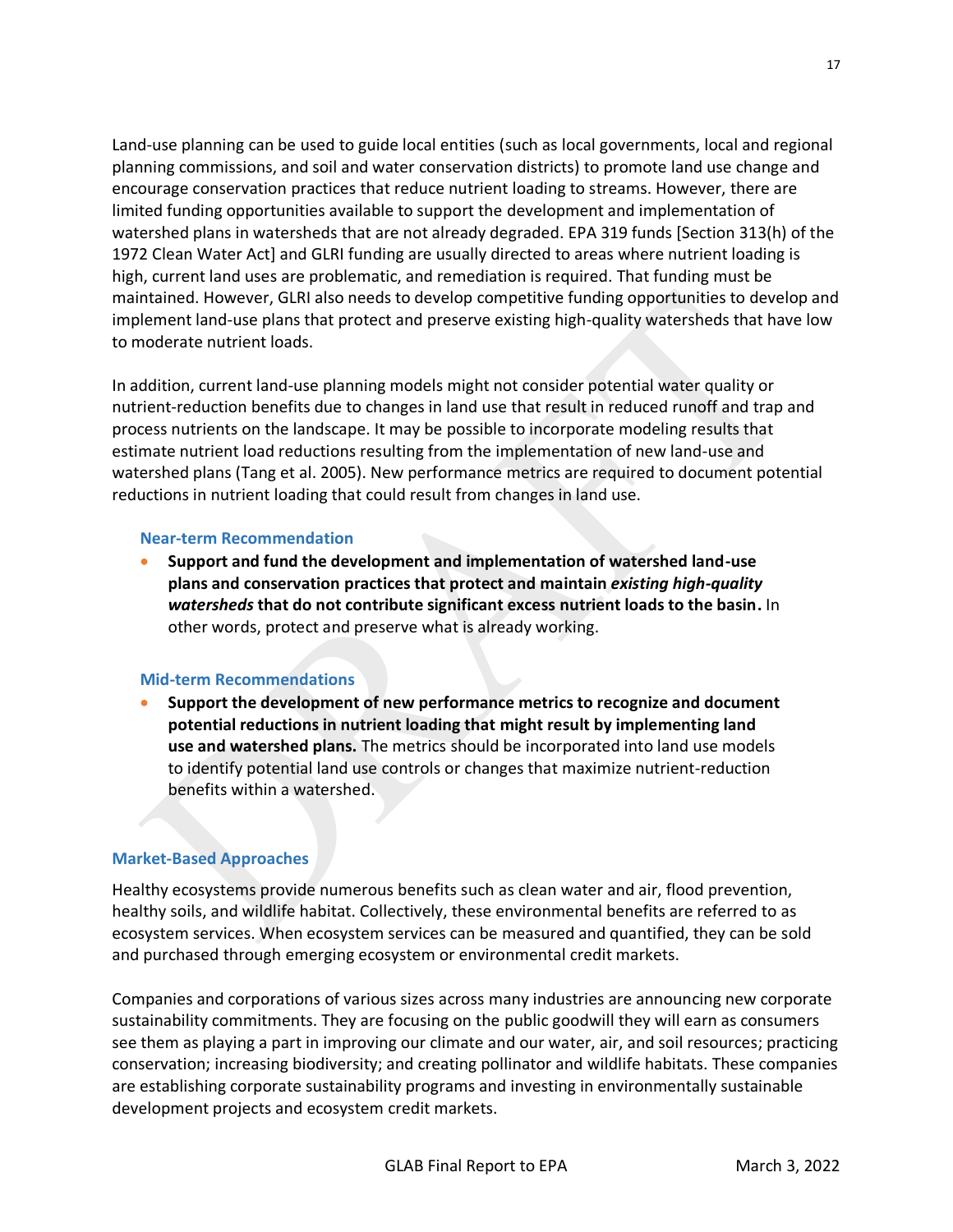Land-use planning can be used to guide local entities (such as local governments, local and regional planning commissions, and soil and water conservation districts) to promote land use change and encourage conservation practices that reduce nutrient loading to streams. However, there are limited funding opportunities available to support the development and implementation of watershed plans in watersheds that are not already degraded. EPA 319 funds [Section 313(h) of the 1972 Clean Water Act] and GLRI funding are usually directed to areas where nutrient loading is high, current land uses are problematic, and remediation is required. That funding must be maintained. However, GLRI also needs to develop competitive funding opportunities to develop and implement land-use plans that protect and preserve existing high-quality watersheds that have low to moderate nutrient loads.

In addition, current land-use planning models might not consider potential water quality or nutrient-reduction benefits due to changes in land use that result in reduced runoff and trap and process nutrients on the landscape. It may be possible to incorporate modeling results that estimate nutrient load reductions resulting from the implementation of new land-use and watershed plans (Tang et al. 2005). New performance metrics are required to document potential reductions in nutrient loading that could result from changes in land use.

#### Near-term Recommendation

- **Support and fund the development and implementation of watershed land-use plans and conservation practices that protect and maintain *existing high-quality watersheds* that do not contribute significant excess nutrient loads to the basin.** In other words, protect and preserve what is already working.

#### Mid-term Recommendations

- **Support the development of new performance metrics to recognize and document potential reductions in nutrient loading that might result by implementing land use and watershed plans.** The metrics should be incorporated into land use models to identify potential land use controls or changes that maximize nutrient-reduction benefits within a watershed.

### Market-Based Approaches

Healthy ecosystems provide numerous benefits such as clean water and air, flood prevention, healthy soils, and wildlife habitat. Collectively, these environmental benefits are referred to as ecosystem services. When ecosystem services can be measured and quantified, they can be sold and purchased through emerging ecosystem or environmental credit markets.

Companies and corporations of various sizes across many industries are announcing new corporate sustainability commitments. They are focusing on the public goodwill they will earn as consumers see them as playing a part in improving our climate and our water, air, and soil resources; practicing conservation; increasing biodiversity; and creating pollinator and wildlife habitats. These companies are establishing corporate sustainability programs and investing in environmentally sustainable development projects and ecosystem credit markets.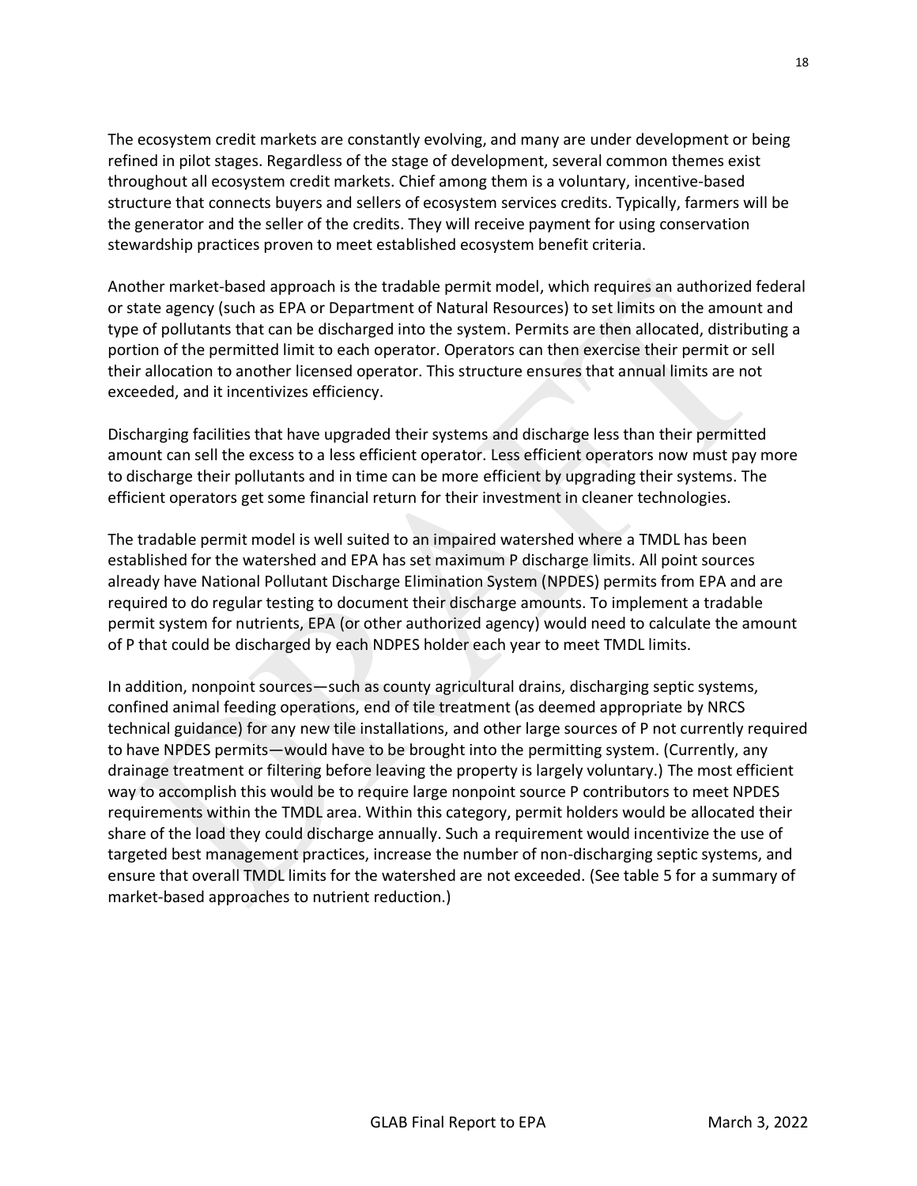The ecosystem credit markets are constantly evolving, and many are under development or being refined in pilot stages. Regardless of the stage of development, several common themes exist throughout all ecosystem credit markets. Chief among them is a voluntary, incentive-based structure that connects buyers and sellers of ecosystem services credits. Typically, farmers will be the generator and the seller of the credits. They will receive payment for using conservation stewardship practices proven to meet established ecosystem benefit criteria.

Another market-based approach is the tradable permit model, which requires an authorized federal or state agency (such as EPA or Department of Natural Resources) to set limits on the amount and type of pollutants that can be discharged into the system. Permits are then allocated, distributing a portion of the permitted limit to each operator. Operators can then exercise their permit or sell their allocation to another licensed operator. This structure ensures that annual limits are not exceeded, and it incentivizes efficiency.

Discharging facilities that have upgraded their systems and discharge less than their permitted amount can sell the excess to a less efficient operator. Less efficient operators now must pay more to discharge their pollutants and in time can be more efficient by upgrading their systems. The efficient operators get some financial return for their investment in cleaner technologies.

The tradable permit model is well suited to an impaired watershed where a TMDL has been established for the watershed and EPA has set maximum P discharge limits. All point sources already have National Pollutant Discharge Elimination System (NPDES) permits from EPA and are required to do regular testing to document their discharge amounts. To implement a tradable permit system for nutrients, EPA (or other authorized agency) would need to calculate the amount of P that could be discharged by each NDPES holder each year to meet TMDL limits.

In addition, nonpoint sources—such as county agricultural drains, discharging septic systems, confined animal feeding operations, end of tile treatment (as deemed appropriate by NRCS technical guidance) for any new tile installations, and other large sources of P not currently required to have NPDES permits—would have to be brought into the permitting system. (Currently, any drainage treatment or filtering before leaving the property is largely voluntary.) The most efficient way to accomplish this would be to require large nonpoint source P contributors to meet NPDES requirements within the TMDL area. Within this category, permit holders would be allocated their share of the load they could discharge annually. Such a requirement would incentivize the use of targeted best management practices, increase the number of non-discharging septic systems, and ensure that overall TMDL limits for the watershed are not exceeded. (See table 5 for a summary of market-based approaches to nutrient reduction.)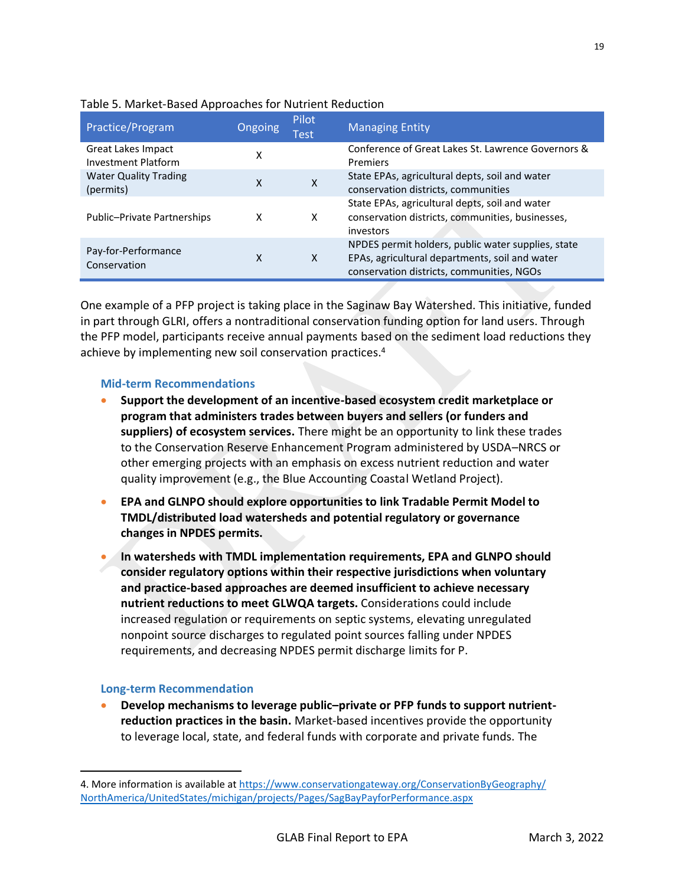Table 5. Market-Based Approaches for Nutrient Reduction

| Practice/Program | Ongoing | Pilot Test | Managing Entity |
|---|---|---|---|
| Great Lakes Impact Investment Platform | X | | Conference of Great Lakes St. Lawrence Governors & Premiers |
| Water Quality Trading (permits) | X | X | State EPAs, agricultural depts, soil and water conservation districts, communities |
| Public–Private Partnerships | X | X | State EPAs, agricultural depts, soil and water conservation districts, communities, businesses, investors |
| Pay-for-Performance Conservation | X | X | NPDES permit holders, public water supplies, state EPAs, agricultural departments, soil and water conservation districts, communities, NGOs |

One example of a PFP project is taking place in the Saginaw Bay Watershed. This initiative, funded in part through GLRI, offers a nontraditional conservation funding option for land users. Through the PFP model, participants receive annual payments based on the sediment load reductions they achieve by implementing new soil conservation practices.[4]

### Mid-term Recommendations

- **Support the development of an incentive-based ecosystem credit marketplace or program that administers trades between buyers and sellers (or funders and suppliers) of ecosystem services.** There might be an opportunity to link these trades to the Conservation Reserve Enhancement Program administered by USDA–NRCS or other emerging projects with an emphasis on excess nutrient reduction and water quality improvement (e.g., the Blue Accounting Coastal Wetland Project).
- **EPA and GLNPO should explore opportunities to link Tradable Permit Model to TMDL/distributed load watersheds and potential regulatory or governance changes in NPDES permits.**
- **In watersheds with TMDL implementation requirements, EPA and GLNPO should consider regulatory options within their respective jurisdictions when voluntary and practice-based approaches are deemed insufficient to achieve necessary nutrient reductions to meet GLWQA targets.** Considerations could include increased regulation or requirements on septic systems, elevating unregulated nonpoint source discharges to regulated point sources falling under NPDES requirements, and decreasing NPDES permit discharge limits for P.

### Long-term Recommendation

- **Develop mechanisms to leverage public–private or PFP funds to support nutrient-reduction practices in the basin.** Market-based incentives provide the opportunity to leverage local, state, and federal funds with corporate and private funds. The

4. More information is available at https://www.conservationgateway.org/ConservationByGeography/NorthAmerica/UnitedStates/michigan/projects/Pages/SagBayPayforPerformance.aspx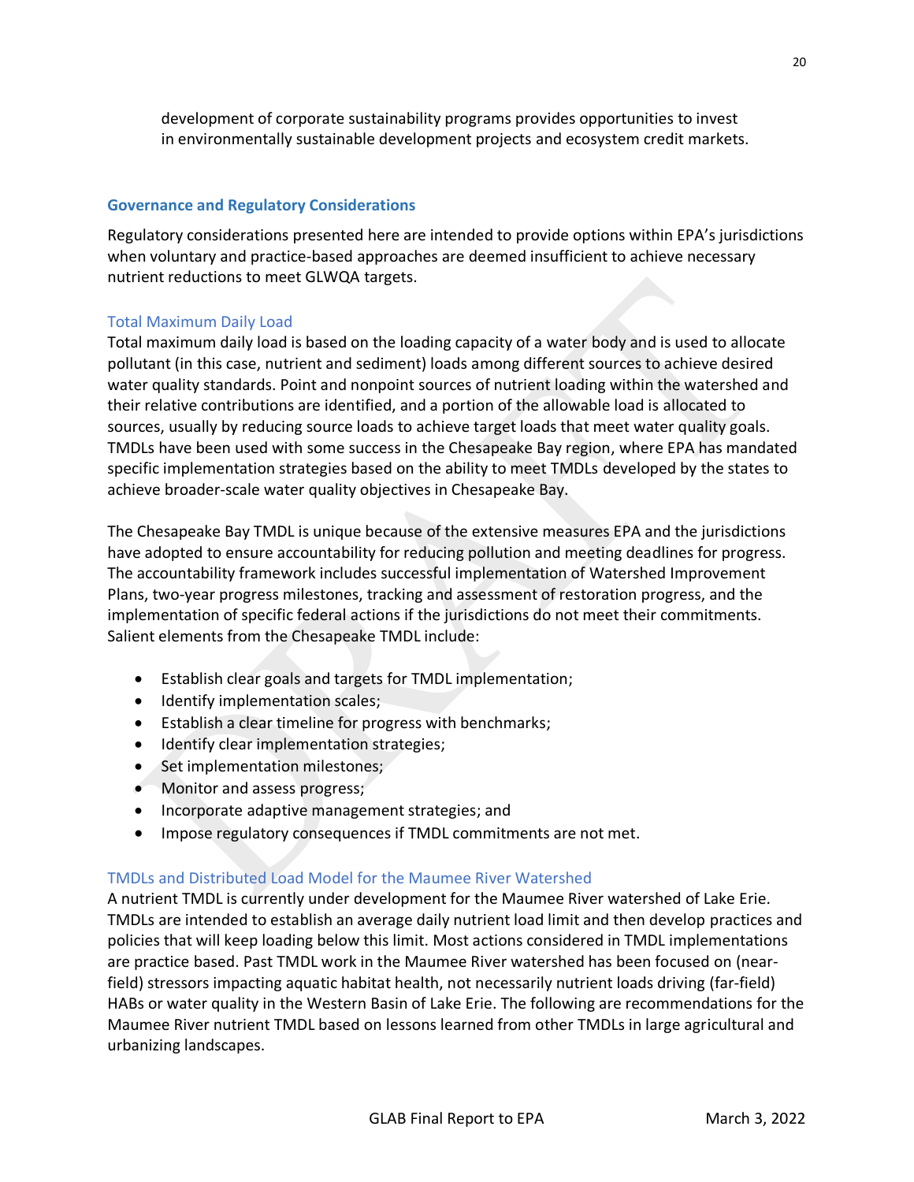development of corporate sustainability programs provides opportunities to invest in environmentally sustainable development projects and ecosystem credit markets.

## Governance and Regulatory Considerations

Regulatory considerations presented here are intended to provide options within EPA's jurisdictions when voluntary and practice-based approaches are deemed insufficient to achieve necessary nutrient reductions to meet GLWQA targets.

### Total Maximum Daily Load

Total maximum daily load is based on the loading capacity of a water body and is used to allocate pollutant (in this case, nutrient and sediment) loads among different sources to achieve desired water quality standards. Point and nonpoint sources of nutrient loading within the watershed and their relative contributions are identified, and a portion of the allowable load is allocated to sources, usually by reducing source loads to achieve target loads that meet water quality goals. TMDLs have been used with some success in the Chesapeake Bay region, where EPA has mandated specific implementation strategies based on the ability to meet TMDLs developed by the states to achieve broader-scale water quality objectives in Chesapeake Bay.

The Chesapeake Bay TMDL is unique because of the extensive measures EPA and the jurisdictions have adopted to ensure accountability for reducing pollution and meeting deadlines for progress. The accountability framework includes successful implementation of Watershed Improvement Plans, two-year progress milestones, tracking and assessment of restoration progress, and the implementation of specific federal actions if the jurisdictions do not meet their commitments. Salient elements from the Chesapeake TMDL include:

- Establish clear goals and targets for TMDL implementation;
- Identify implementation scales;
- Establish a clear timeline for progress with benchmarks;
- Identify clear implementation strategies;
- Set implementation milestones;
- Monitor and assess progress;
- Incorporate adaptive management strategies; and
- Impose regulatory consequences if TMDL commitments are not met.

### TMDLs and Distributed Load Model for the Maumee River Watershed

A nutrient TMDL is currently under development for the Maumee River watershed of Lake Erie. TMDLs are intended to establish an average daily nutrient load limit and then develop practices and policies that will keep loading below this limit. Most actions considered in TMDL implementations are practice based. Past TMDL work in the Maumee River watershed has been focused on (near-field) stressors impacting aquatic habitat health, not necessarily nutrient loads driving (far-field) HABs or water quality in the Western Basin of Lake Erie. The following are recommendations for the Maumee River nutrient TMDL based on lessons learned from other TMDLs in large agricultural and urbanizing landscapes.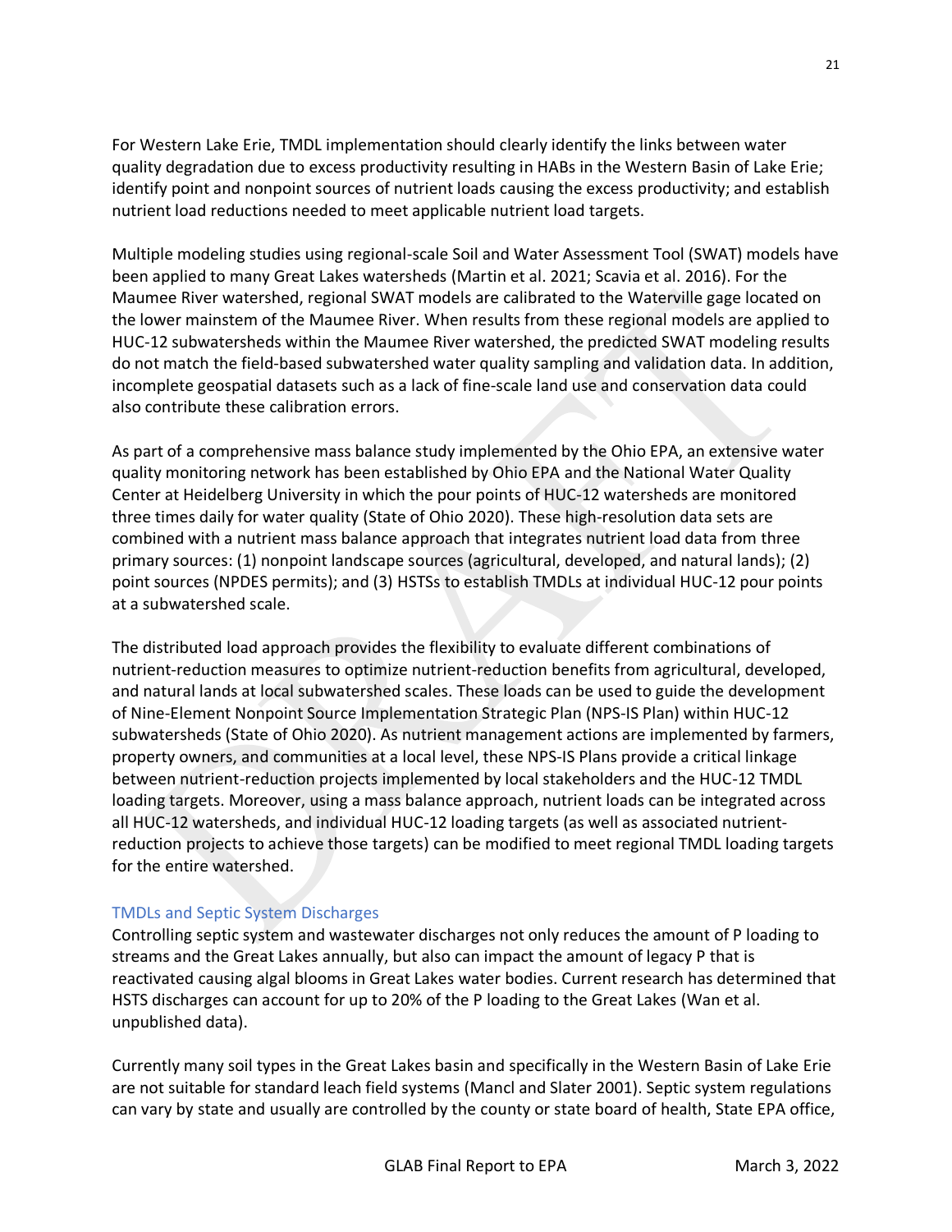For Western Lake Erie, TMDL implementation should clearly identify the links between water quality degradation due to excess productivity resulting in HABs in the Western Basin of Lake Erie; identify point and nonpoint sources of nutrient loads causing the excess productivity; and establish nutrient load reductions needed to meet applicable nutrient load targets.

Multiple modeling studies using regional-scale Soil and Water Assessment Tool (SWAT) models have been applied to many Great Lakes watersheds (Martin et al. 2021; Scavia et al. 2016). For the Maumee River watershed, regional SWAT models are calibrated to the Waterville gage located on the lower mainstem of the Maumee River. When results from these regional models are applied to HUC-12 subwatersheds within the Maumee River watershed, the predicted SWAT modeling results do not match the field-based subwatershed water quality sampling and validation data. In addition, incomplete geospatial datasets such as a lack of fine-scale land use and conservation data could also contribute these calibration errors.

As part of a comprehensive mass balance study implemented by the Ohio EPA, an extensive water quality monitoring network has been established by Ohio EPA and the National Water Quality Center at Heidelberg University in which the pour points of HUC-12 watersheds are monitored three times daily for water quality (State of Ohio 2020). These high-resolution data sets are combined with a nutrient mass balance approach that integrates nutrient load data from three primary sources: (1) nonpoint landscape sources (agricultural, developed, and natural lands); (2) point sources (NPDES permits); and (3) HSTSs to establish TMDLs at individual HUC-12 pour points at a subwatershed scale.

The distributed load approach provides the flexibility to evaluate different combinations of nutrient-reduction measures to optimize nutrient-reduction benefits from agricultural, developed, and natural lands at local subwatershed scales. These loads can be used to guide the development of Nine-Element Nonpoint Source Implementation Strategic Plan (NPS-IS Plan) within HUC-12 subwatersheds (State of Ohio 2020). As nutrient management actions are implemented by farmers, property owners, and communities at a local level, these NPS-IS Plans provide a critical linkage between nutrient-reduction projects implemented by local stakeholders and the HUC-12 TMDL loading targets. Moreover, using a mass balance approach, nutrient loads can be integrated across all HUC-12 watersheds, and individual HUC-12 loading targets (as well as associated nutrient-reduction projects to achieve those targets) can be modified to meet regional TMDL loading targets for the entire watershed.

### TMDLs and Septic System Discharges

Controlling septic system and wastewater discharges not only reduces the amount of P loading to streams and the Great Lakes annually, but also can impact the amount of legacy P that is reactivated causing algal blooms in Great Lakes water bodies. Current research has determined that HSTS discharges can account for up to 20% of the P loading to the Great Lakes (Wan et al. unpublished data).

Currently many soil types in the Great Lakes basin and specifically in the Western Basin of Lake Erie are not suitable for standard leach field systems (Mancl and Slater 2001). Septic system regulations can vary by state and usually are controlled by the county or state board of health, State EPA office,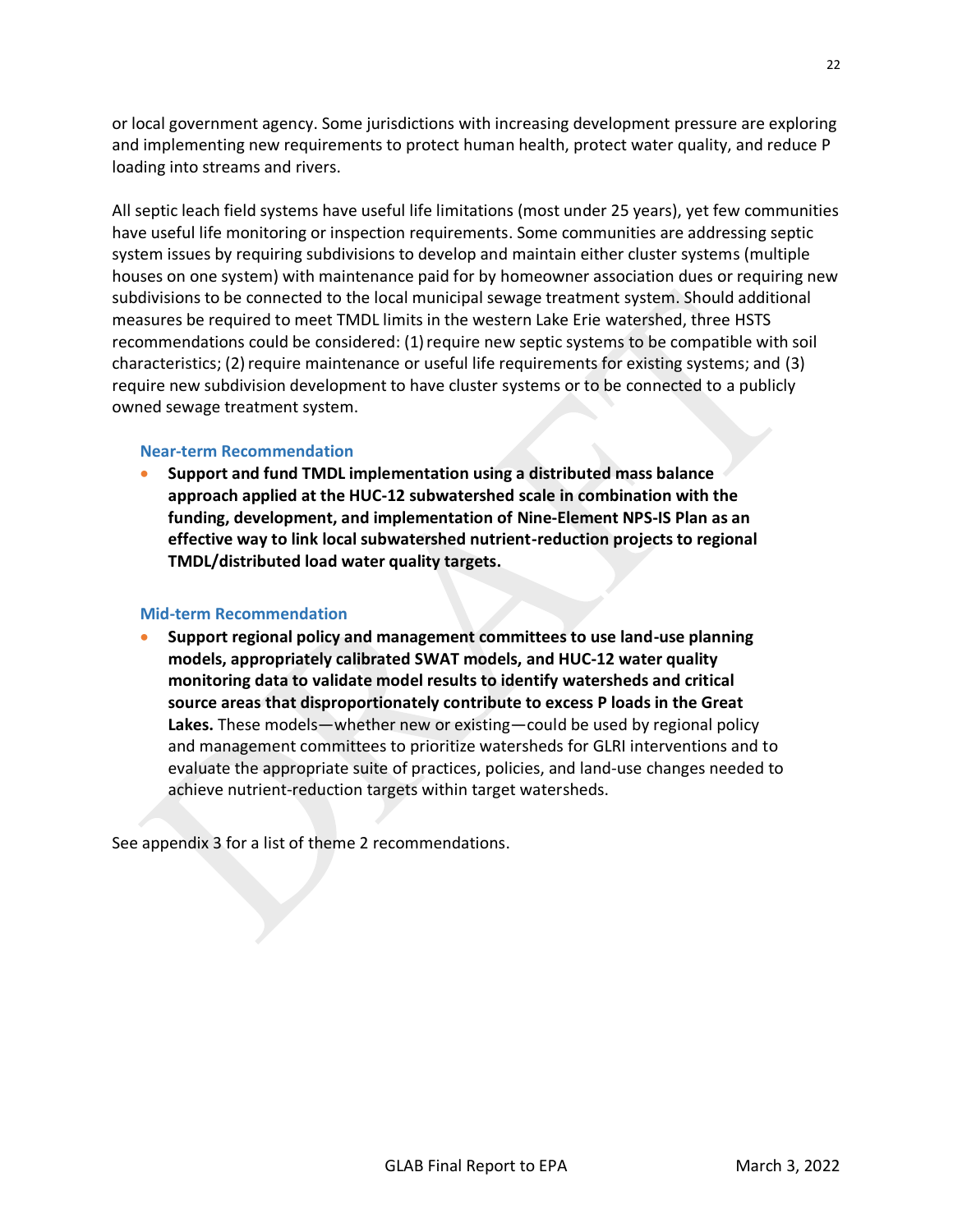or local government agency. Some jurisdictions with increasing development pressure are exploring and implementing new requirements to protect human health, protect water quality, and reduce P loading into streams and rivers.

All septic leach field systems have useful life limitations (most under 25 years), yet few communities have useful life monitoring or inspection requirements. Some communities are addressing septic system issues by requiring subdivisions to develop and maintain either cluster systems (multiple houses on one system) with maintenance paid for by homeowner association dues or requiring new subdivisions to be connected to the local municipal sewage treatment system. Should additional measures be required to meet TMDL limits in the western Lake Erie watershed, three HSTS recommendations could be considered: (1) require new septic systems to be compatible with soil characteristics; (2) require maintenance or useful life requirements for existing systems; and (3) require new subdivision development to have cluster systems or to be connected to a publicly owned sewage treatment system.

#### Near-term Recommendation

- **Support and fund TMDL implementation using a distributed mass balance approach applied at the HUC-12 subwatershed scale in combination with the funding, development, and implementation of Nine-Element NPS-IS Plan as an effective way to link local subwatershed nutrient-reduction projects to regional TMDL/distributed load water quality targets.**

#### Mid-term Recommendation

- **Support regional policy and management committees to use land-use planning models, appropriately calibrated SWAT models, and HUC-12 water quality monitoring data to validate model results to identify watersheds and critical source areas that disproportionately contribute to excess P loads in the Great Lakes.** These models—whether new or existing—could be used by regional policy and management committees to prioritize watersheds for GLRI interventions and to evaluate the appropriate suite of practices, policies, and land-use changes needed to achieve nutrient-reduction targets within target watersheds.

See appendix 3 for a list of theme 2 recommendations.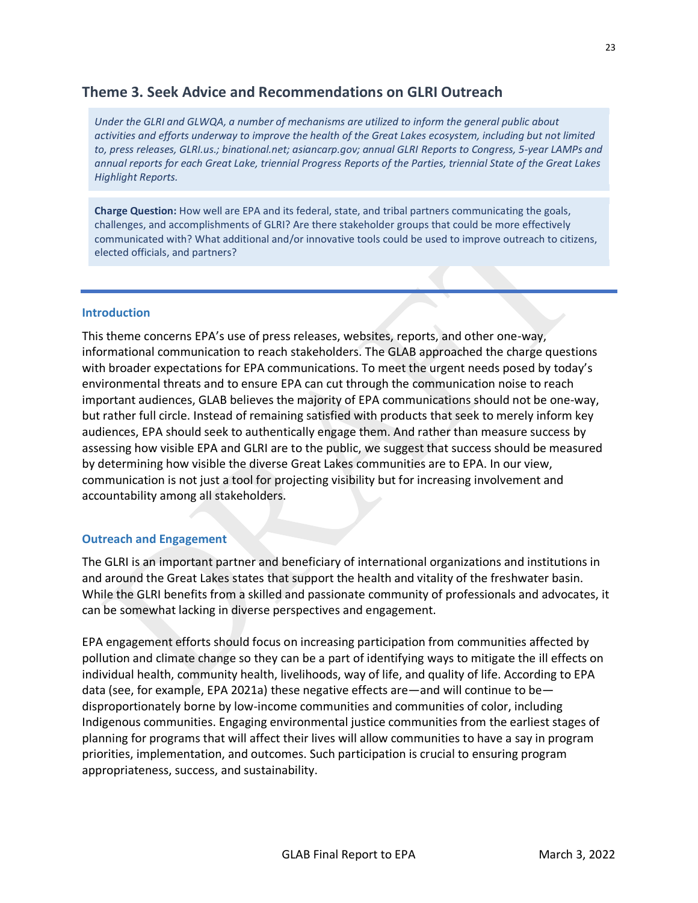## Theme 3. Seek Advice and Recommendations on GLRI Outreach

*Under the GLRI and GLWQA, a number of mechanisms are utilized to inform the general public about activities and efforts underway to improve the health of the Great Lakes ecosystem, including but not limited to, press releases, GLRI.us.; binational.net; asiancarp.gov; annual GLRI Reports to Congress, 5-year LAMPs and annual reports for each Great Lake, triennial Progress Reports of the Parties, triennial State of the Great Lakes Highlight Reports.*

**Charge Question:** How well are EPA and its federal, state, and tribal partners communicating the goals, challenges, and accomplishments of GLRI? Are there stakeholder groups that could be more effectively communicated with? What additional and/or innovative tools could be used to improve outreach to citizens, elected officials, and partners?

### Introduction

This theme concerns EPA's use of press releases, websites, reports, and other one-way, informational communication to reach stakeholders. The GLAB approached the charge questions with broader expectations for EPA communications. To meet the urgent needs posed by today's environmental threats and to ensure EPA can cut through the communication noise to reach important audiences, GLAB believes the majority of EPA communications should not be one-way, but rather full circle. Instead of remaining satisfied with products that seek to merely inform key audiences, EPA should seek to authentically engage them. And rather than measure success by assessing how visible EPA and GLRI are to the public, we suggest that success should be measured by determining how visible the diverse Great Lakes communities are to EPA. In our view, communication is not just a tool for projecting visibility but for increasing involvement and accountability among all stakeholders.

### Outreach and Engagement

The GLRI is an important partner and beneficiary of international organizations and institutions in and around the Great Lakes states that support the health and vitality of the freshwater basin. While the GLRI benefits from a skilled and passionate community of professionals and advocates, it can be somewhat lacking in diverse perspectives and engagement.

EPA engagement efforts should focus on increasing participation from communities affected by pollution and climate change so they can be a part of identifying ways to mitigate the ill effects on individual health, community health, livelihoods, way of life, and quality of life. According to EPA data (see, for example, EPA 2021a) these negative effects are—and will continue to be—disproportionately borne by low-income communities and communities of color, including Indigenous communities. Engaging environmental justice communities from the earliest stages of planning for programs that will affect their lives will allow communities to have a say in program priorities, implementation, and outcomes. Such participation is crucial to ensuring program appropriateness, success, and sustainability.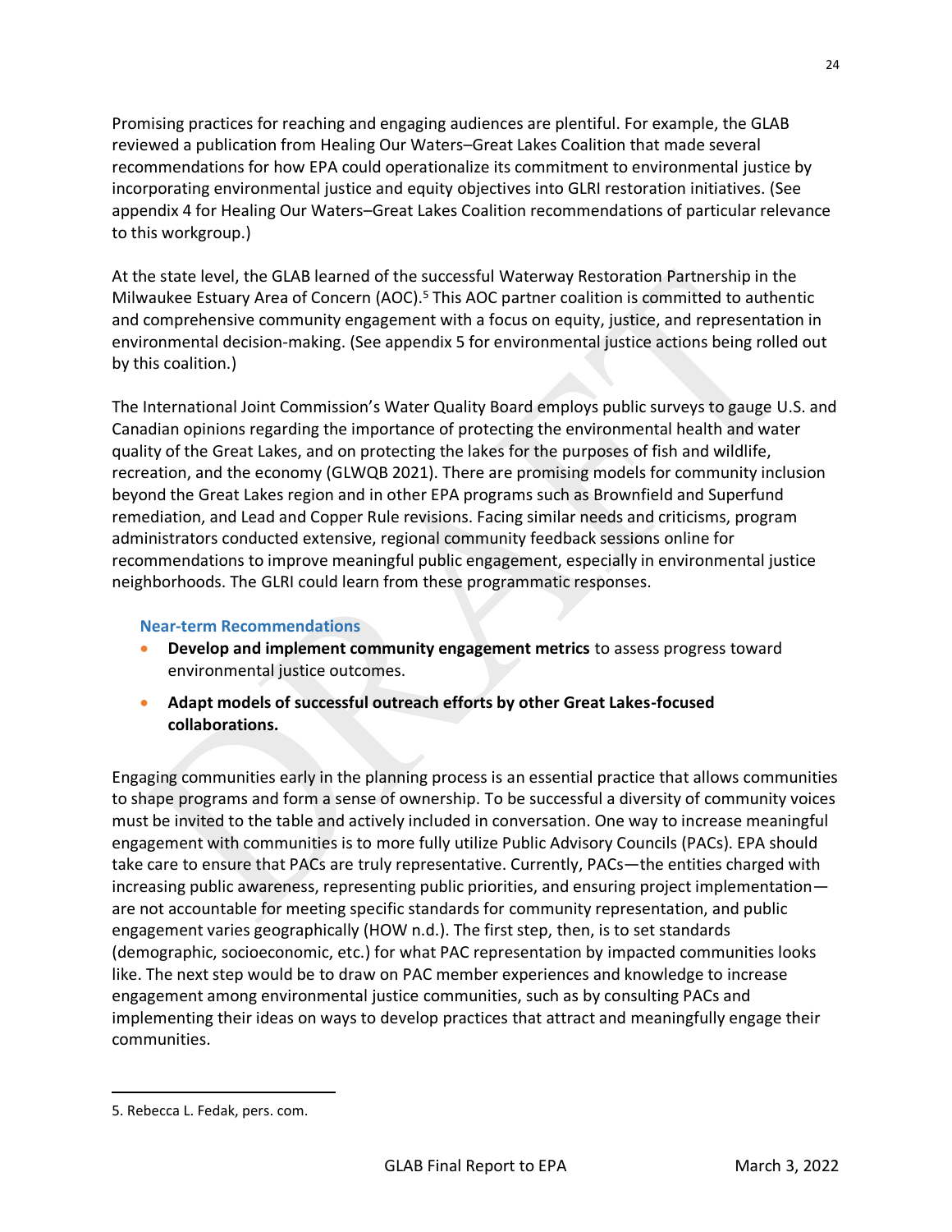Promising practices for reaching and engaging audiences are plentiful. For example, the GLAB reviewed a publication from Healing Our Waters–Great Lakes Coalition that made several recommendations for how EPA could operationalize its commitment to environmental justice by incorporating environmental justice and equity objectives into GLRI restoration initiatives. (See appendix 4 for Healing Our Waters–Great Lakes Coalition recommendations of particular relevance to this workgroup.)

At the state level, the GLAB learned of the successful Waterway Restoration Partnership in the Milwaukee Estuary Area of Concern (AOC).[5] This AOC partner coalition is committed to authentic and comprehensive community engagement with a focus on equity, justice, and representation in environmental decision-making. (See appendix 5 for environmental justice actions being rolled out by this coalition.)

The International Joint Commission's Water Quality Board employs public surveys to gauge U.S. and Canadian opinions regarding the importance of protecting the environmental health and water quality of the Great Lakes, and on protecting the lakes for the purposes of fish and wildlife, recreation, and the economy (GLWQB 2021). There are promising models for community inclusion beyond the Great Lakes region and in other EPA programs such as Brownfield and Superfund remediation, and Lead and Copper Rule revisions. Facing similar needs and criticisms, program administrators conducted extensive, regional community feedback sessions online for recommendations to improve meaningful public engagement, especially in environmental justice neighborhoods. The GLRI could learn from these programmatic responses.

### Near-term Recommendations

- **Develop and implement community engagement metrics** to assess progress toward environmental justice outcomes.
- **Adapt models of successful outreach efforts by other Great Lakes-focused collaborations.**

Engaging communities early in the planning process is an essential practice that allows communities to shape programs and form a sense of ownership. To be successful a diversity of community voices must be invited to the table and actively included in conversation. One way to increase meaningful engagement with communities is to more fully utilize Public Advisory Councils (PACs). EPA should take care to ensure that PACs are truly representative. Currently, PACs—the entities charged with increasing public awareness, representing public priorities, and ensuring project implementation—are not accountable for meeting specific standards for community representation, and public engagement varies geographically (HOW n.d.). The first step, then, is to set standards (demographic, socioeconomic, etc.) for what PAC representation by impacted communities looks like. The next step would be to draw on PAC member experiences and knowledge to increase engagement among environmental justice communities, such as by consulting PACs and implementing their ideas on ways to develop practices that attract and meaningfully engage their communities.

---

5. Rebecca L. Fedak, pers. com.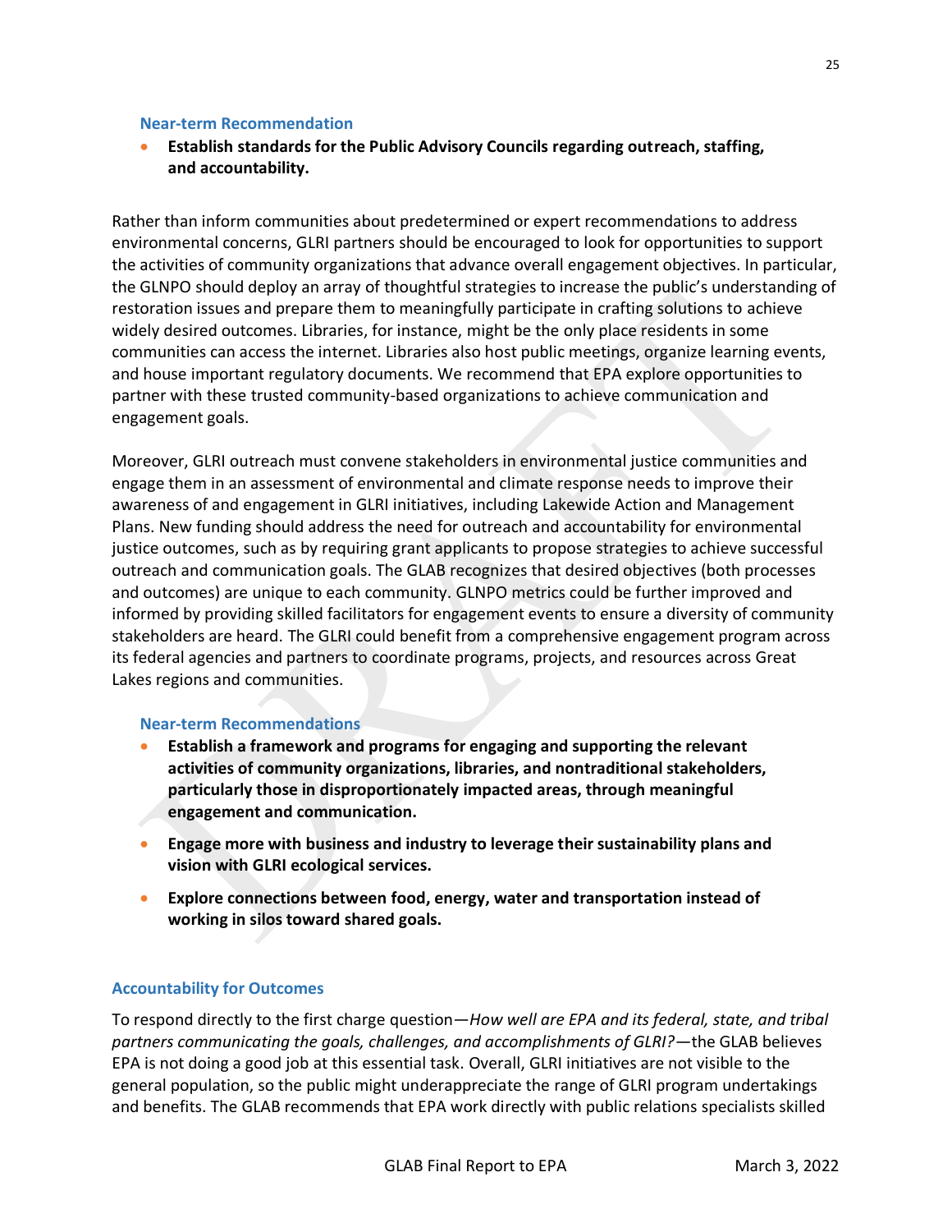#### Near-term Recommendation

- **Establish standards for the Public Advisory Councils regarding outreach, staffing, and accountability.**

Rather than inform communities about predetermined or expert recommendations to address environmental concerns, GLRI partners should be encouraged to look for opportunities to support the activities of community organizations that advance overall engagement objectives. In particular, the GLNPO should deploy an array of thoughtful strategies to increase the public's understanding of restoration issues and prepare them to meaningfully participate in crafting solutions to achieve widely desired outcomes. Libraries, for instance, might be the only place residents in some communities can access the internet. Libraries also host public meetings, organize learning events, and house important regulatory documents. We recommend that EPA explore opportunities to partner with these trusted community-based organizations to achieve communication and engagement goals.

Moreover, GLRI outreach must convene stakeholders in environmental justice communities and engage them in an assessment of environmental and climate response needs to improve their awareness of and engagement in GLRI initiatives, including Lakewide Action and Management Plans. New funding should address the need for outreach and accountability for environmental justice outcomes, such as by requiring grant applicants to propose strategies to achieve successful outreach and communication goals. The GLAB recognizes that desired objectives (both processes and outcomes) are unique to each community. GLNPO metrics could be further improved and informed by providing skilled facilitators for engagement events to ensure a diversity of community stakeholders are heard. The GLRI could benefit from a comprehensive engagement program across its federal agencies and partners to coordinate programs, projects, and resources across Great Lakes regions and communities.

#### Near-term Recommendations

- **Establish a framework and programs for engaging and supporting the relevant activities of community organizations, libraries, and nontraditional stakeholders, particularly those in disproportionately impacted areas, through meaningful engagement and communication.**
- **Engage more with business and industry to leverage their sustainability plans and vision with GLRI ecological services.**
- **Explore connections between food, energy, water and transportation instead of working in silos toward shared goals.**

### Accountability for Outcomes

To respond directly to the first charge question—*How well are EPA and its federal, state, and tribal partners communicating the goals, challenges, and accomplishments of GLRI?*—the GLAB believes EPA is not doing a good job at this essential task. Overall, GLRI initiatives are not visible to the general population, so the public might underappreciate the range of GLRI program undertakings and benefits. The GLAB recommends that EPA work directly with public relations specialists skilled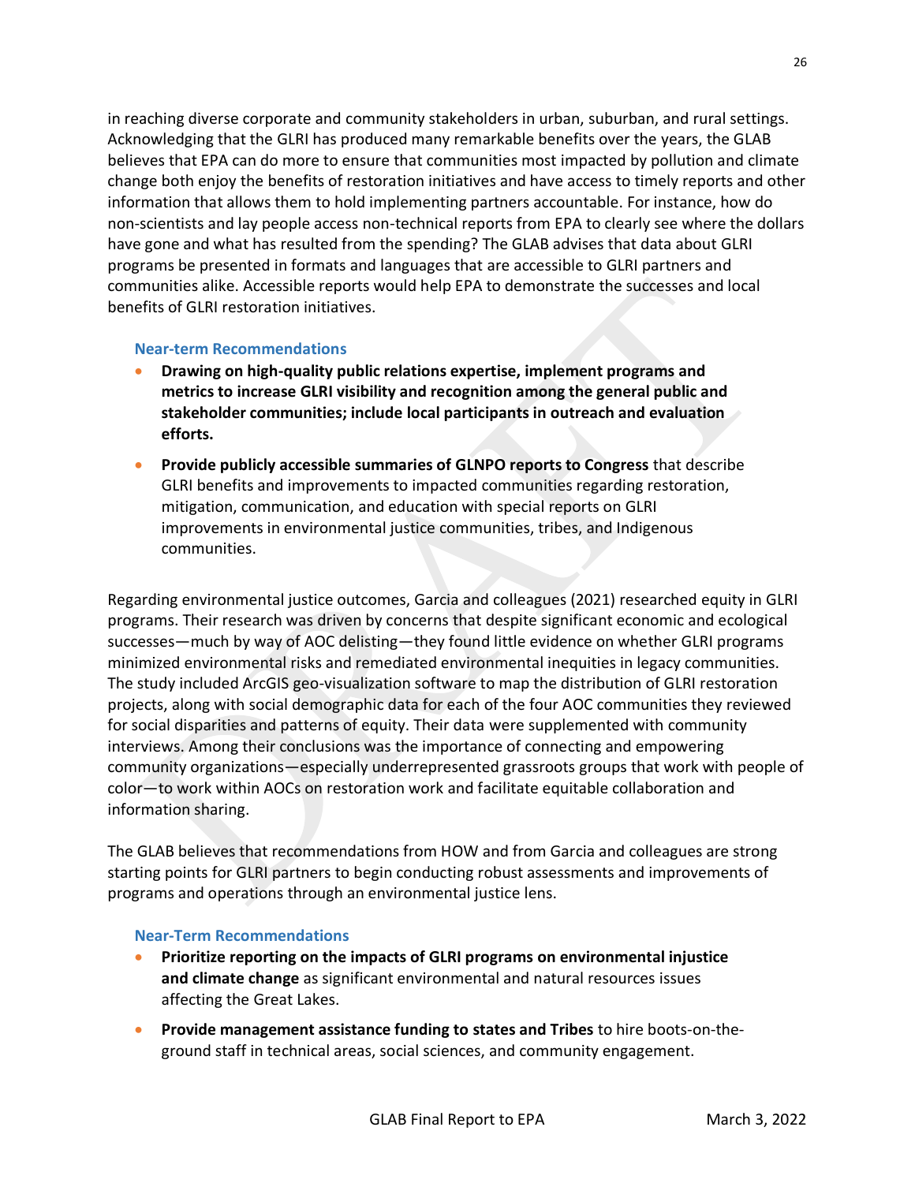in reaching diverse corporate and community stakeholders in urban, suburban, and rural settings. Acknowledging that the GLRI has produced many remarkable benefits over the years, the GLAB believes that EPA can do more to ensure that communities most impacted by pollution and climate change both enjoy the benefits of restoration initiatives and have access to timely reports and other information that allows them to hold implementing partners accountable. For instance, how do non-scientists and lay people access non-technical reports from EPA to clearly see where the dollars have gone and what has resulted from the spending? The GLAB advises that data about GLRI programs be presented in formats and languages that are accessible to GLRI partners and communities alike. Accessible reports would help EPA to demonstrate the successes and local benefits of GLRI restoration initiatives.

#### Near-term Recommendations

- **Drawing on high-quality public relations expertise, implement programs and metrics to increase GLRI visibility and recognition among the general public and stakeholder communities; include local participants in outreach and evaluation efforts.**
- **Provide publicly accessible summaries of GLNPO reports to Congress** that describe GLRI benefits and improvements to impacted communities regarding restoration, mitigation, communication, and education with special reports on GLRI improvements in environmental justice communities, tribes, and Indigenous communities.

Regarding environmental justice outcomes, Garcia and colleagues (2021) researched equity in GLRI programs. Their research was driven by concerns that despite significant economic and ecological successes—much by way of AOC delisting—they found little evidence on whether GLRI programs minimized environmental risks and remediated environmental inequities in legacy communities. The study included ArcGIS geo-visualization software to map the distribution of GLRI restoration projects, along with social demographic data for each of the four AOC communities they reviewed for social disparities and patterns of equity. Their data were supplemented with community interviews. Among their conclusions was the importance of connecting and empowering community organizations—especially underrepresented grassroots groups that work with people of color—to work within AOCs on restoration work and facilitate equitable collaboration and information sharing.

The GLAB believes that recommendations from HOW and from Garcia and colleagues are strong starting points for GLRI partners to begin conducting robust assessments and improvements of programs and operations through an environmental justice lens.

#### Near-Term Recommendations

- **Prioritize reporting on the impacts of GLRI programs on environmental injustice and climate change** as significant environmental and natural resources issues affecting the Great Lakes.
- **Provide management assistance funding to states and Tribes** to hire boots-on-the-ground staff in technical areas, social sciences, and community engagement.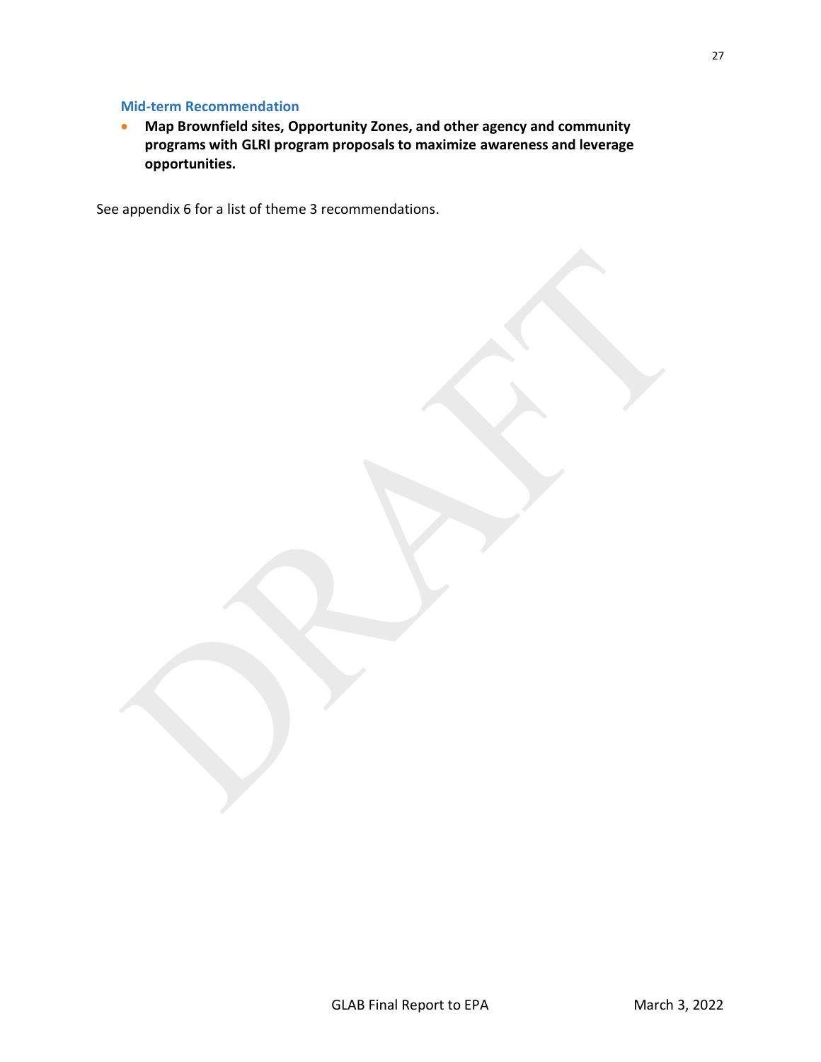#### Mid-term Recommendation

- **Map Brownfield sites, Opportunity Zones, and other agency and community programs with GLRI program proposals to maximize awareness and leverage opportunities.**

See appendix 6 for a list of theme 3 recommendations.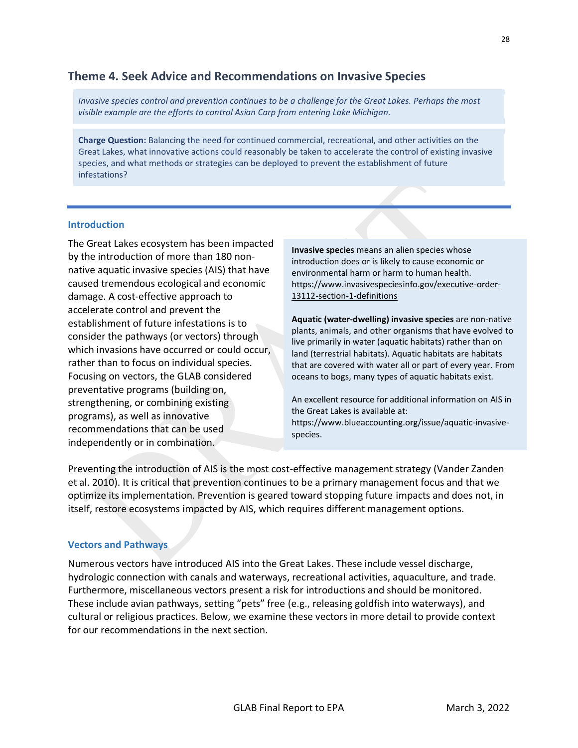## Theme 4. Seek Advice and Recommendations on Invasive Species

*Invasive species control and prevention continues to be a challenge for the Great Lakes. Perhaps the most visible example are the efforts to control Asian Carp from entering Lake Michigan.*

**Charge Question:** Balancing the need for continued commercial, recreational, and other activities on the Great Lakes, what innovative actions could reasonably be taken to accelerate the control of existing invasive species, and what methods or strategies can be deployed to prevent the establishment of future infestations?

### Introduction

The Great Lakes ecosystem has been impacted by the introduction of more than 180 non-native aquatic invasive species (AIS) that have caused tremendous ecological and economic damage. A cost-effective approach to accelerate control and prevent the establishment of future infestations is to consider the pathways (or vectors) through which invasions have occurred or could occur, rather than to focus on individual species. Focusing on vectors, the GLAB considered preventative programs (building on, strengthening, or combining existing programs), as well as innovative recommendations that can be used independently or in combination.

> **Invasive species** means an alien species whose introduction does or is likely to cause economic or environmental harm or harm to human health. https://www.invasivespeciesinfo.gov/executive-order-13112-section-1-definitions
>
> **Aquatic (water-dwelling) invasive species** are non-native plants, animals, and other organisms that have evolved to live primarily in water (aquatic habitats) rather than on land (terrestrial habitats). Aquatic habitats are habitats that are covered with water all or part of every year. From oceans to bogs, many types of aquatic habitats exist.
>
> An excellent resource for additional information on AIS in the Great Lakes is available at: https://www.blueaccounting.org/issue/aquatic-invasive-species.

Preventing the introduction of AIS is the most cost-effective management strategy (Vander Zanden et al. 2010). It is critical that prevention continues to be a primary management focus and that we optimize its implementation. Prevention is geared toward stopping future impacts and does not, in itself, restore ecosystems impacted by AIS, which requires different management options.

### Vectors and Pathways

Numerous vectors have introduced AIS into the Great Lakes. These include vessel discharge, hydrologic connection with canals and waterways, recreational activities, aquaculture, and trade. Furthermore, miscellaneous vectors present a risk for introductions and should be monitored. These include avian pathways, setting "pets" free (e.g., releasing goldfish into waterways), and cultural or religious practices. Below, we examine these vectors in more detail to provide context for our recommendations in the next section.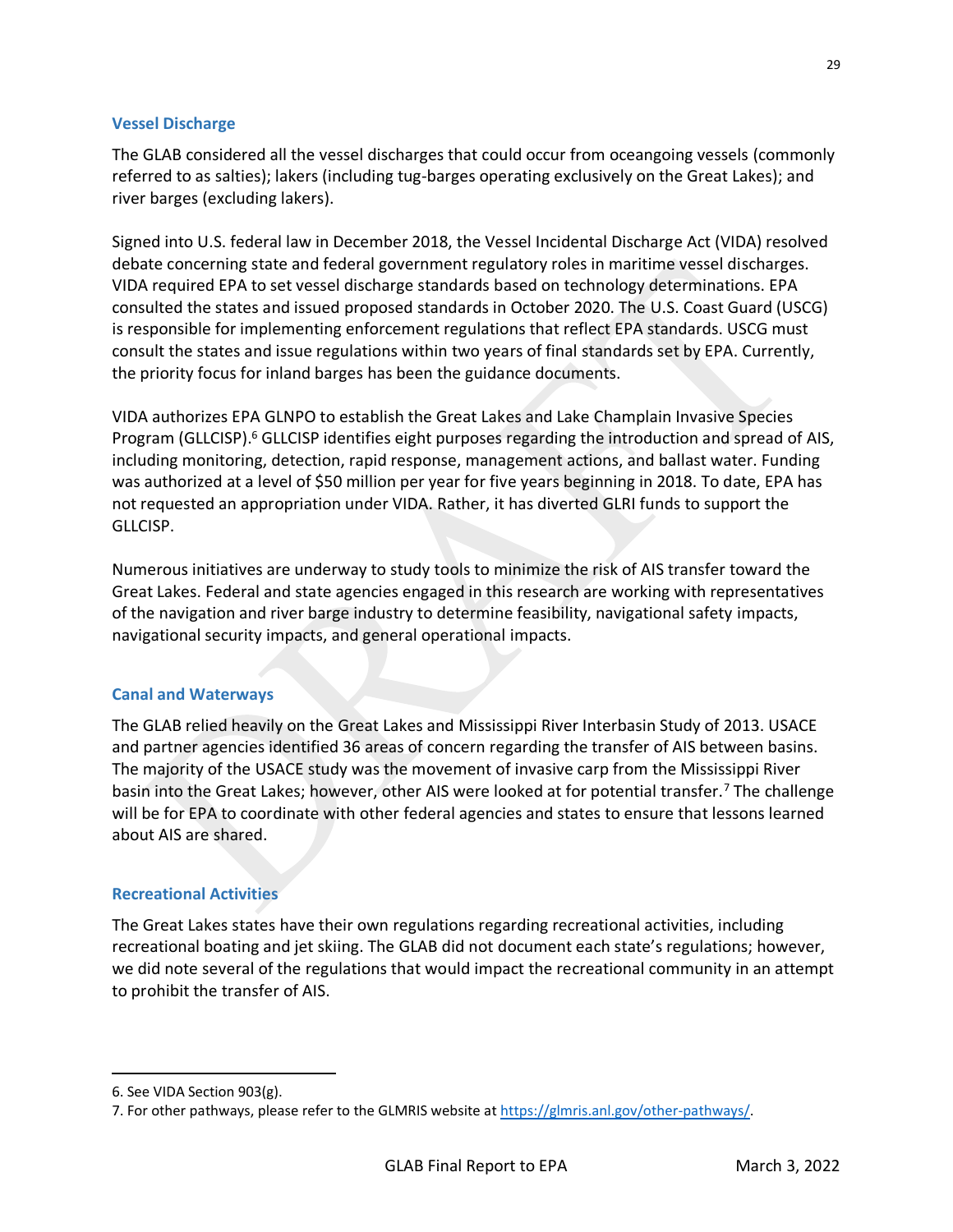### Vessel Discharge

The GLAB considered all the vessel discharges that could occur from oceangoing vessels (commonly referred to as salties); lakers (including tug-barges operating exclusively on the Great Lakes); and river barges (excluding lakers).

Signed into U.S. federal law in December 2018, the Vessel Incidental Discharge Act (VIDA) resolved debate concerning state and federal government regulatory roles in maritime vessel discharges. VIDA required EPA to set vessel discharge standards based on technology determinations. EPA consulted the states and issued proposed standards in October 2020. The U.S. Coast Guard (USCG) is responsible for implementing enforcement regulations that reflect EPA standards. USCG must consult the states and issue regulations within two years of final standards set by EPA. Currently, the priority focus for inland barges has been the guidance documents.

VIDA authorizes EPA GLNPO to establish the Great Lakes and Lake Champlain Invasive Species Program (GLLCISP).[6] GLLCISP identifies eight purposes regarding the introduction and spread of AIS, including monitoring, detection, rapid response, management actions, and ballast water. Funding was authorized at a level of $50 million per year for five years beginning in 2018. To date, EPA has not requested an appropriation under VIDA. Rather, it has diverted GLRI funds to support the GLLCISP.

Numerous initiatives are underway to study tools to minimize the risk of AIS transfer toward the Great Lakes. Federal and state agencies engaged in this research are working with representatives of the navigation and river barge industry to determine feasibility, navigational safety impacts, navigational security impacts, and general operational impacts.

### Canal and Waterways

The GLAB relied heavily on the Great Lakes and Mississippi River Interbasin Study of 2013. USACE and partner agencies identified 36 areas of concern regarding the transfer of AIS between basins. The majority of the USACE study was the movement of invasive carp from the Mississippi River basin into the Great Lakes; however, other AIS were looked at for potential transfer.[7] The challenge will be for EPA to coordinate with other federal agencies and states to ensure that lessons learned about AIS are shared.

### Recreational Activities

The Great Lakes states have their own regulations regarding recreational activities, including recreational boating and jet skiing. The GLAB did not document each state's regulations; however, we did note several of the regulations that would impact the recreational community in an attempt to prohibit the transfer of AIS.

---

6. See VIDA Section 903(g).

7. For other pathways, please refer to the GLMRIS website at https://glmris.anl.gov/other-pathways/.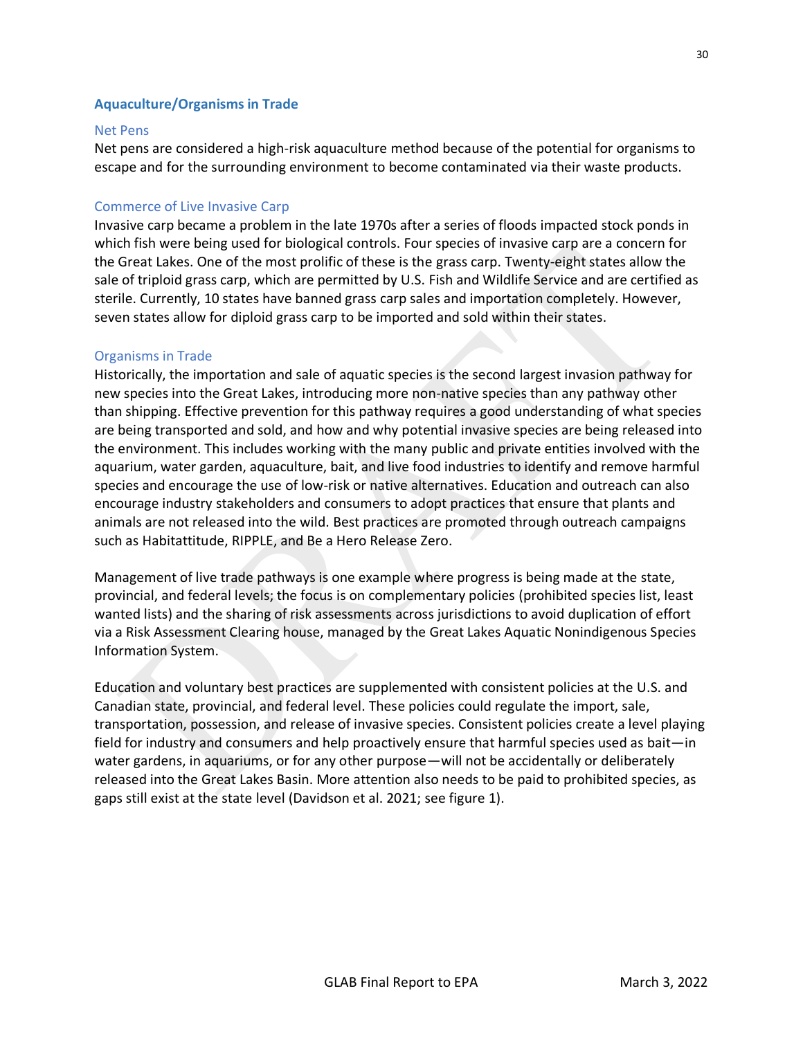## Aquaculture/Organisms in Trade

### Net Pens

Net pens are considered a high-risk aquaculture method because of the potential for organisms to escape and for the surrounding environment to become contaminated via their waste products.

### Commerce of Live Invasive Carp

Invasive carp became a problem in the late 1970s after a series of floods impacted stock ponds in which fish were being used for biological controls. Four species of invasive carp are a concern for the Great Lakes. One of the most prolific of these is the grass carp. Twenty-eight states allow the sale of triploid grass carp, which are permitted by U.S. Fish and Wildlife Service and are certified as sterile. Currently, 10 states have banned grass carp sales and importation completely. However, seven states allow for diploid grass carp to be imported and sold within their states.

### Organisms in Trade

Historically, the importation and sale of aquatic species is the second largest invasion pathway for new species into the Great Lakes, introducing more non-native species than any pathway other than shipping. Effective prevention for this pathway requires a good understanding of what species are being transported and sold, and how and why potential invasive species are being released into the environment. This includes working with the many public and private entities involved with the aquarium, water garden, aquaculture, bait, and live food industries to identify and remove harmful species and encourage the use of low-risk or native alternatives. Education and outreach can also encourage industry stakeholders and consumers to adopt practices that ensure that plants and animals are not released into the wild. Best practices are promoted through outreach campaigns such as Habitattitude, RIPPLE, and Be a Hero Release Zero.

Management of live trade pathways is one example where progress is being made at the state, provincial, and federal levels; the focus is on complementary policies (prohibited species list, least wanted lists) and the sharing of risk assessments across jurisdictions to avoid duplication of effort via a Risk Assessment Clearing house, managed by the Great Lakes Aquatic Nonindigenous Species Information System.

Education and voluntary best practices are supplemented with consistent policies at the U.S. and Canadian state, provincial, and federal level. These policies could regulate the import, sale, transportation, possession, and release of invasive species. Consistent policies create a level playing field for industry and consumers and help proactively ensure that harmful species used as bait—in water gardens, in aquariums, or for any other purpose—will not be accidentally or deliberately released into the Great Lakes Basin. More attention also needs to be paid to prohibited species, as gaps still exist at the state level (Davidson et al. 2021; see figure 1).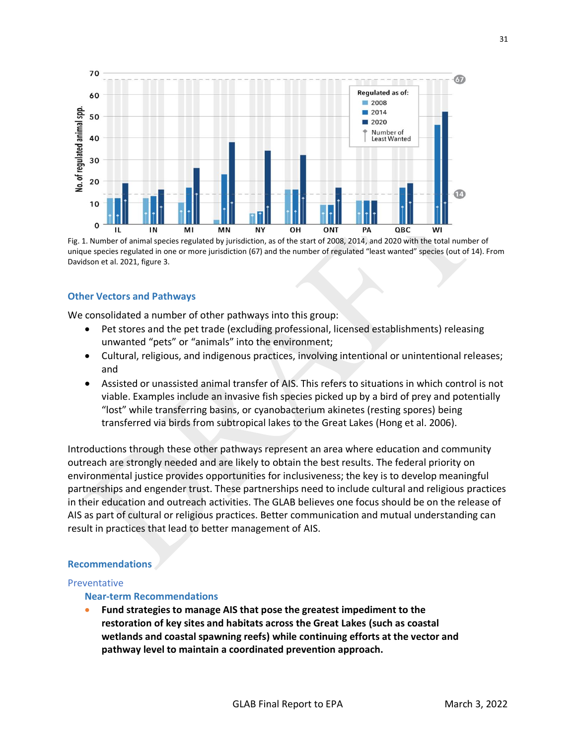Fig. 1. Number of animal species regulated by jurisdiction, as of the start of 2008, 2014, and 2020 with the total number of unique species regulated in one or more jurisdiction (67) and the number of regulated "least wanted" species (out of 14). From Davidson et al. 2021, figure 3.

## Other Vectors and Pathways

We consolidated a number of other pathways into this group:

- Pet stores and the pet trade (excluding professional, licensed establishments) releasing unwanted "pets" or "animals" into the environment;
- Cultural, religious, and indigenous practices, involving intentional or unintentional releases; and
- Assisted or unassisted animal transfer of AIS. This refers to situations in which control is not viable. Examples include an invasive fish species picked up by a bird of prey and potentially "lost" while transferring basins, or cyanobacterium akinetes (resting spores) being transferred via birds from subtropical lakes to the Great Lakes (Hong et al. 2006).

Introductions through these other pathways represent an area where education and community outreach are strongly needed and are likely to obtain the best results. The federal priority on environmental justice provides opportunities for inclusiveness; the key is to develop meaningful partnerships and engender trust. These partnerships need to include cultural and religious practices in their education and outreach activities. The GLAB believes one focus should be on the release of AIS as part of cultural or religious practices. Better communication and mutual understanding can result in practices that lead to better management of AIS.

## Recommendations

### Preventative

#### Near-term Recommendations

- **Fund strategies to manage AIS that pose the greatest impediment to the restoration of key sites and habitats across the Great Lakes (such as coastal wetlands and coastal spawning reefs) while continuing efforts at the vector and pathway level to maintain a coordinated prevention approach.**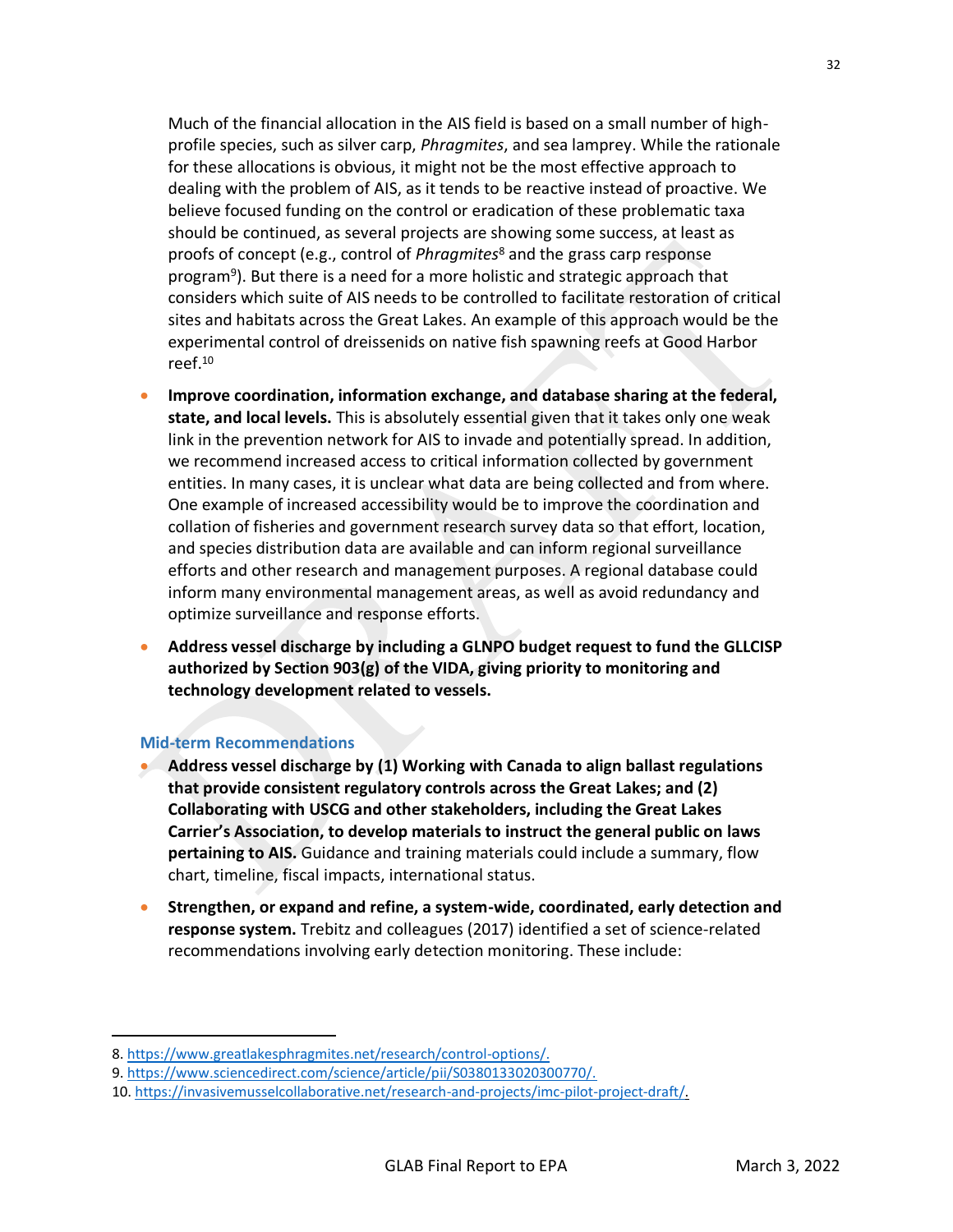Much of the financial allocation in the AIS field is based on a small number of high-profile species, such as silver carp, *Phragmites*, and sea lamprey. While the rationale for these allocations is obvious, it might not be the most effective approach to dealing with the problem of AIS, as it tends to be reactive instead of proactive. We believe focused funding on the control or eradication of these problematic taxa should be continued, as several projects are showing some success, at least as proofs of concept (e.g., control of *Phragmites*[8] and the grass carp response program[9]). But there is a need for a more holistic and strategic approach that considers which suite of AIS needs to be controlled to facilitate restoration of critical sites and habitats across the Great Lakes. An example of this approach would be the experimental control of dreissenids on native fish spawning reefs at Good Harbor reef.[10]

- **Improve coordination, information exchange, and database sharing at the federal, state, and local levels.** This is absolutely essential given that it takes only one weak link in the prevention network for AIS to invade and potentially spread. In addition, we recommend increased access to critical information collected by government entities. In many cases, it is unclear what data are being collected and from where. One example of increased accessibility would be to improve the coordination and collation of fisheries and government research survey data so that effort, location, and species distribution data are available and can inform regional surveillance efforts and other research and management purposes. A regional database could inform many environmental management areas, as well as avoid redundancy and optimize surveillance and response efforts.
- **Address vessel discharge by including a GLNPO budget request to fund the GLLCISP authorized by Section 903(g) of the VIDA, giving priority to monitoring and technology development related to vessels.**

### Mid-term Recommendations

- **Address vessel discharge by (1) Working with Canada to align ballast regulations that provide consistent regulatory controls across the Great Lakes; and (2) Collaborating with USCG and other stakeholders, including the Great Lakes Carrier's Association, to develop materials to instruct the general public on laws pertaining to AIS.** Guidance and training materials could include a summary, flow chart, timeline, fiscal impacts, international status.
- **Strengthen, or expand and refine, a system-wide, coordinated, early detection and response system.** Trebitz and colleagues (2017) identified a set of science-related recommendations involving early detection monitoring. These include:

---

8. https://www.greatlakesphragmites.net/research/control-options/.
9. https://www.sciencedirect.com/science/article/pii/S0380133020300770/.
10. https://invasivemusselcollaborative.net/research-and-projects/imc-pilot-project-draft/.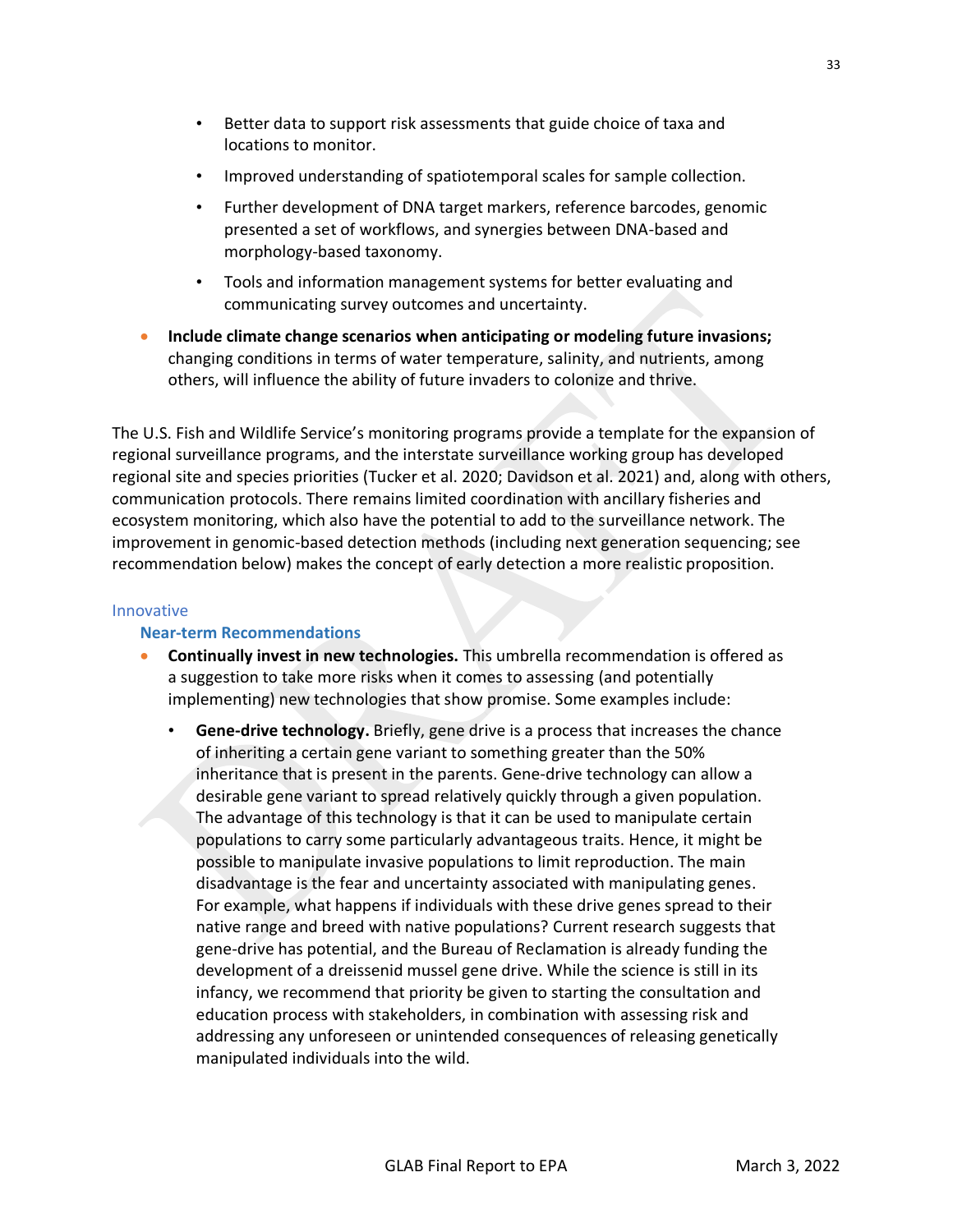- Better data to support risk assessments that guide choice of taxa and locations to monitor.
  - Improved understanding of spatiotemporal scales for sample collection.
  - Further development of DNA target markers, reference barcodes, genomic presented a set of workflows, and synergies between DNA-based and morphology-based taxonomy.
  - Tools and information management systems for better evaluating and communicating survey outcomes and uncertainty.
- **Include climate change scenarios when anticipating or modeling future invasions;** changing conditions in terms of water temperature, salinity, and nutrients, among others, will influence the ability of future invaders to colonize and thrive.

The U.S. Fish and Wildlife Service's monitoring programs provide a template for the expansion of regional surveillance programs, and the interstate surveillance working group has developed regional site and species priorities (Tucker et al. 2020; Davidson et al. 2021) and, along with others, communication protocols. There remains limited coordination with ancillary fisheries and ecosystem monitoring, which also have the potential to add to the surveillance network. The improvement in genomic-based detection methods (including next generation sequencing; see recommendation below) makes the concept of early detection a more realistic proposition.

### Innovative

#### Near-term Recommendations

- **Continually invest in new technologies.** This umbrella recommendation is offered as a suggestion to take more risks when it comes to assessing (and potentially implementing) new technologies that show promise. Some examples include:
  - **Gene-drive technology.** Briefly, gene drive is a process that increases the chance of inheriting a certain gene variant to something greater than the 50% inheritance that is present in the parents. Gene-drive technology can allow a desirable gene variant to spread relatively quickly through a given population. The advantage of this technology is that it can be used to manipulate certain populations to carry some particularly advantageous traits. Hence, it might be possible to manipulate invasive populations to limit reproduction. The main disadvantage is the fear and uncertainty associated with manipulating genes. For example, what happens if individuals with these drive genes spread to their native range and breed with native populations? Current research suggests that gene-drive has potential, and the Bureau of Reclamation is already funding the development of a dreissenid mussel gene drive. While the science is still in its infancy, we recommend that priority be given to starting the consultation and education process with stakeholders, in combination with assessing risk and addressing any unforeseen or unintended consequences of releasing genetically manipulated individuals into the wild.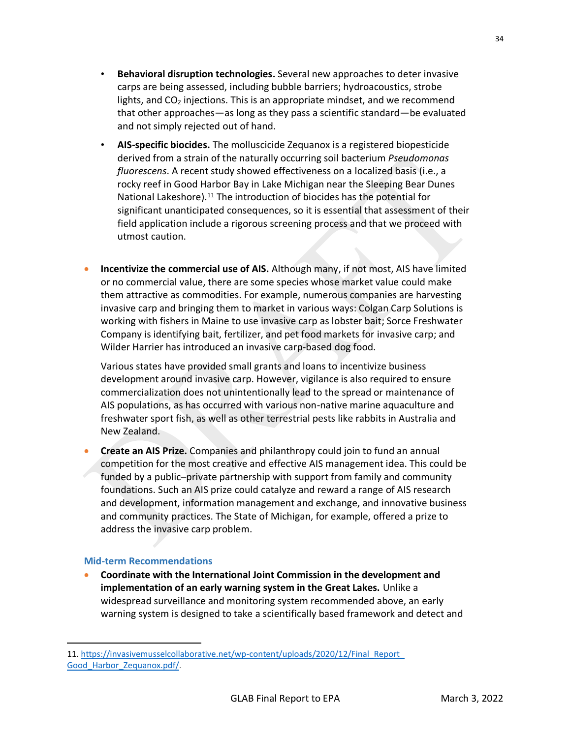- **Behavioral disruption technologies.** Several new approaches to deter invasive carps are being assessed, including bubble barriers; hydroacoustics, strobe lights, and $CO_2$ injections. This is an appropriate mindset, and we recommend that other approaches—as long as they pass a scientific standard—be evaluated and not simply rejected out of hand.
- **AIS-specific biocides.** The molluscicide Zequanox is a registered biopesticide derived from a strain of the naturally occurring soil bacterium *Pseudomonas fluorescens*. A recent study showed effectiveness on a localized basis (i.e., a rocky reef in Good Harbor Bay in Lake Michigan near the Sleeping Bear Dunes National Lakeshore).[11] The introduction of biocides has the potential for significant unanticipated consequences, so it is essential that assessment of their field application include a rigorous screening process and that we proceed with utmost caution.

- **Incentivize the commercial use of AIS.** Although many, if not most, AIS have limited or no commercial value, there are some species whose market value could make them attractive as commodities. For example, numerous companies are harvesting invasive carp and bringing them to market in various ways: Colgan Carp Solutions is working with fishers in Maine to use invasive carp as lobster bait; Sorce Freshwater Company is identifying bait, fertilizer, and pet food markets for invasive carp; and Wilder Harrier has introduced an invasive carp-based dog food.

  Various states have provided small grants and loans to incentivize business development around invasive carp. However, vigilance is also required to ensure commercialization does not unintentionally lead to the spread or maintenance of AIS populations, as has occurred with various non-native marine aquaculture and freshwater sport fish, as well as other terrestrial pests like rabbits in Australia and New Zealand.

- **Create an AIS Prize.** Companies and philanthropy could join to fund an annual competition for the most creative and effective AIS management idea. This could be funded by a public–private partnership with support from family and community foundations. Such an AIS prize could catalyze and reward a range of AIS research and development, information management and exchange, and innovative business and community practices. The State of Michigan, for example, offered a prize to address the invasive carp problem.

### Mid-term Recommendations

- **Coordinate with the International Joint Commission in the development and implementation of an early warning system in the Great Lakes.** Unlike a widespread surveillance and monitoring system recommended above, an early warning system is designed to take a scientifically based framework and detect and

---

11. https://invasivemusselcollaborative.net/wp-content/uploads/2020/12/Final_Report_Good_Harbor_Zequanox.pdf/.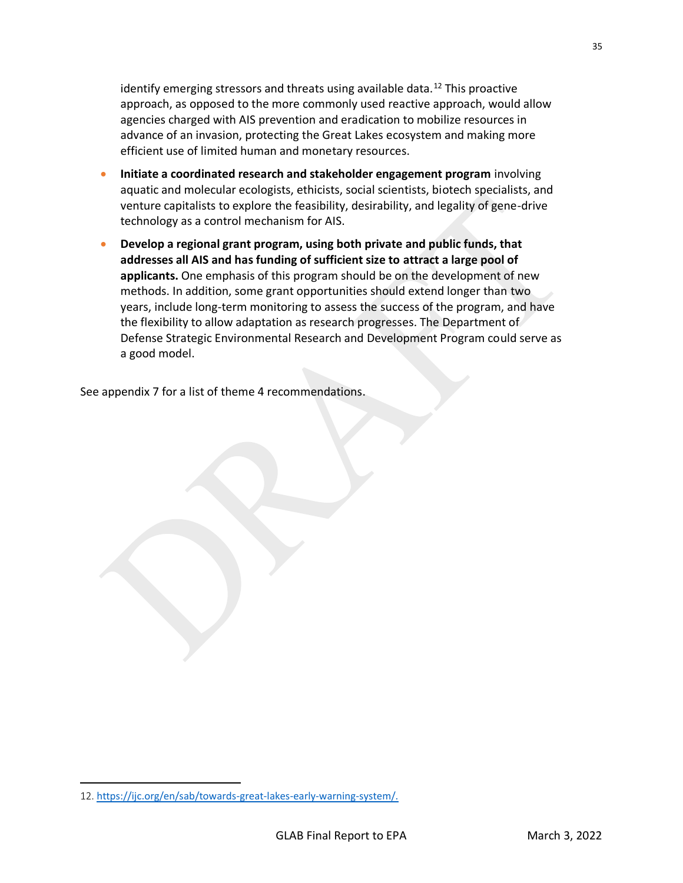identify emerging stressors and threats using available data.[12] This proactive approach, as opposed to the more commonly used reactive approach, would allow agencies charged with AIS prevention and eradication to mobilize resources in advance of an invasion, protecting the Great Lakes ecosystem and making more efficient use of limited human and monetary resources.

- **Initiate a coordinated research and stakeholder engagement program** involving aquatic and molecular ecologists, ethicists, social scientists, biotech specialists, and venture capitalists to explore the feasibility, desirability, and legality of gene-drive technology as a control mechanism for AIS.
- **Develop a regional grant program, using both private and public funds, that addresses all AIS and has funding of sufficient size to attract a large pool of applicants.** One emphasis of this program should be on the development of new methods. In addition, some grant opportunities should extend longer than two years, include long-term monitoring to assess the success of the program, and have the flexibility to allow adaptation as research progresses. The Department of Defense Strategic Environmental Research and Development Program could serve as a good model.

See appendix 7 for a list of theme 4 recommendations.

12. https://ijc.org/en/sab/towards-great-lakes-early-warning-system/.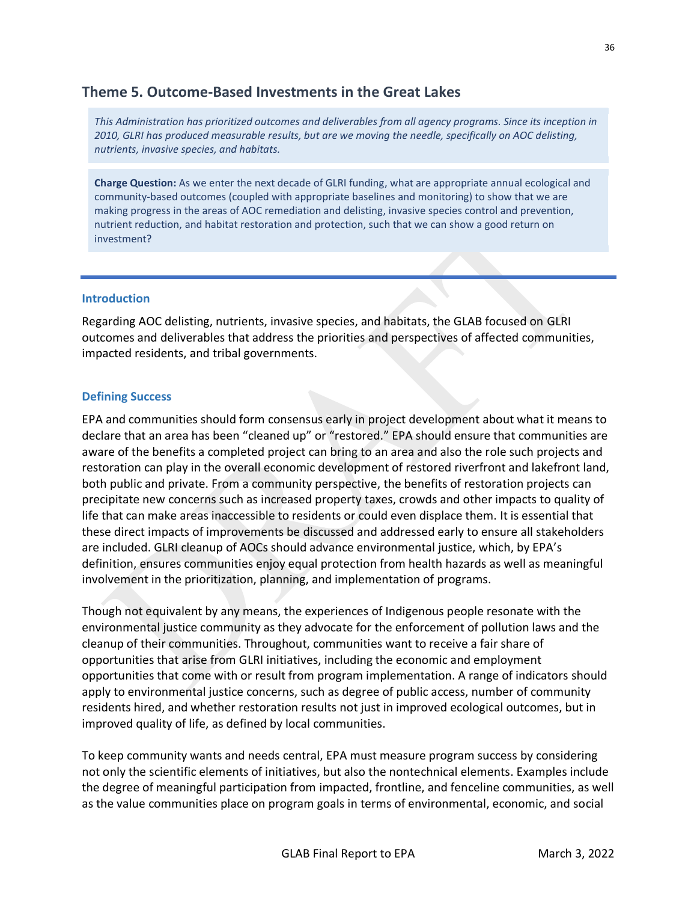## Theme 5. Outcome-Based Investments in the Great Lakes

*This Administration has prioritized outcomes and deliverables from all agency programs. Since its inception in 2010, GLRI has produced measurable results, but are we moving the needle, specifically on AOC delisting, nutrients, invasive species, and habitats.*

**Charge Question:** As we enter the next decade of GLRI funding, what are appropriate annual ecological and community-based outcomes (coupled with appropriate baselines and monitoring) to show that we are making progress in the areas of AOC remediation and delisting, invasive species control and prevention, nutrient reduction, and habitat restoration and protection, such that we can show a good return on investment?

---

### Introduction

Regarding AOC delisting, nutrients, invasive species, and habitats, the GLAB focused on GLRI outcomes and deliverables that address the priorities and perspectives of affected communities, impacted residents, and tribal governments.

### Defining Success

EPA and communities should form consensus early in project development about what it means to declare that an area has been "cleaned up" or "restored." EPA should ensure that communities are aware of the benefits a completed project can bring to an area and also the role such projects and restoration can play in the overall economic development of restored riverfront and lakefront land, both public and private. From a community perspective, the benefits of restoration projects can precipitate new concerns such as increased property taxes, crowds and other impacts to quality of life that can make areas inaccessible to residents or could even displace them. It is essential that these direct impacts of improvements be discussed and addressed early to ensure all stakeholders are included. GLRI cleanup of AOCs should advance environmental justice, which, by EPA's definition, ensures communities enjoy equal protection from health hazards as well as meaningful involvement in the prioritization, planning, and implementation of programs.

Though not equivalent by any means, the experiences of Indigenous people resonate with the environmental justice community as they advocate for the enforcement of pollution laws and the cleanup of their communities. Throughout, communities want to receive a fair share of opportunities that arise from GLRI initiatives, including the economic and employment opportunities that come with or result from program implementation. A range of indicators should apply to environmental justice concerns, such as degree of public access, number of community residents hired, and whether restoration results not just in improved ecological outcomes, but in improved quality of life, as defined by local communities.

To keep community wants and needs central, EPA must measure program success by considering not only the scientific elements of initiatives, but also the nontechnical elements. Examples include the degree of meaningful participation from impacted, frontline, and fenceline communities, as well as the value communities place on program goals in terms of environmental, economic, and social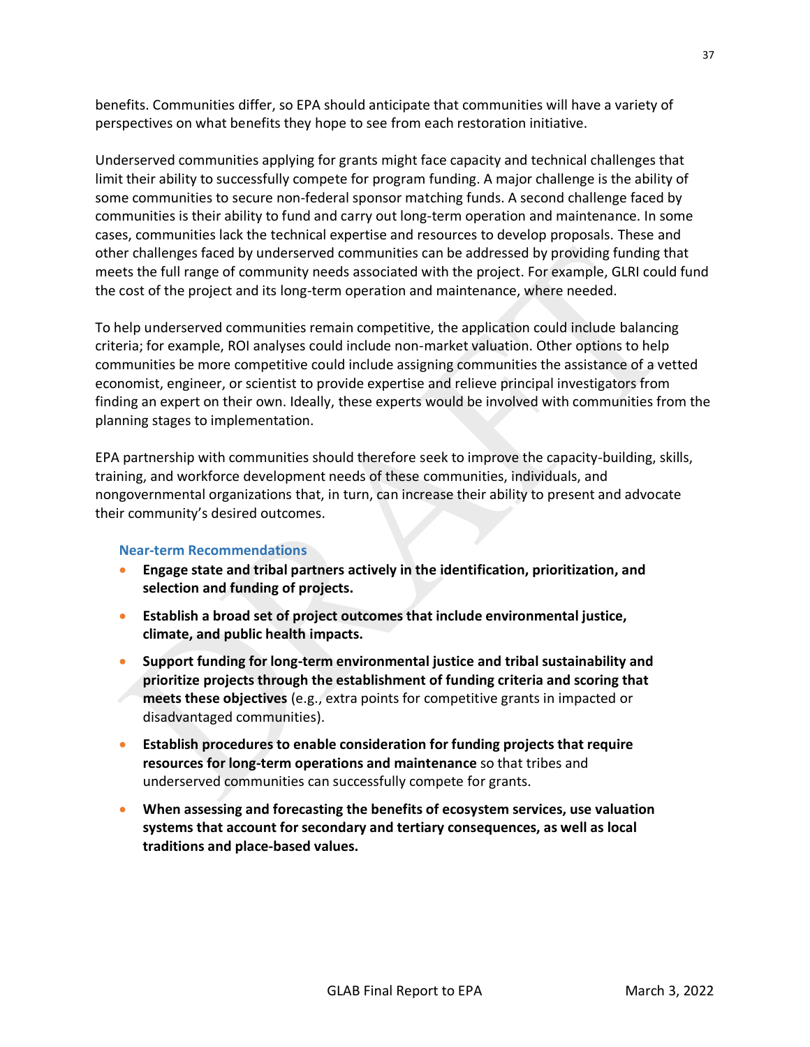benefits. Communities differ, so EPA should anticipate that communities will have a variety of perspectives on what benefits they hope to see from each restoration initiative.

Underserved communities applying for grants might face capacity and technical challenges that limit their ability to successfully compete for program funding. A major challenge is the ability of some communities to secure non-federal sponsor matching funds. A second challenge faced by communities is their ability to fund and carry out long-term operation and maintenance. In some cases, communities lack the technical expertise and resources to develop proposals. These and other challenges faced by underserved communities can be addressed by providing funding that meets the full range of community needs associated with the project. For example, GLRI could fund the cost of the project and its long-term operation and maintenance, where needed.

To help underserved communities remain competitive, the application could include balancing criteria; for example, ROI analyses could include non-market valuation. Other options to help communities be more competitive could include assigning communities the assistance of a vetted economist, engineer, or scientist to provide expertise and relieve principal investigators from finding an expert on their own. Ideally, these experts would be involved with communities from the planning stages to implementation.

EPA partnership with communities should therefore seek to improve the capacity-building, skills, training, and workforce development needs of these communities, individuals, and nongovernmental organizations that, in turn, can increase their ability to present and advocate their community's desired outcomes.

#### Near-term Recommendations

- **Engage state and tribal partners actively in the identification, prioritization, and selection and funding of projects.**
- **Establish a broad set of project outcomes that include environmental justice, climate, and public health impacts.**
- **Support funding for long-term environmental justice and tribal sustainability and prioritize projects through the establishment of funding criteria and scoring that meets these objectives** (e.g., extra points for competitive grants in impacted or disadvantaged communities).
- **Establish procedures to enable consideration for funding projects that require resources for long-term operations and maintenance** so that tribes and underserved communities can successfully compete for grants.
- **When assessing and forecasting the benefits of ecosystem services, use valuation systems that account for secondary and tertiary consequences, as well as local traditions and place-based values.**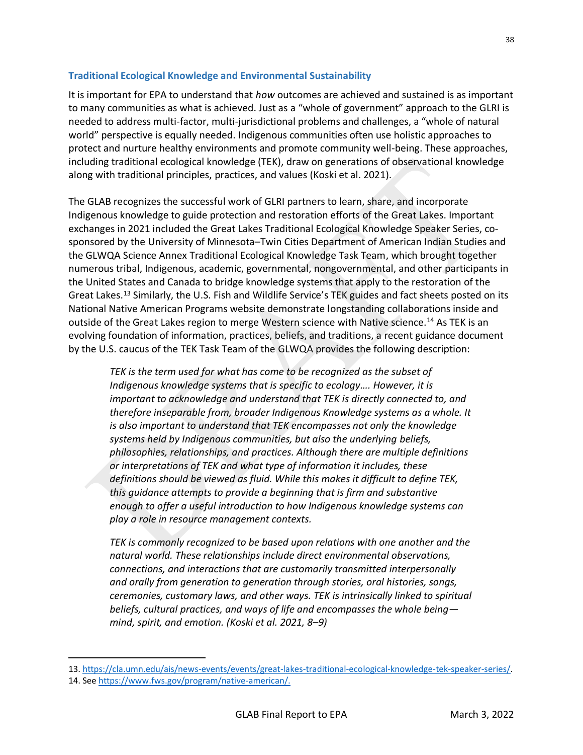### Traditional Ecological Knowledge and Environmental Sustainability

It is important for EPA to understand that *how* outcomes are achieved and sustained is as important to many communities as what is achieved. Just as a “whole of government” approach to the GLRI is needed to address multi-factor, multi-jurisdictional problems and challenges, a “whole of natural world” perspective is equally needed. Indigenous communities often use holistic approaches to protect and nurture healthy environments and promote community well-being. These approaches, including traditional ecological knowledge (TEK), draw on generations of observational knowledge along with traditional principles, practices, and values (Koski et al. 2021).

The GLAB recognizes the successful work of GLRI partners to learn, share, and incorporate Indigenous knowledge to guide protection and restoration efforts of the Great Lakes. Important exchanges in 2021 included the Great Lakes Traditional Ecological Knowledge Speaker Series, co-sponsored by the University of Minnesota–Twin Cities Department of American Indian Studies and the GLWQA Science Annex Traditional Ecological Knowledge Task Team, which brought together numerous tribal, Indigenous, academic, governmental, nongovernmental, and other participants in the United States and Canada to bridge knowledge systems that apply to the restoration of the Great Lakes.[13] Similarly, the U.S. Fish and Wildlife Service’s TEK guides and fact sheets posted on its National Native American Programs website demonstrate longstanding collaborations inside and outside of the Great Lakes region to merge Western science with Native science.[14] As TEK is an evolving foundation of information, practices, beliefs, and traditions, a recent guidance document by the U.S. caucus of the TEK Task Team of the GLWQA provides the following description:

> *TEK is the term used for what has come to be recognized as the subset of Indigenous knowledge systems that is specific to ecology…. However, it is important to acknowledge and understand that TEK is directly connected to, and therefore inseparable from, broader Indigenous Knowledge systems as a whole. It is also important to understand that TEK encompasses not only the knowledge systems held by Indigenous communities, but also the underlying beliefs, philosophies, relationships, and practices. Although there are multiple definitions or interpretations of TEK and what type of information it includes, these definitions should be viewed as fluid. While this makes it difficult to define TEK, this guidance attempts to provide a beginning that is firm and substantive enough to offer a useful introduction to how Indigenous knowledge systems can play a role in resource management contexts.*
>
> *TEK is commonly recognized to be based upon relations with one another and the natural world. These relationships include direct environmental observations, connections, and interactions that are customarily transmitted interpersonally and orally from generation to generation through stories, oral histories, songs, ceremonies, customary laws, and other ways. TEK is intrinsically linked to spiritual beliefs, cultural practices, and ways of life and encompasses the whole being—mind, spirit, and emotion. (Koski et al. 2021, 8–9)*

---

13. https://cla.umn.edu/ais/news-events/events/great-lakes-traditional-ecological-knowledge-tek-speaker-series/.
14. See https://www.fws.gov/program/native-american/.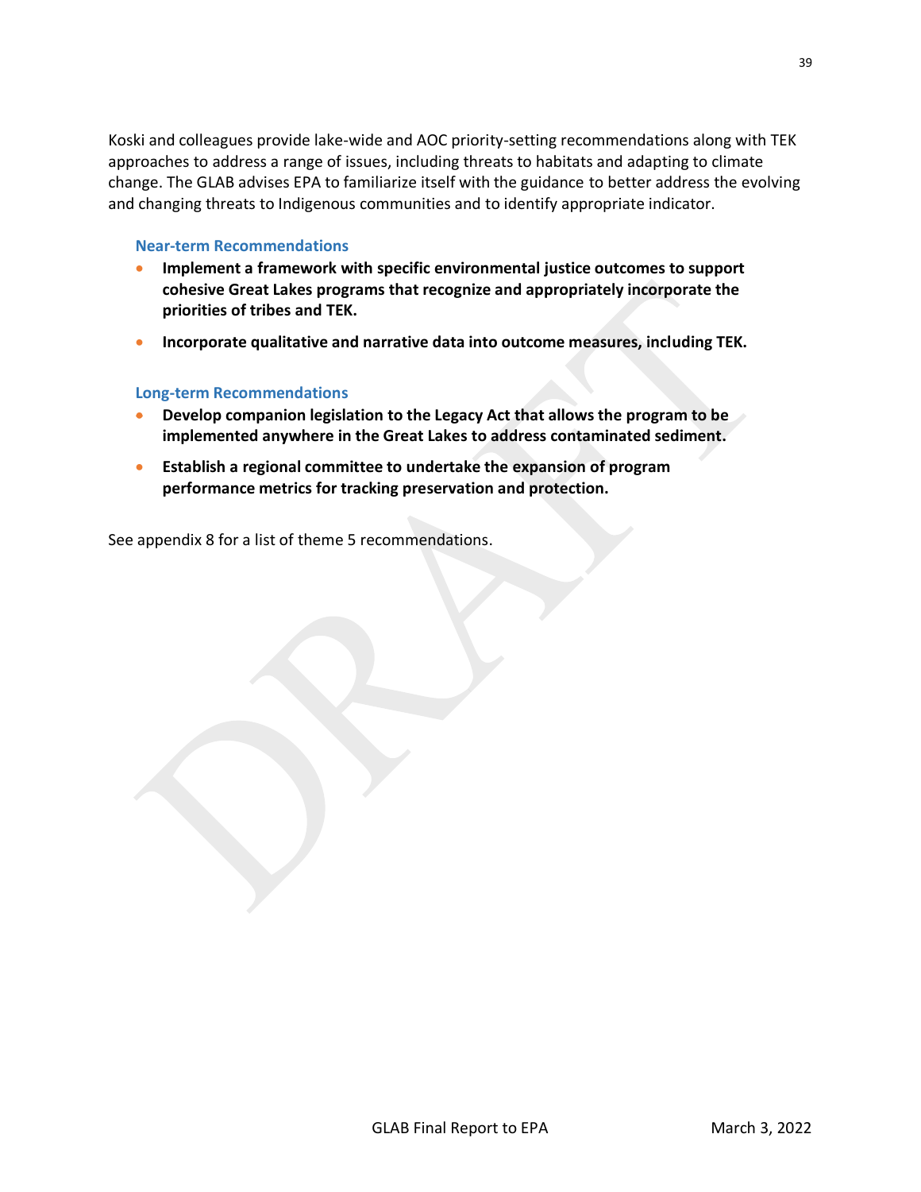Koski and colleagues provide lake-wide and AOC priority-setting recommendations along with TEK approaches to address a range of issues, including threats to habitats and adapting to climate change. The GLAB advises EPA to familiarize itself with the guidance to better address the evolving and changing threats to Indigenous communities and to identify appropriate indicator.

### Near-term Recommendations

- **Implement a framework with specific environmental justice outcomes to support cohesive Great Lakes programs that recognize and appropriately incorporate the priorities of tribes and TEK.**
- **Incorporate qualitative and narrative data into outcome measures, including TEK.**

### Long-term Recommendations

- **Develop companion legislation to the Legacy Act that allows the program to be implemented anywhere in the Great Lakes to address contaminated sediment.**
- **Establish a regional committee to undertake the expansion of program performance metrics for tracking preservation and protection.**

See appendix 8 for a list of theme 5 recommendations.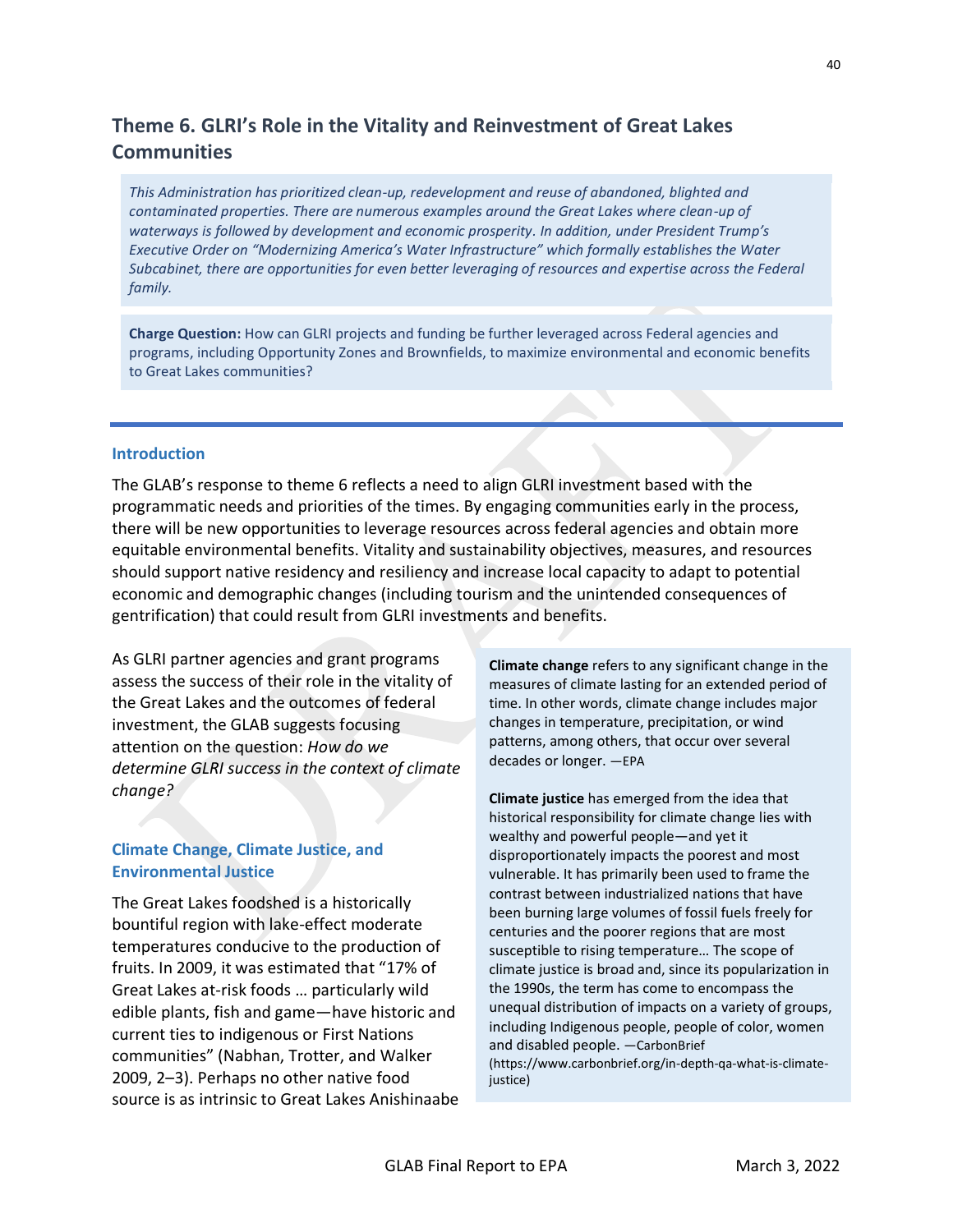## Theme 6. GLRI's Role in the Vitality and Reinvestment of Great Lakes Communities

*This Administration has prioritized clean-up, redevelopment and reuse of abandoned, blighted and contaminated properties. There are numerous examples around the Great Lakes where clean-up of waterways is followed by development and economic prosperity. In addition, under President Trump's Executive Order on "Modernizing America's Water Infrastructure" which formally establishes the Water Subcabinet, there are opportunities for even better leveraging of resources and expertise across the Federal family.*

**Charge Question:** How can GLRI projects and funding be further leveraged across Federal agencies and programs, including Opportunity Zones and Brownfields, to maximize environmental and economic benefits to Great Lakes communities?

### Introduction

The GLAB's response to theme 6 reflects a need to align GLRI investment based with the programmatic needs and priorities of the times. By engaging communities early in the process, there will be new opportunities to leverage resources across federal agencies and obtain more equitable environmental benefits. Vitality and sustainability objectives, measures, and resources should support native residency and resiliency and increase local capacity to adapt to potential economic and demographic changes (including tourism and the unintended consequences of gentrification) that could result from GLRI investments and benefits.

As GLRI partner agencies and grant programs assess the success of their role in the vitality of the Great Lakes and the outcomes of federal investment, the GLAB suggests focusing attention on the question: *How do we determine GLRI success in the context of climate change?*

**Climate change** refers to any significant change in the measures of climate lasting for an extended period of time. In other words, climate change includes major changes in temperature, precipitation, or wind patterns, among others, that occur over several decades or longer. —EPA

**Climate justice** has emerged from the idea that historical responsibility for climate change lies with wealthy and powerful people—and yet it disproportionately impacts the poorest and most vulnerable. It has primarily been used to frame the contrast between industrialized nations that have been burning large volumes of fossil fuels freely for centuries and the poorer regions that are most susceptible to rising temperature… The scope of climate justice is broad and, since its popularization in the 1990s, the term has come to encompass the unequal distribution of impacts on a variety of groups, including Indigenous people, people of color, women and disabled people. —CarbonBrief (https://www.carbonbrief.org/in-depth-qa-what-is-climate-justice)

### Climate Change, Climate Justice, and Environmental Justice

The Great Lakes foodshed is a historically bountiful region with lake-effect moderate temperatures conducive to the production of fruits. In 2009, it was estimated that "17% of Great Lakes at-risk foods … particularly wild edible plants, fish and game—have historic and current ties to indigenous or First Nations communities" (Nabhan, Trotter, and Walker 2009, 2–3). Perhaps no other native food source is as intrinsic to Great Lakes Anishinaabe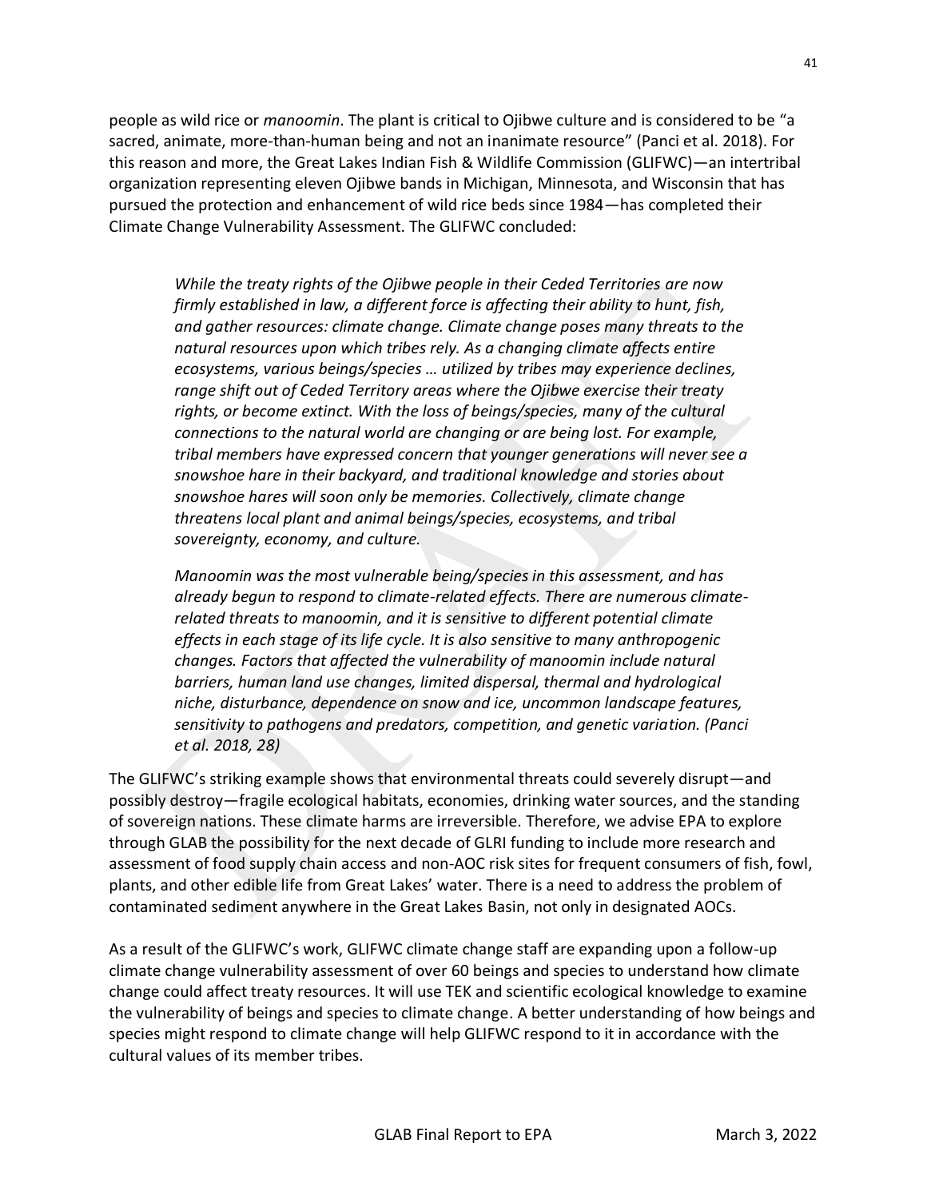people as wild rice or *manoomin*. The plant is critical to Ojibwe culture and is considered to be "a sacred, animate, more-than-human being and not an inanimate resource" (Panci et al. 2018). For this reason and more, the Great Lakes Indian Fish & Wildlife Commission (GLIFWC)—an intertribal organization representing eleven Ojibwe bands in Michigan, Minnesota, and Wisconsin that has pursued the protection and enhancement of wild rice beds since 1984—has completed their Climate Change Vulnerability Assessment. The GLIFWC concluded:

> *While the treaty rights of the Ojibwe people in their Ceded Territories are now firmly established in law, a different force is affecting their ability to hunt, fish, and gather resources: climate change. Climate change poses many threats to the natural resources upon which tribes rely. As a changing climate affects entire ecosystems, various beings/species … utilized by tribes may experience declines, range shift out of Ceded Territory areas where the Ojibwe exercise their treaty rights, or become extinct. With the loss of beings/species, many of the cultural connections to the natural world are changing or are being lost. For example, tribal members have expressed concern that younger generations will never see a snowshoe hare in their backyard, and traditional knowledge and stories about snowshoe hares will soon only be memories. Collectively, climate change threatens local plant and animal beings/species, ecosystems, and tribal sovereignty, economy, and culture.*
>
> *Manoomin was the most vulnerable being/species in this assessment, and has already begun to respond to climate-related effects. There are numerous climate-related threats to manoomin, and it is sensitive to different potential climate effects in each stage of its life cycle. It is also sensitive to many anthropogenic changes. Factors that affected the vulnerability of manoomin include natural barriers, human land use changes, limited dispersal, thermal and hydrological niche, disturbance, dependence on snow and ice, uncommon landscape features, sensitivity to pathogens and predators, competition, and genetic variation. (Panci et al. 2018, 28)*

The GLIFWC's striking example shows that environmental threats could severely disrupt—and possibly destroy—fragile ecological habitats, economies, drinking water sources, and the standing of sovereign nations. These climate harms are irreversible. Therefore, we advise EPA to explore through GLAB the possibility for the next decade of GLRI funding to include more research and assessment of food supply chain access and non-AOC risk sites for frequent consumers of fish, fowl, plants, and other edible life from Great Lakes' water. There is a need to address the problem of contaminated sediment anywhere in the Great Lakes Basin, not only in designated AOCs.

As a result of the GLIFWC's work, GLIFWC climate change staff are expanding upon a follow-up climate change vulnerability assessment of over 60 beings and species to understand how climate change could affect treaty resources. It will use TEK and scientific ecological knowledge to examine the vulnerability of beings and species to climate change. A better understanding of how beings and species might respond to climate change will help GLIFWC respond to it in accordance with the cultural values of its member tribes.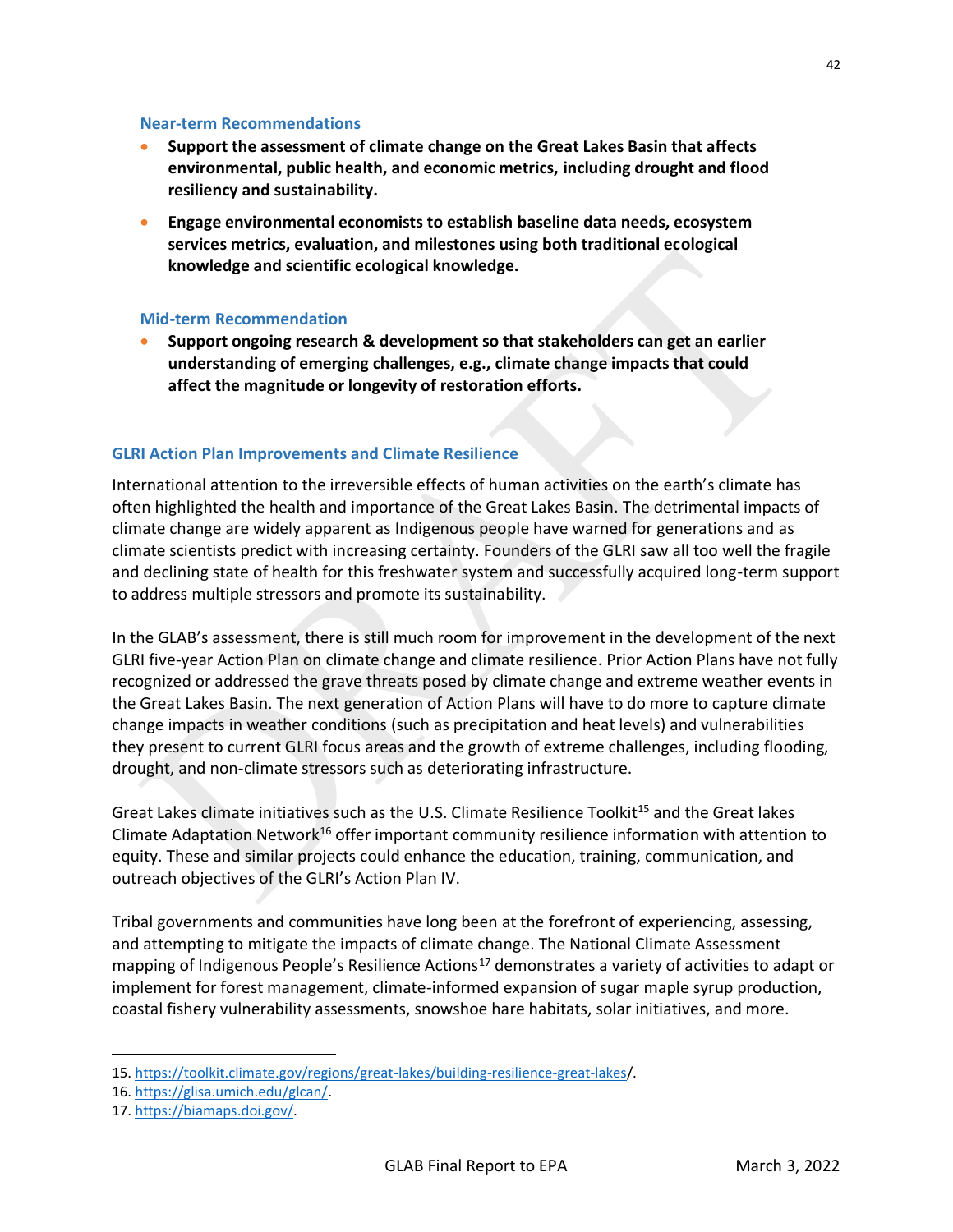### Near-term Recommendations

- **Support the assessment of climate change on the Great Lakes Basin that affects environmental, public health, and economic metrics, including drought and flood resiliency and sustainability.**
- **Engage environmental economists to establish baseline data needs, ecosystem services metrics, evaluation, and milestones using both traditional ecological knowledge and scientific ecological knowledge.**

### Mid-term Recommendation

- **Support ongoing research & development so that stakeholders can get an earlier understanding of emerging challenges, e.g., climate change impacts that could affect the magnitude or longevity of restoration efforts.**

## GLRI Action Plan Improvements and Climate Resilience

International attention to the irreversible effects of human activities on the earth's climate has often highlighted the health and importance of the Great Lakes Basin. The detrimental impacts of climate change are widely apparent as Indigenous people have warned for generations and as climate scientists predict with increasing certainty. Founders of the GLRI saw all too well the fragile and declining state of health for this freshwater system and successfully acquired long-term support to address multiple stressors and promote its sustainability.

In the GLAB's assessment, there is still much room for improvement in the development of the next GLRI five-year Action Plan on climate change and climate resilience. Prior Action Plans have not fully recognized or addressed the grave threats posed by climate change and extreme weather events in the Great Lakes Basin. The next generation of Action Plans will have to do more to capture climate change impacts in weather conditions (such as precipitation and heat levels) and vulnerabilities they present to current GLRI focus areas and the growth of extreme challenges, including flooding, drought, and non-climate stressors such as deteriorating infrastructure.

Great Lakes climate initiatives such as the U.S. Climate Resilience Toolkit[15] and the Great lakes Climate Adaptation Network[16] offer important community resilience information with attention to equity. These and similar projects could enhance the education, training, communication, and outreach objectives of the GLRI's Action Plan IV.

Tribal governments and communities have long been at the forefront of experiencing, assessing, and attempting to mitigate the impacts of climate change. The National Climate Assessment mapping of Indigenous People's Resilience Actions[17] demonstrates a variety of activities to adapt or implement for forest management, climate-informed expansion of sugar maple syrup production, coastal fishery vulnerability assessments, snowshoe hare habitats, solar initiatives, and more.

---

15. https://toolkit.climate.gov/regions/great-lakes/building-resilience-great-lakes/.
16. https://glisa.umich.edu/glcan/.
17. https://biamaps.doi.gov/.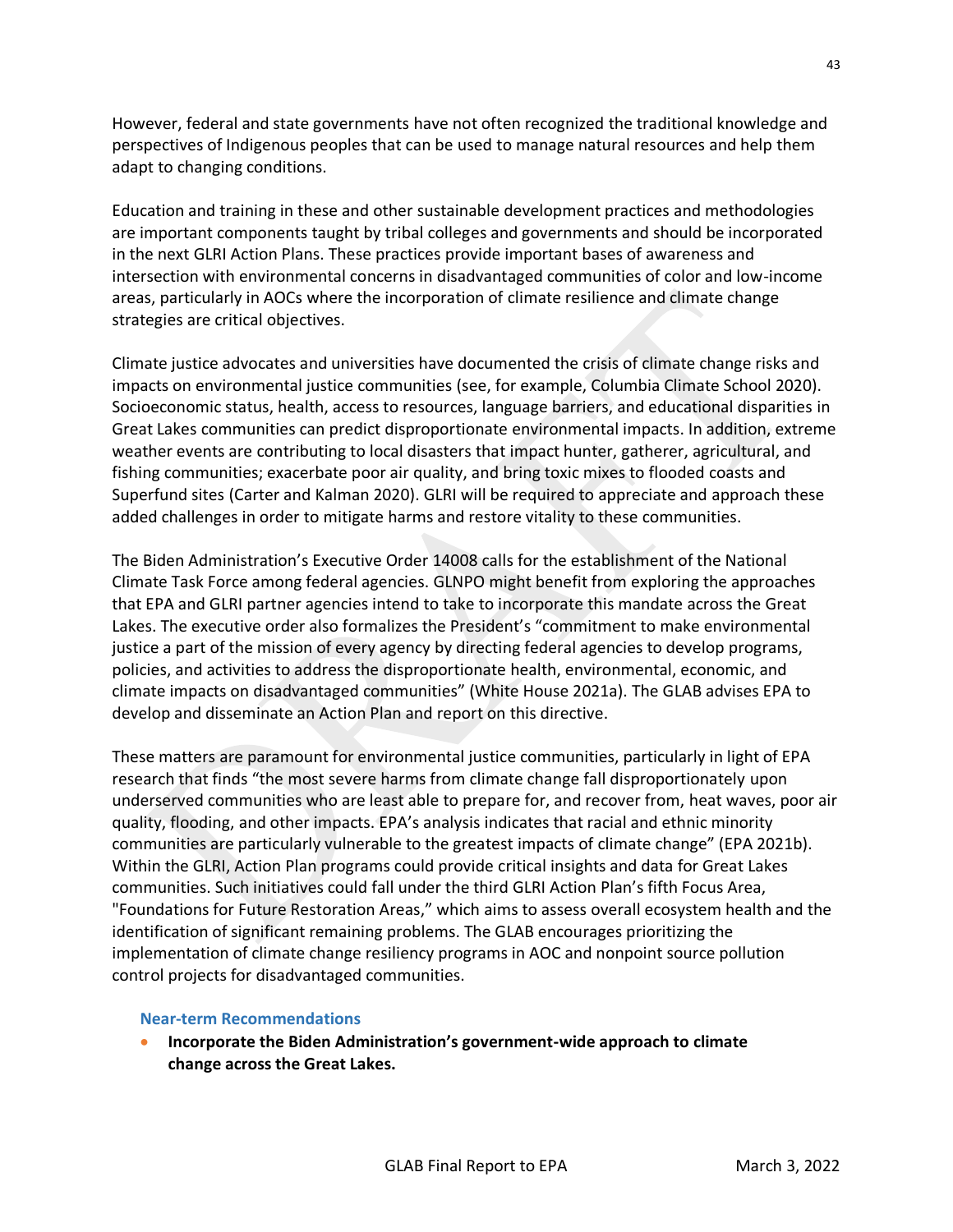However, federal and state governments have not often recognized the traditional knowledge and perspectives of Indigenous peoples that can be used to manage natural resources and help them adapt to changing conditions.

Education and training in these and other sustainable development practices and methodologies are important components taught by tribal colleges and governments and should be incorporated in the next GLRI Action Plans. These practices provide important bases of awareness and intersection with environmental concerns in disadvantaged communities of color and low-income areas, particularly in AOCs where the incorporation of climate resilience and climate change strategies are critical objectives.

Climate justice advocates and universities have documented the crisis of climate change risks and impacts on environmental justice communities (see, for example, Columbia Climate School 2020). Socioeconomic status, health, access to resources, language barriers, and educational disparities in Great Lakes communities can predict disproportionate environmental impacts. In addition, extreme weather events are contributing to local disasters that impact hunter, gatherer, agricultural, and fishing communities; exacerbate poor air quality, and bring toxic mixes to flooded coasts and Superfund sites (Carter and Kalman 2020). GLRI will be required to appreciate and approach these added challenges in order to mitigate harms and restore vitality to these communities.

The Biden Administration's Executive Order 14008 calls for the establishment of the National Climate Task Force among federal agencies. GLNPO might benefit from exploring the approaches that EPA and GLRI partner agencies intend to take to incorporate this mandate across the Great Lakes. The executive order also formalizes the President's "commitment to make environmental justice a part of the mission of every agency by directing federal agencies to develop programs, policies, and activities to address the disproportionate health, environmental, economic, and climate impacts on disadvantaged communities" (White House 2021a). The GLAB advises EPA to develop and disseminate an Action Plan and report on this directive.

These matters are paramount for environmental justice communities, particularly in light of EPA research that finds "the most severe harms from climate change fall disproportionately upon underserved communities who are least able to prepare for, and recover from, heat waves, poor air quality, flooding, and other impacts. EPA's analysis indicates that racial and ethnic minority communities are particularly vulnerable to the greatest impacts of climate change" (EPA 2021b). Within the GLRI, Action Plan programs could provide critical insights and data for Great Lakes communities. Such initiatives could fall under the third GLRI Action Plan's fifth Focus Area, "Foundations for Future Restoration Areas," which aims to assess overall ecosystem health and the identification of significant remaining problems. The GLAB encourages prioritizing the implementation of climate change resiliency programs in AOC and nonpoint source pollution control projects for disadvantaged communities.

#### Near-term Recommendations

- **Incorporate the Biden Administration's government-wide approach to climate change across the Great Lakes.**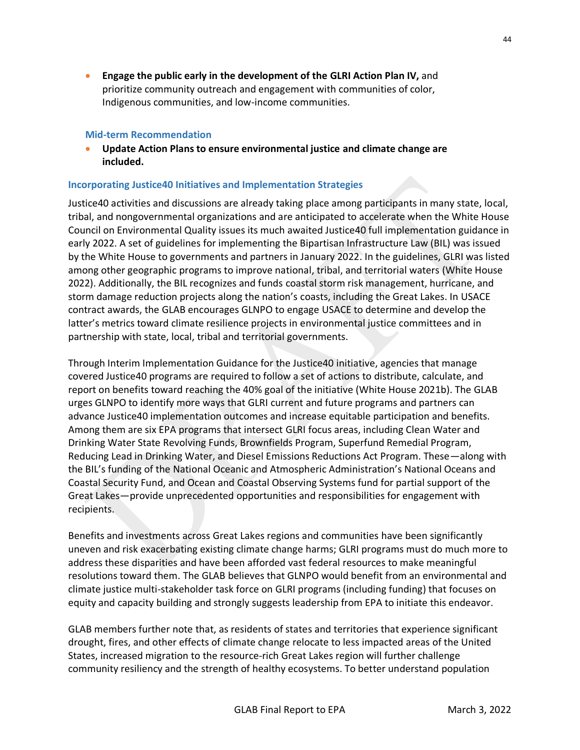- **Engage the public early in the development of the GLRI Action Plan IV,** and prioritize community outreach and engagement with communities of color, Indigenous communities, and low-income communities.

#### Mid-term Recommendation

- **Update Action Plans to ensure environmental justice and climate change are included.**

### Incorporating Justice40 Initiatives and Implementation Strategies

Justice40 activities and discussions are already taking place among participants in many state, local, tribal, and nongovernmental organizations and are anticipated to accelerate when the White House Council on Environmental Quality issues its much awaited Justice40 full implementation guidance in early 2022. A set of guidelines for implementing the Bipartisan Infrastructure Law (BIL) was issued by the White House to governments and partners in January 2022. In the guidelines, GLRI was listed among other geographic programs to improve national, tribal, and territorial waters (White House 2022). Additionally, the BIL recognizes and funds coastal storm risk management, hurricane, and storm damage reduction projects along the nation's coasts, including the Great Lakes. In USACE contract awards, the GLAB encourages GLNPO to engage USACE to determine and develop the latter's metrics toward climate resilience projects in environmental justice committees and in partnership with state, local, tribal and territorial governments.

Through Interim Implementation Guidance for the Justice40 initiative, agencies that manage covered Justice40 programs are required to follow a set of actions to distribute, calculate, and report on benefits toward reaching the 40% goal of the initiative (White House 2021b). The GLAB urges GLNPO to identify more ways that GLRI current and future programs and partners can advance Justice40 implementation outcomes and increase equitable participation and benefits. Among them are six EPA programs that intersect GLRI focus areas, including Clean Water and Drinking Water State Revolving Funds, Brownfields Program, Superfund Remedial Program, Reducing Lead in Drinking Water, and Diesel Emissions Reductions Act Program. These—along with the BIL's funding of the National Oceanic and Atmospheric Administration's National Oceans and Coastal Security Fund, and Ocean and Coastal Observing Systems fund for partial support of the Great Lakes—provide unprecedented opportunities and responsibilities for engagement with recipients.

Benefits and investments across Great Lakes regions and communities have been significantly uneven and risk exacerbating existing climate change harms; GLRI programs must do much more to address these disparities and have been afforded vast federal resources to make meaningful resolutions toward them. The GLAB believes that GLNPO would benefit from an environmental and climate justice multi-stakeholder task force on GLRI programs (including funding) that focuses on equity and capacity building and strongly suggests leadership from EPA to initiate this endeavor.

GLAB members further note that, as residents of states and territories that experience significant drought, fires, and other effects of climate change relocate to less impacted areas of the United States, increased migration to the resource-rich Great Lakes region will further challenge community resiliency and the strength of healthy ecosystems. To better understand population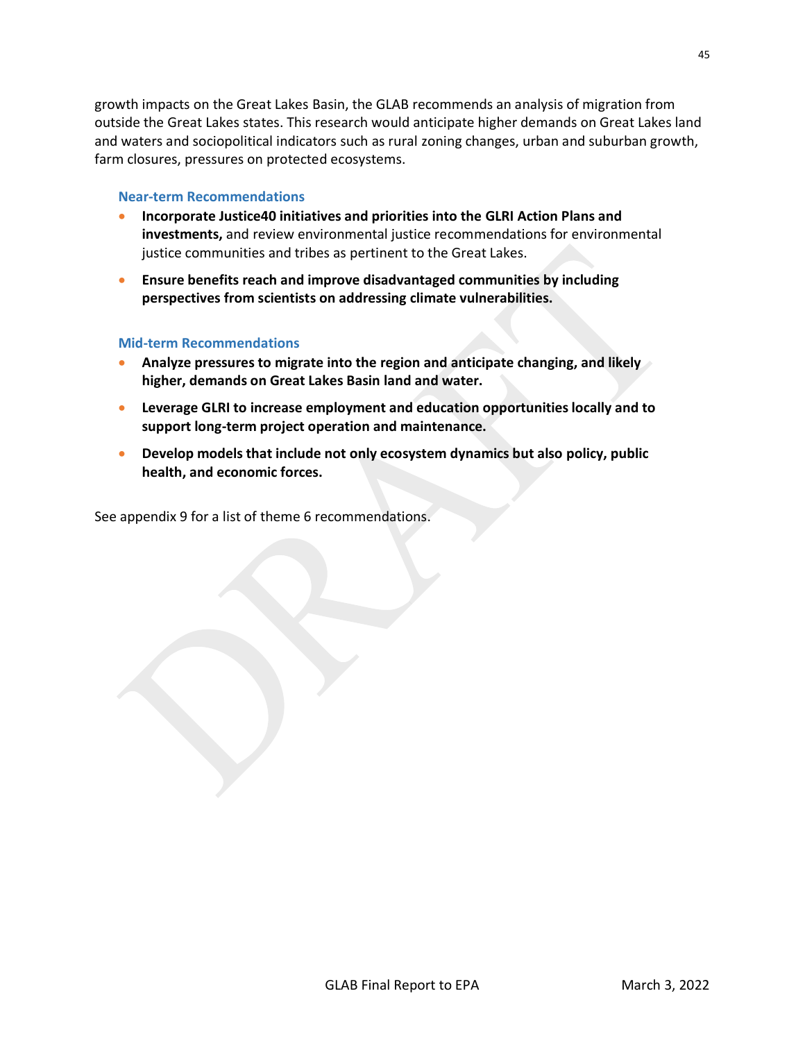growth impacts on the Great Lakes Basin, the GLAB recommends an analysis of migration from outside the Great Lakes states. This research would anticipate higher demands on Great Lakes land and waters and sociopolitical indicators such as rural zoning changes, urban and suburban growth, farm closures, pressures on protected ecosystems.

#### Near-term Recommendations

- **Incorporate Justice40 initiatives and priorities into the GLRI Action Plans and investments,** and review environmental justice recommendations for environmental justice communities and tribes as pertinent to the Great Lakes.
- **Ensure benefits reach and improve disadvantaged communities by including perspectives from scientists on addressing climate vulnerabilities.**

#### Mid-term Recommendations

- **Analyze pressures to migrate into the region and anticipate changing, and likely higher, demands on Great Lakes Basin land and water.**
- **Leverage GLRI to increase employment and education opportunities locally and to support long-term project operation and maintenance.**
- **Develop models that include not only ecosystem dynamics but also policy, public health, and economic forces.**

See appendix 9 for a list of theme 6 recommendations.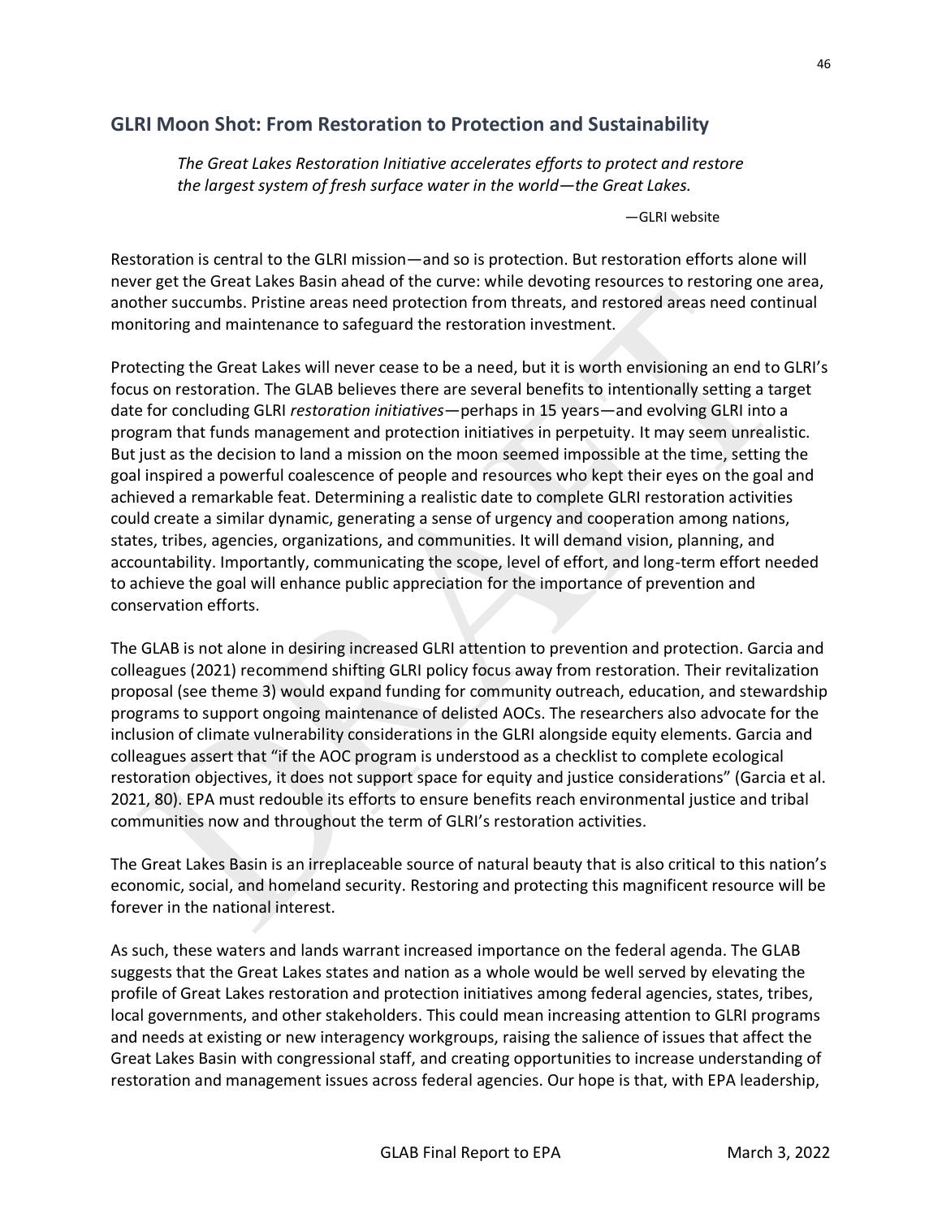## GLRI Moon Shot: From Restoration to Protection and Sustainability

> *The Great Lakes Restoration Initiative accelerates efforts to protect and restore the largest system of fresh surface water in the world—the Great Lakes.*
>
> —GLRI website

Restoration is central to the GLRI mission—and so is protection. But restoration efforts alone will never get the Great Lakes Basin ahead of the curve: while devoting resources to restoring one area, another succumbs. Pristine areas need protection from threats, and restored areas need continual monitoring and maintenance to safeguard the restoration investment.

Protecting the Great Lakes will never cease to be a need, but it is worth envisioning an end to GLRI's focus on restoration. The GLAB believes there are several benefits to intentionally setting a target date for concluding GLRI *restoration initiatives*—perhaps in 15 years—and evolving GLRI into a program that funds management and protection initiatives in perpetuity. It may seem unrealistic. But just as the decision to land a mission on the moon seemed impossible at the time, setting the goal inspired a powerful coalescence of people and resources who kept their eyes on the goal and achieved a remarkable feat. Determining a realistic date to complete GLRI restoration activities could create a similar dynamic, generating a sense of urgency and cooperation among nations, states, tribes, agencies, organizations, and communities. It will demand vision, planning, and accountability. Importantly, communicating the scope, level of effort, and long-term effort needed to achieve the goal will enhance public appreciation for the importance of prevention and conservation efforts.

The GLAB is not alone in desiring increased GLRI attention to prevention and protection. Garcia and colleagues (2021) recommend shifting GLRI policy focus away from restoration. Their revitalization proposal (see theme 3) would expand funding for community outreach, education, and stewardship programs to support ongoing maintenance of delisted AOCs. The researchers also advocate for the inclusion of climate vulnerability considerations in the GLRI alongside equity elements. Garcia and colleagues assert that "if the AOC program is understood as a checklist to complete ecological restoration objectives, it does not support space for equity and justice considerations" (Garcia et al. 2021, 80). EPA must redouble its efforts to ensure benefits reach environmental justice and tribal communities now and throughout the term of GLRI's restoration activities.

The Great Lakes Basin is an irreplaceable source of natural beauty that is also critical to this nation's economic, social, and homeland security. Restoring and protecting this magnificent resource will be forever in the national interest.

As such, these waters and lands warrant increased importance on the federal agenda. The GLAB suggests that the Great Lakes states and nation as a whole would be well served by elevating the profile of Great Lakes restoration and protection initiatives among federal agencies, states, tribes, local governments, and other stakeholders. This could mean increasing attention to GLRI programs and needs at existing or new interagency workgroups, raising the salience of issues that affect the Great Lakes Basin with congressional staff, and creating opportunities to increase understanding of restoration and management issues across federal agencies. Our hope is that, with EPA leadership,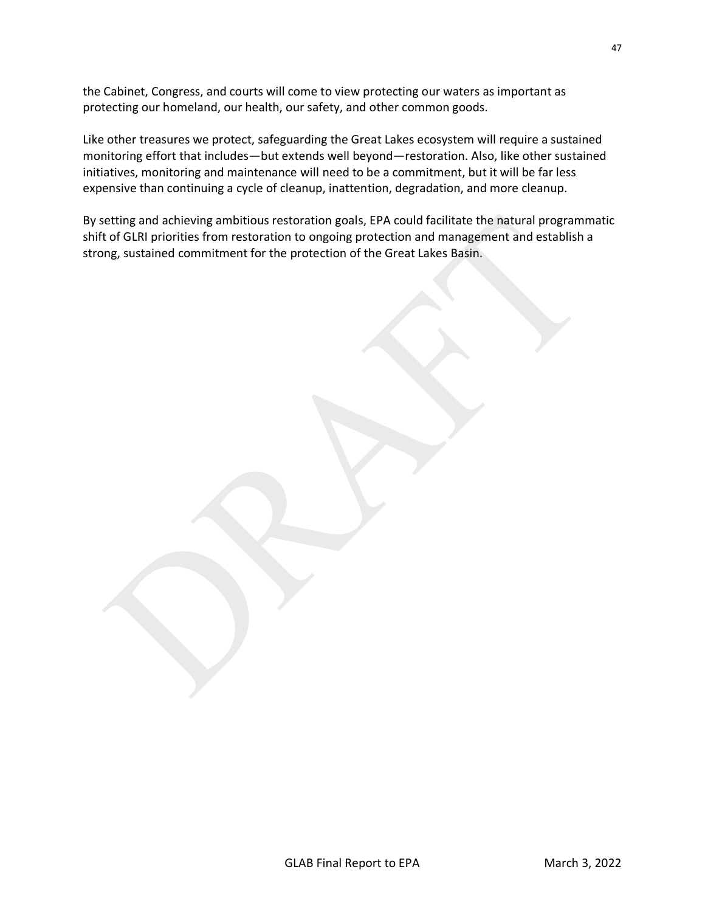the Cabinet, Congress, and courts will come to view protecting our waters as important as protecting our homeland, our health, our safety, and other common goods.

Like other treasures we protect, safeguarding the Great Lakes ecosystem will require a sustained monitoring effort that includes—but extends well beyond—restoration. Also, like other sustained initiatives, monitoring and maintenance will need to be a commitment, but it will be far less expensive than continuing a cycle of cleanup, inattention, degradation, and more cleanup.

By setting and achieving ambitious restoration goals, EPA could facilitate the natural programmatic shift of GLRI priorities from restoration to ongoing protection and management and establish a strong, sustained commitment for the protection of the Great Lakes Basin.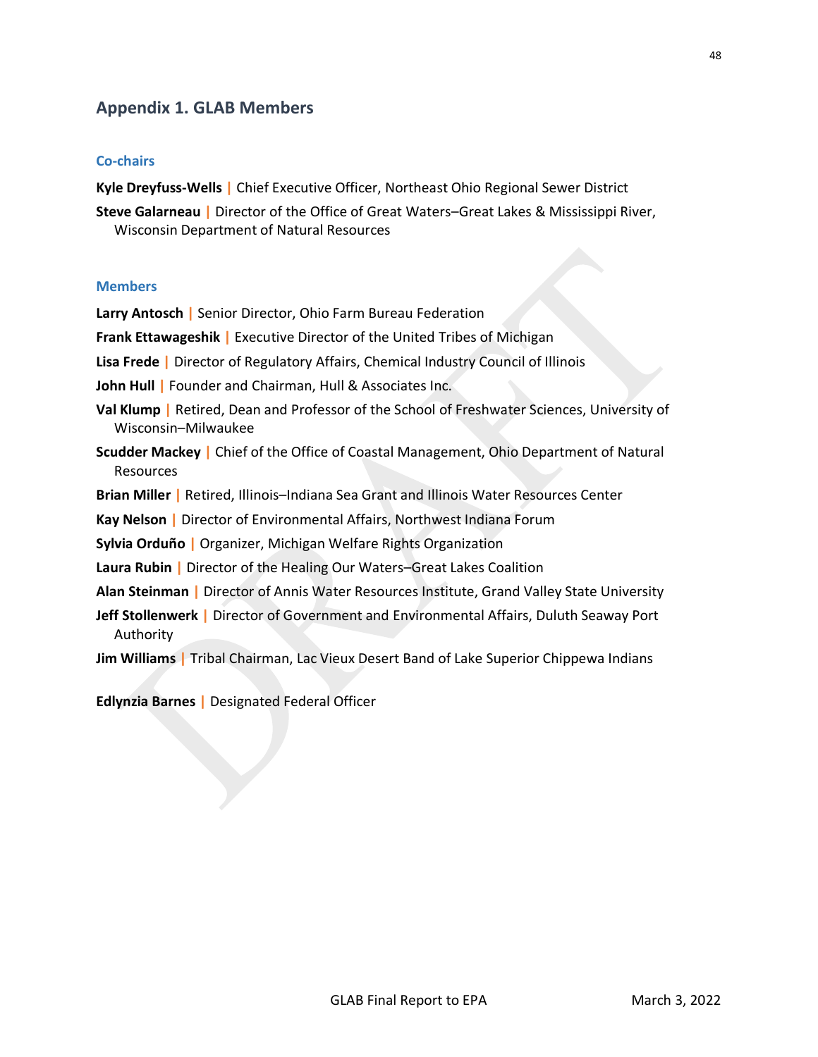## Appendix 1. GLAB Members

### Co-chairs

**Kyle Dreyfuss-Wells** | Chief Executive Officer, Northeast Ohio Regional Sewer District

**Steve Galarneau** | Director of the Office of Great Waters–Great Lakes & Mississippi River, Wisconsin Department of Natural Resources

### Members

**Larry Antosch** | Senior Director, Ohio Farm Bureau Federation

**Frank Ettawageshik** | Executive Director of the United Tribes of Michigan

**Lisa Frede** | Director of Regulatory Affairs, Chemical Industry Council of Illinois

**John Hull** | Founder and Chairman, Hull & Associates Inc.

**Val Klump** | Retired, Dean and Professor of the School of Freshwater Sciences, University of Wisconsin–Milwaukee

**Scudder Mackey** | Chief of the Office of Coastal Management, Ohio Department of Natural Resources

**Brian Miller** | Retired, Illinois–Indiana Sea Grant and Illinois Water Resources Center

**Kay Nelson** | Director of Environmental Affairs, Northwest Indiana Forum

**Sylvia Orduño** | Organizer, Michigan Welfare Rights Organization

**Laura Rubin** | Director of the Healing Our Waters–Great Lakes Coalition

**Alan Steinman** | Director of Annis Water Resources Institute, Grand Valley State University

**Jeff Stollenwerk** | Director of Government and Environmental Affairs, Duluth Seaway Port Authority

**Jim Williams** | Tribal Chairman, Lac Vieux Desert Band of Lake Superior Chippewa Indians

**Edlynzia Barnes** | Designated Federal Officer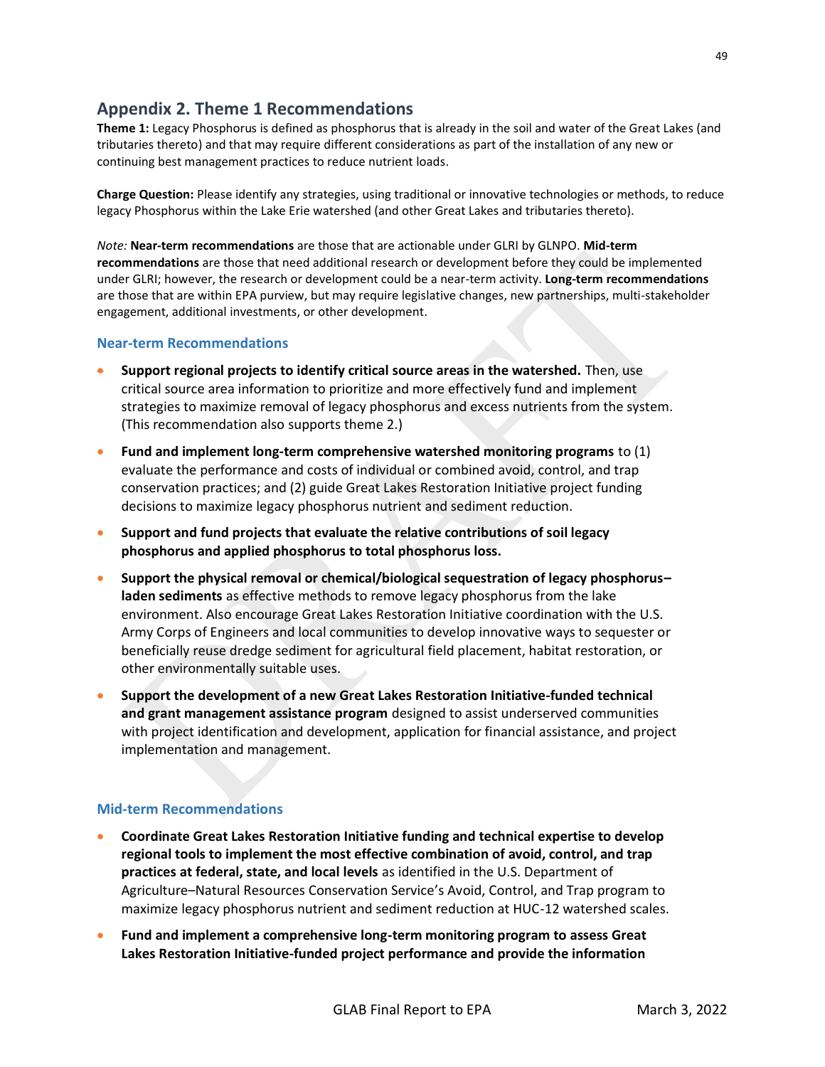## Appendix 2. Theme 1 Recommendations

**Theme 1:** Legacy Phosphorus is defined as phosphorus that is already in the soil and water of the Great Lakes (and tributaries thereto) and that may require different considerations as part of the installation of any new or continuing best management practices to reduce nutrient loads.

**Charge Question:** Please identify any strategies, using traditional or innovative technologies or methods, to reduce legacy Phosphorus within the Lake Erie watershed (and other Great Lakes and tributaries thereto).

*Note:* **Near-term recommendations** are those that are actionable under GLRI by GLNPO. **Mid-term recommendations** are those that need additional research or development before they could be implemented under GLRI; however, the research or development could be a near-term activity. **Long-term recommendations** are those that are within EPA purview, but may require legislative changes, new partnerships, multi-stakeholder engagement, additional investments, or other development.

### Near-term Recommendations

- **Support regional projects to identify critical source areas in the watershed.** Then, use critical source area information to prioritize and more effectively fund and implement strategies to maximize removal of legacy phosphorus and excess nutrients from the system. (This recommendation also supports theme 2.)
- **Fund and implement long-term comprehensive watershed monitoring programs** to (1) evaluate the performance and costs of individual or combined avoid, control, and trap conservation practices; and (2) guide Great Lakes Restoration Initiative project funding decisions to maximize legacy phosphorus nutrient and sediment reduction.
- **Support and fund projects that evaluate the relative contributions of soil legacy phosphorus and applied phosphorus to total phosphorus loss.**
- **Support the physical removal or chemical/biological sequestration of legacy phosphorus–laden sediments** as effective methods to remove legacy phosphorus from the lake environment. Also encourage Great Lakes Restoration Initiative coordination with the U.S. Army Corps of Engineers and local communities to develop innovative ways to sequester or beneficially reuse dredge sediment for agricultural field placement, habitat restoration, or other environmentally suitable uses.
- **Support the development of a new Great Lakes Restoration Initiative-funded technical and grant management assistance program** designed to assist underserved communities with project identification and development, application for financial assistance, and project implementation and management.

### Mid-term Recommendations

- **Coordinate Great Lakes Restoration Initiative funding and technical expertise to develop regional tools to implement the most effective combination of avoid, control, and trap practices at federal, state, and local levels** as identified in the U.S. Department of Agriculture–Natural Resources Conservation Service's Avoid, Control, and Trap program to maximize legacy phosphorus nutrient and sediment reduction at HUC-12 watershed scales.
- **Fund and implement a comprehensive long-term monitoring program to assess Great Lakes Restoration Initiative-funded project performance and provide the information**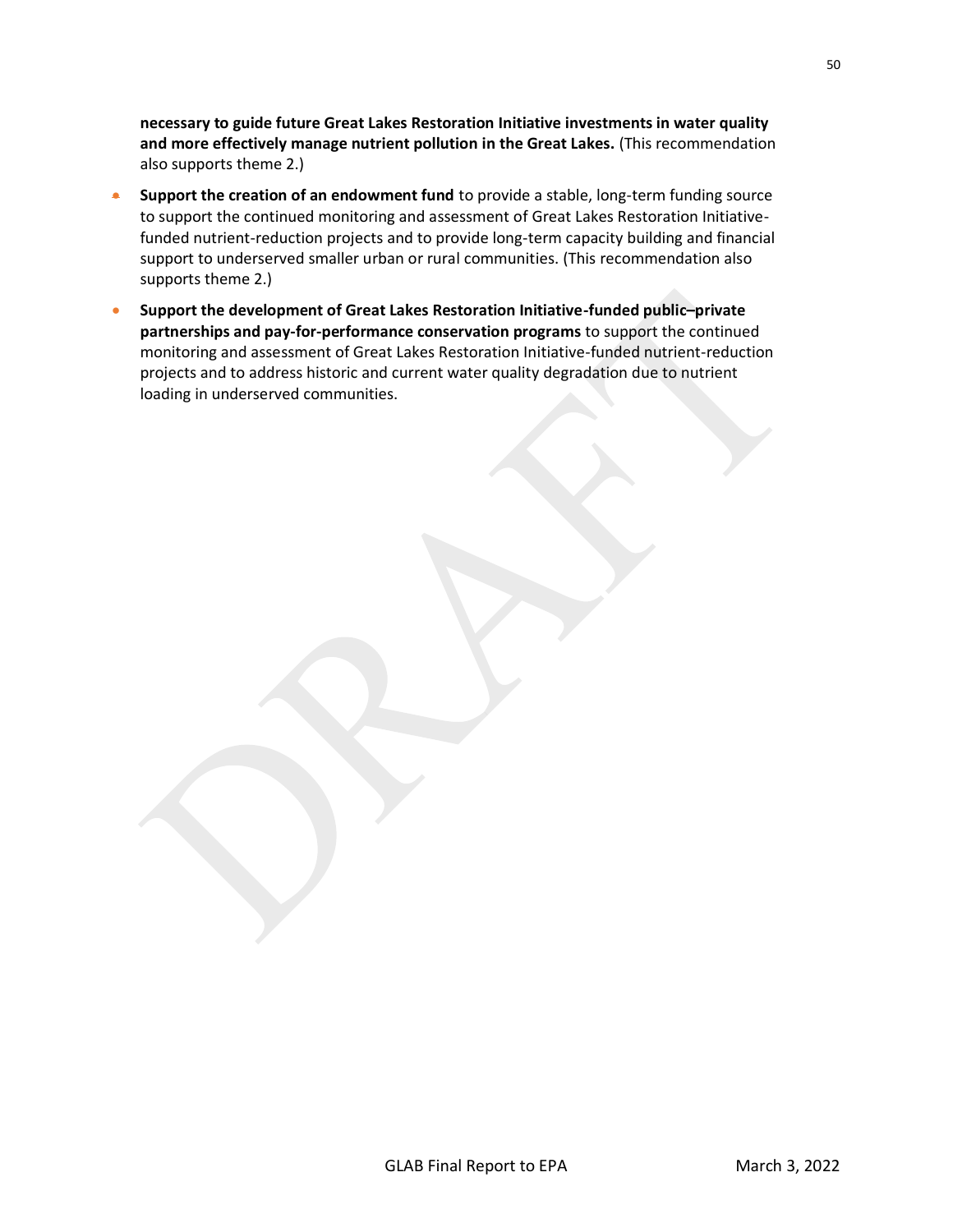**necessary to guide future Great Lakes Restoration Initiative investments in water quality and more effectively manage nutrient pollution in the Great Lakes.** (This recommendation also supports theme 2.)

- **Support the creation of an endowment fund** to provide a stable, long-term funding source to support the continued monitoring and assessment of Great Lakes Restoration Initiative-funded nutrient-reduction projects and to provide long-term capacity building and financial support to underserved smaller urban or rural communities. (This recommendation also supports theme 2.)
- **Support the development of Great Lakes Restoration Initiative-funded public–private partnerships and pay-for-performance conservation programs** to support the continued monitoring and assessment of Great Lakes Restoration Initiative-funded nutrient-reduction projects and to address historic and current water quality degradation due to nutrient loading in underserved communities.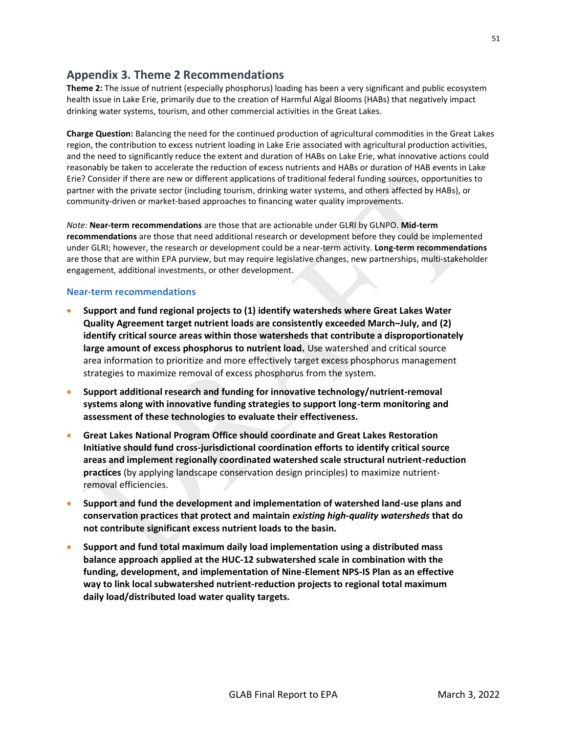## Appendix 3. Theme 2 Recommendations

**Theme 2:** The issue of nutrient (especially phosphorus) loading has been a very significant and public ecosystem health issue in Lake Erie, primarily due to the creation of Harmful Algal Blooms (HABs) that negatively impact drinking water systems, tourism, and other commercial activities in the Great Lakes.

**Charge Question:** Balancing the need for the continued production of agricultural commodities in the Great Lakes region, the contribution to excess nutrient loading in Lake Erie associated with agricultural production activities, and the need to significantly reduce the extent and duration of HABs on Lake Erie, what innovative actions could reasonably be taken to accelerate the reduction of excess nutrients and HABs or duration of HAB events in Lake Erie? Consider if there are new or different applications of traditional federal funding sources, opportunities to partner with the private sector (including tourism, drinking water systems, and others affected by HABs), or community-driven or market-based approaches to financing water quality improvements.

*Note:* **Near-term recommendations** are those that are actionable under GLRI by GLNPO. **Mid-term recommendations** are those that need additional research or development before they could be implemented under GLRI; however, the research or development could be a near-term activity. **Long-term recommendations** are those that are within EPA purview, but may require legislative changes, new partnerships, multi-stakeholder engagement, additional investments, or other development.

### Near-term recommendations

- **Support and fund regional projects to (1) identify watersheds where Great Lakes Water Quality Agreement target nutrient loads are consistently exceeded March–July, and (2) identify critical source areas within those watersheds that contribute a disproportionately large amount of excess phosphorus to nutrient load.** Use watershed and critical source area information to prioritize and more effectively target excess phosphorus management strategies to maximize removal of excess phosphorus from the system.
- **Support additional research and funding for innovative technology/nutrient-removal systems along with innovative funding strategies to support long-term monitoring and assessment of these technologies to evaluate their effectiveness.**
- **Great Lakes National Program Office should coordinate and Great Lakes Restoration Initiative should fund cross-jurisdictional coordination efforts to identify critical source areas and implement regionally coordinated watershed scale structural nutrient-reduction practices** (by applying landscape conservation design principles) to maximize nutrient-removal efficiencies.
- **Support and fund the development and implementation of watershed land-use plans and conservation practices that protect and maintain *existing high-quality watersheds* that do not contribute significant excess nutrient loads to the basin.**
- **Support and fund total maximum daily load implementation using a distributed mass balance approach applied at the HUC-12 subwatershed scale in combination with the funding, development, and implementation of Nine-Element NPS-IS Plan as an effective way to link local subwatershed nutrient-reduction projects to regional total maximum daily load/distributed load water quality targets.**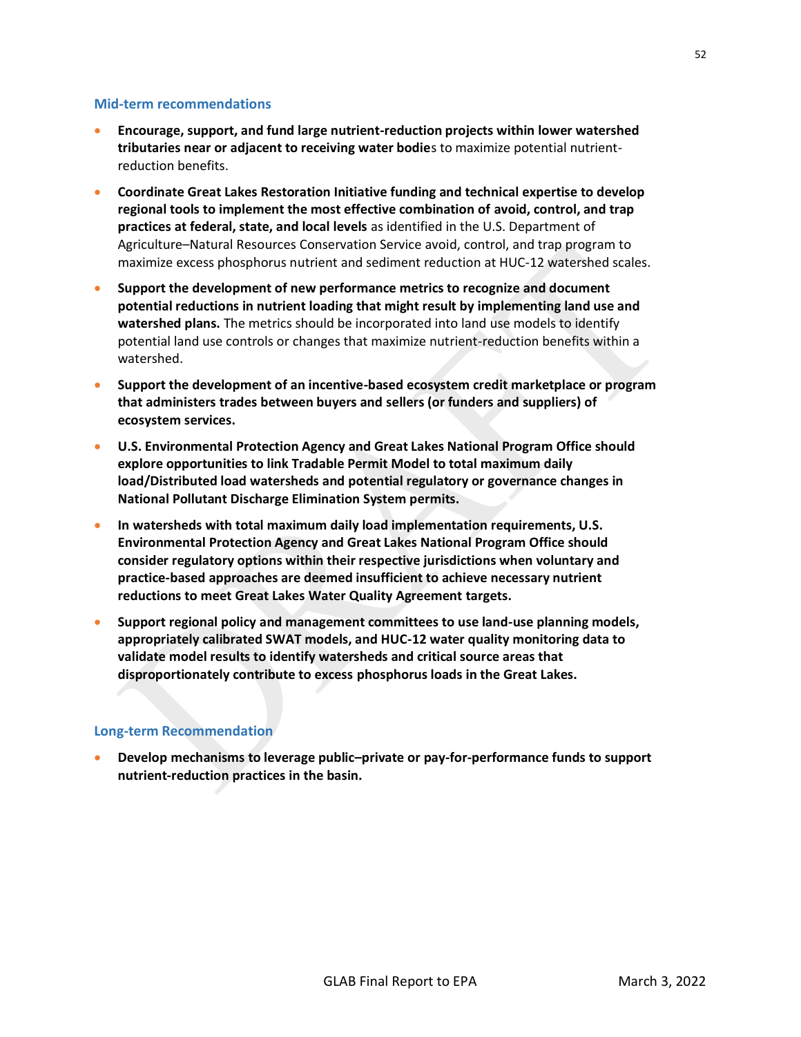### Mid-term recommendations

- **Encourage, support, and fund large nutrient-reduction projects within lower watershed tributaries near or adjacent to receiving water bodie**s to maximize potential nutrient-reduction benefits.
- **Coordinate Great Lakes Restoration Initiative funding and technical expertise to develop regional tools to implement the most effective combination of avoid, control, and trap practices at federal, state, and local levels** as identified in the U.S. Department of Agriculture–Natural Resources Conservation Service avoid, control, and trap program to maximize excess phosphorus nutrient and sediment reduction at HUC-12 watershed scales.
- **Support the development of new performance metrics to recognize and document potential reductions in nutrient loading that might result by implementing land use and watershed plans.** The metrics should be incorporated into land use models to identify potential land use controls or changes that maximize nutrient-reduction benefits within a watershed.
- **Support the development of an incentive-based ecosystem credit marketplace or program that administers trades between buyers and sellers (or funders and suppliers) of ecosystem services.**
- **U.S. Environmental Protection Agency and Great Lakes National Program Office should explore opportunities to link Tradable Permit Model to total maximum daily load/Distributed load watersheds and potential regulatory or governance changes in National Pollutant Discharge Elimination System permits.**
- **In watersheds with total maximum daily load implementation requirements, U.S. Environmental Protection Agency and Great Lakes National Program Office should consider regulatory options within their respective jurisdictions when voluntary and practice-based approaches are deemed insufficient to achieve necessary nutrient reductions to meet Great Lakes Water Quality Agreement targets.**
- **Support regional policy and management committees to use land-use planning models, appropriately calibrated SWAT models, and HUC-12 water quality monitoring data to validate model results to identify watersheds and critical source areas that disproportionately contribute to excess phosphorus loads in the Great Lakes.**

### Long-term Recommendation

- **Develop mechanisms to leverage public–private or pay-for-performance funds to support nutrient-reduction practices in the basin.**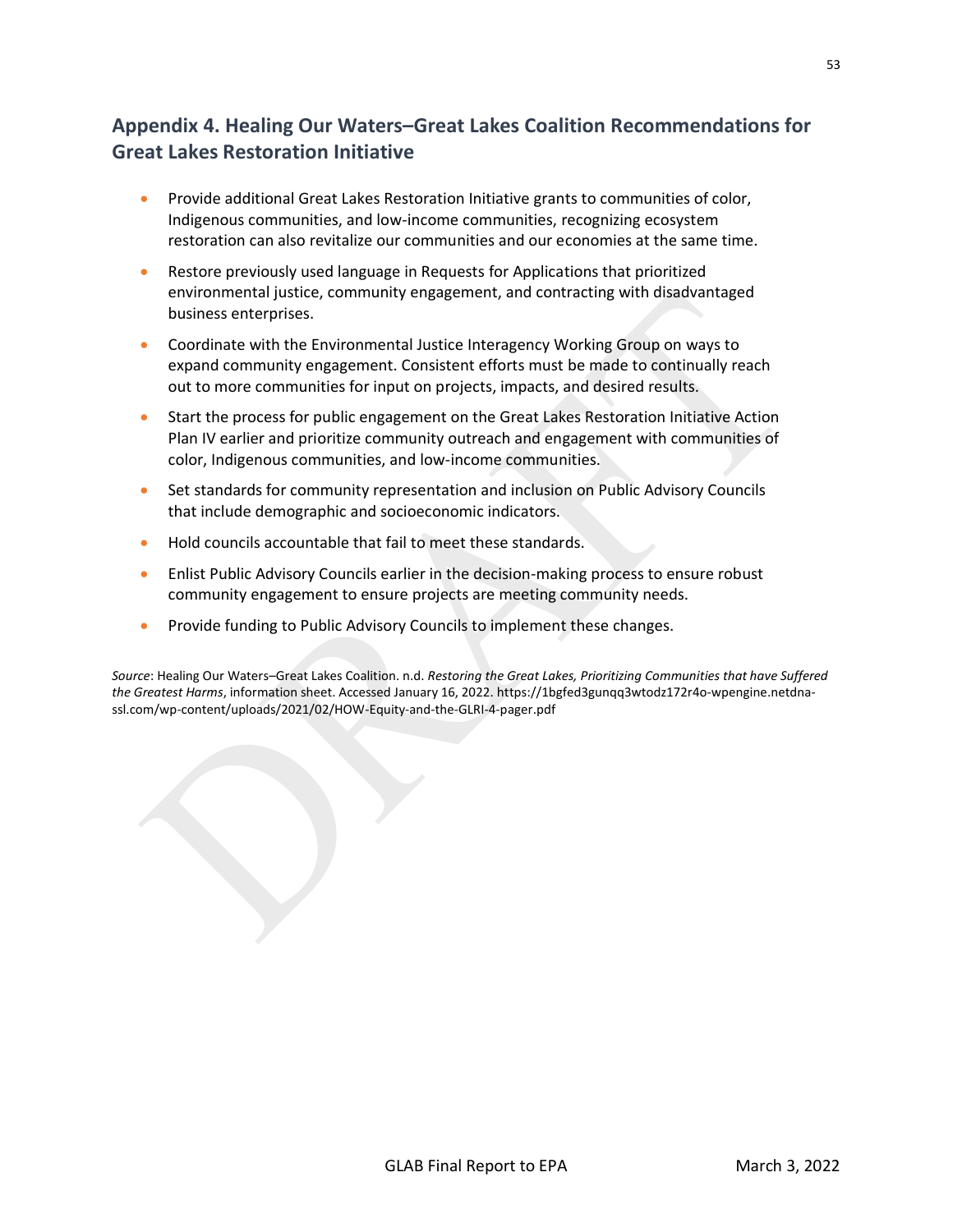## Appendix 4. Healing Our Waters–Great Lakes Coalition Recommendations for Great Lakes Restoration Initiative

- Provide additional Great Lakes Restoration Initiative grants to communities of color, Indigenous communities, and low-income communities, recognizing ecosystem restoration can also revitalize our communities and our economies at the same time.
- Restore previously used language in Requests for Applications that prioritized environmental justice, community engagement, and contracting with disadvantaged business enterprises.
- Coordinate with the Environmental Justice Interagency Working Group on ways to expand community engagement. Consistent efforts must be made to continually reach out to more communities for input on projects, impacts, and desired results.
- Start the process for public engagement on the Great Lakes Restoration Initiative Action Plan IV earlier and prioritize community outreach and engagement with communities of color, Indigenous communities, and low-income communities.
- Set standards for community representation and inclusion on Public Advisory Councils that include demographic and socioeconomic indicators.
- Hold councils accountable that fail to meet these standards.
- Enlist Public Advisory Councils earlier in the decision-making process to ensure robust community engagement to ensure projects are meeting community needs.
- Provide funding to Public Advisory Councils to implement these changes.

*Source*: Healing Our Waters–Great Lakes Coalition. n.d. *Restoring the Great Lakes, Prioritizing Communities that have Suffered the Greatest Harms*, information sheet. Accessed January 16, 2022. https://1bgfed3gunqq3wtodz172r4o-wpengine.netdna-ssl.com/wp-content/uploads/2021/02/HOW-Equity-and-the-GLRI-4-pager.pdf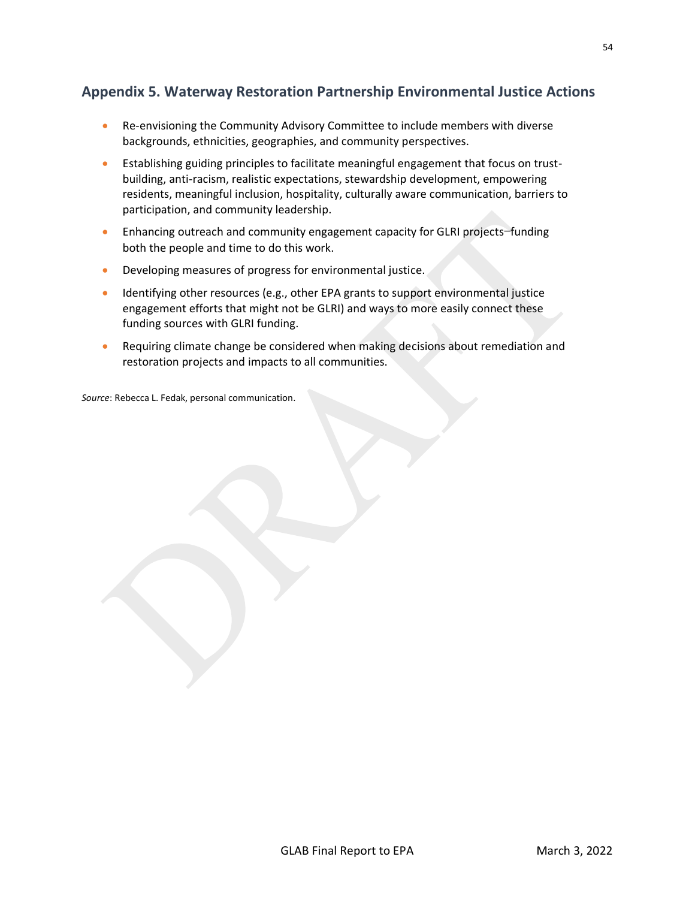## Appendix 5. Waterway Restoration Partnership Environmental Justice Actions

- Re-envisioning the Community Advisory Committee to include members with diverse backgrounds, ethnicities, geographies, and community perspectives.
- Establishing guiding principles to facilitate meaningful engagement that focus on trust-building, anti-racism, realistic expectations, stewardship development, empowering residents, meaningful inclusion, hospitality, culturally aware communication, barriers to participation, and community leadership.
- Enhancing outreach and community engagement capacity for GLRI projects–funding both the people and time to do this work.
- Developing measures of progress for environmental justice.
- Identifying other resources (e.g., other EPA grants to support environmental justice engagement efforts that might not be GLRI) and ways to more easily connect these funding sources with GLRI funding.
- Requiring climate change be considered when making decisions about remediation and restoration projects and impacts to all communities.

*Source*: Rebecca L. Fedak, personal communication.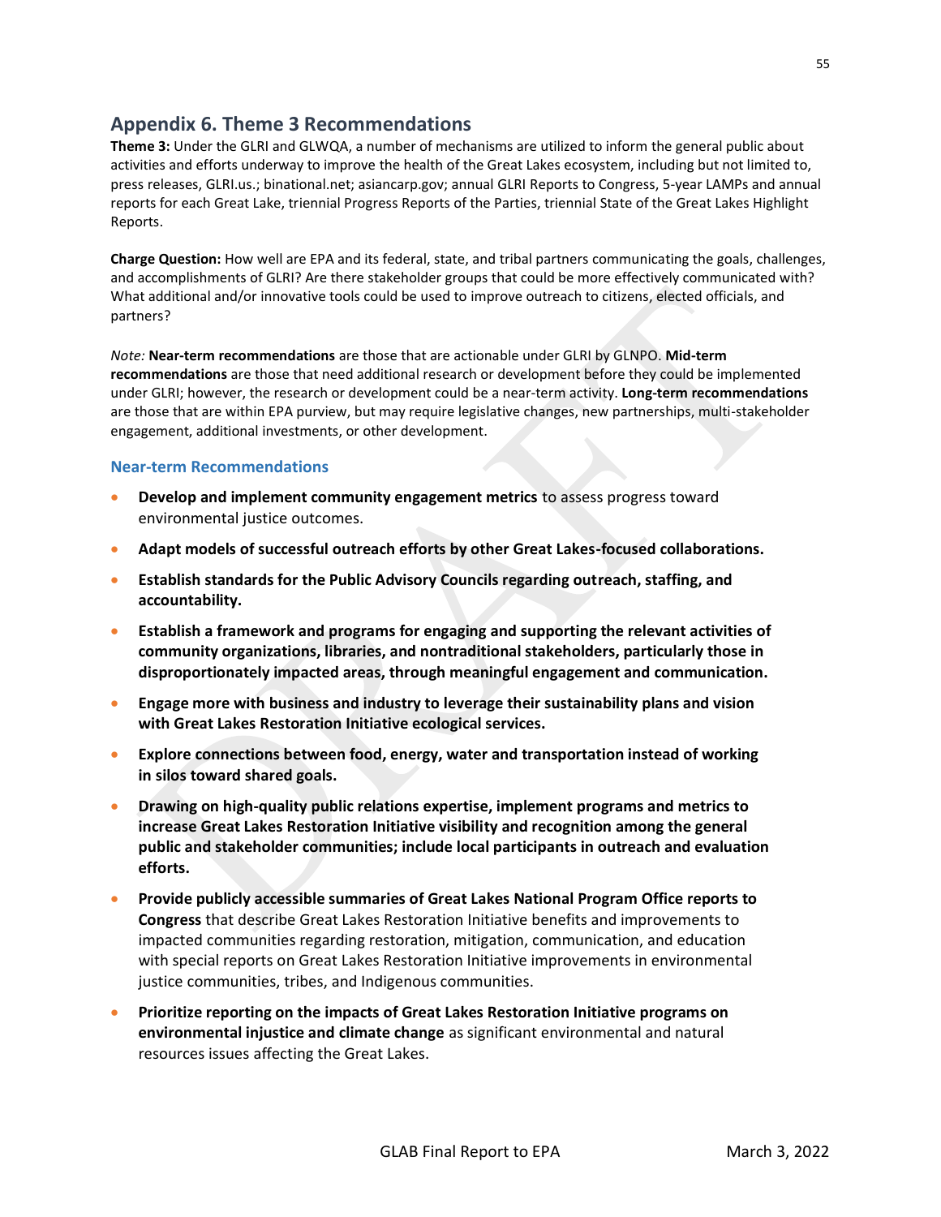## Appendix 6. Theme 3 Recommendations

**Theme 3:** Under the GLRI and GLWQA, a number of mechanisms are utilized to inform the general public about activities and efforts underway to improve the health of the Great Lakes ecosystem, including but not limited to, press releases, GLRI.us.; binational.net; asiancarp.gov; annual GLRI Reports to Congress, 5-year LAMPs and annual reports for each Great Lake, triennial Progress Reports of the Parties, triennial State of the Great Lakes Highlight Reports.

**Charge Question:** How well are EPA and its federal, state, and tribal partners communicating the goals, challenges, and accomplishments of GLRI? Are there stakeholder groups that could be more effectively communicated with? What additional and/or innovative tools could be used to improve outreach to citizens, elected officials, and partners?

*Note:* **Near-term recommendations** are those that are actionable under GLRI by GLNPO. **Mid-term recommendations** are those that need additional research or development before they could be implemented under GLRI; however, the research or development could be a near-term activity. **Long-term recommendations** are those that are within EPA purview, but may require legislative changes, new partnerships, multi-stakeholder engagement, additional investments, or other development.

### Near-term Recommendations

- **Develop and implement community engagement metrics** to assess progress toward environmental justice outcomes.
- **Adapt models of successful outreach efforts by other Great Lakes-focused collaborations.**
- **Establish standards for the Public Advisory Councils regarding outreach, staffing, and accountability.**
- **Establish a framework and programs for engaging and supporting the relevant activities of community organizations, libraries, and nontraditional stakeholders, particularly those in disproportionately impacted areas, through meaningful engagement and communication.**
- **Engage more with business and industry to leverage their sustainability plans and vision with Great Lakes Restoration Initiative ecological services.**
- **Explore connections between food, energy, water and transportation instead of working in silos toward shared goals.**
- **Drawing on high-quality public relations expertise, implement programs and metrics to increase Great Lakes Restoration Initiative visibility and recognition among the general public and stakeholder communities; include local participants in outreach and evaluation efforts.**
- **Provide publicly accessible summaries of Great Lakes National Program Office reports to Congress** that describe Great Lakes Restoration Initiative benefits and improvements to impacted communities regarding restoration, mitigation, communication, and education with special reports on Great Lakes Restoration Initiative improvements in environmental justice communities, tribes, and Indigenous communities.
- **Prioritize reporting on the impacts of Great Lakes Restoration Initiative programs on environmental injustice and climate change** as significant environmental and natural resources issues affecting the Great Lakes.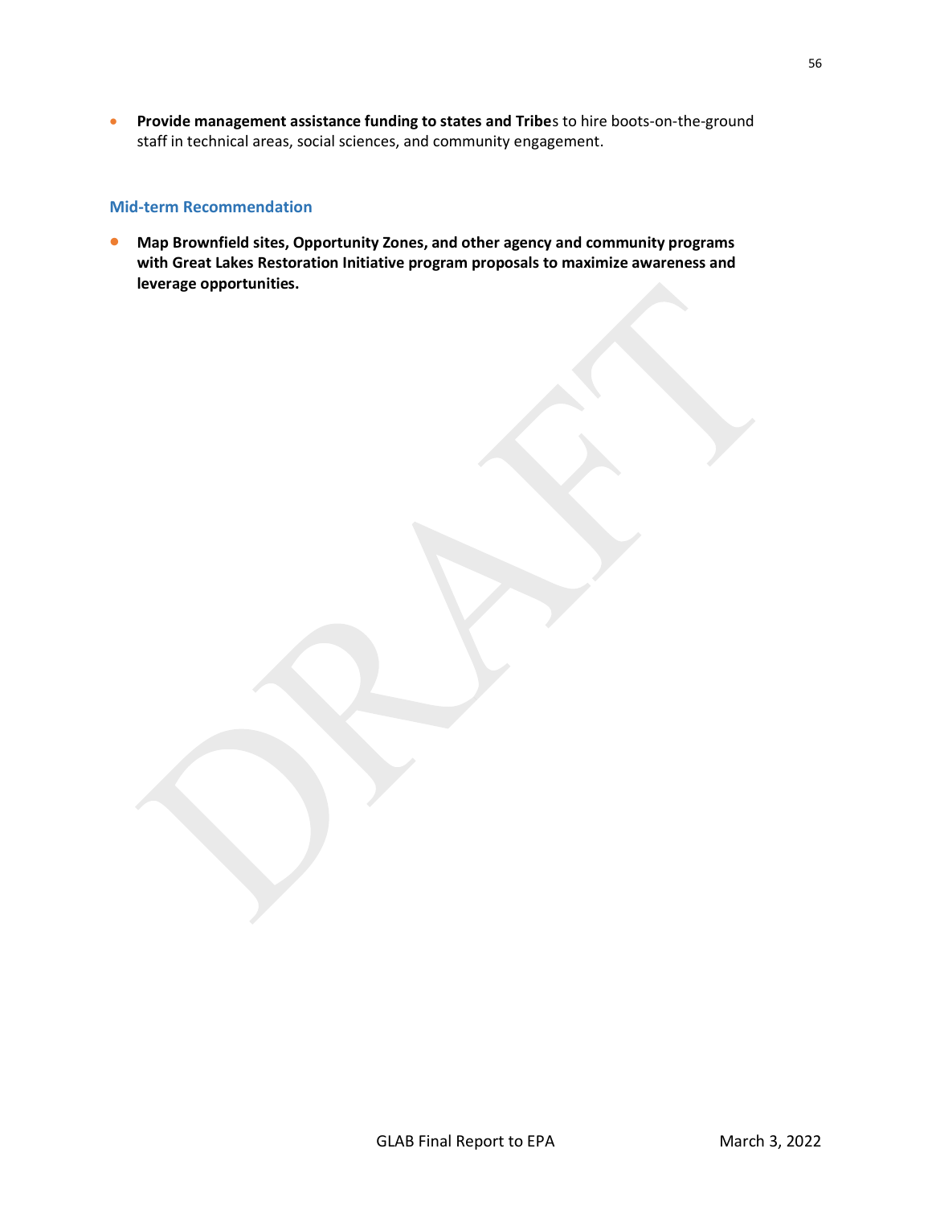- **Provide management assistance funding to states and Tribe**s to hire boots-on-the-ground staff in technical areas, social sciences, and community engagement.

### Mid-term Recommendation

- **Map Brownfield sites, Opportunity Zones, and other agency and community programs with Great Lakes Restoration Initiative program proposals to maximize awareness and leverage opportunities.**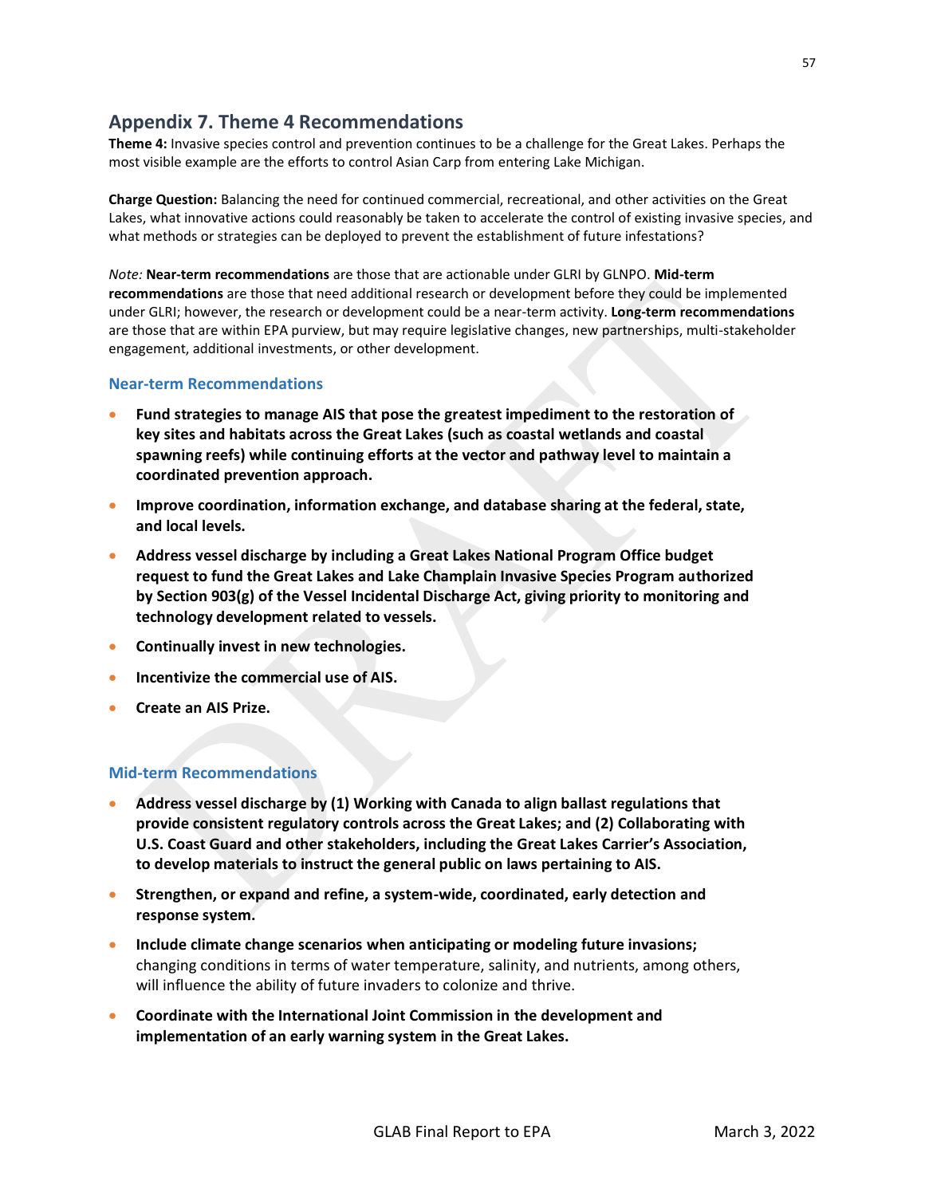## Appendix 7. Theme 4 Recommendations

**Theme 4:** Invasive species control and prevention continues to be a challenge for the Great Lakes. Perhaps the most visible example are the efforts to control Asian Carp from entering Lake Michigan.

**Charge Question:** Balancing the need for continued commercial, recreational, and other activities on the Great Lakes, what innovative actions could reasonably be taken to accelerate the control of existing invasive species, and what methods or strategies can be deployed to prevent the establishment of future infestations?

*Note:* **Near-term recommendations** are those that are actionable under GLRI by GLNPO. **Mid-term recommendations** are those that need additional research or development before they could be implemented under GLRI; however, the research or development could be a near-term activity. **Long-term recommendations** are those that are within EPA purview, but may require legislative changes, new partnerships, multi-stakeholder engagement, additional investments, or other development.

### Near-term Recommendations

- **Fund strategies to manage AIS that pose the greatest impediment to the restoration of key sites and habitats across the Great Lakes (such as coastal wetlands and coastal spawning reefs) while continuing efforts at the vector and pathway level to maintain a coordinated prevention approach.**
- **Improve coordination, information exchange, and database sharing at the federal, state, and local levels.**
- **Address vessel discharge by including a Great Lakes National Program Office budget request to fund the Great Lakes and Lake Champlain Invasive Species Program authorized by Section 903(g) of the Vessel Incidental Discharge Act, giving priority to monitoring and technology development related to vessels.**
- **Continually invest in new technologies.**
- **Incentivize the commercial use of AIS.**
- **Create an AIS Prize.**

### Mid-term Recommendations

- **Address vessel discharge by (1) Working with Canada to align ballast regulations that provide consistent regulatory controls across the Great Lakes; and (2) Collaborating with U.S. Coast Guard and other stakeholders, including the Great Lakes Carrier's Association, to develop materials to instruct the general public on laws pertaining to AIS.**
- **Strengthen, or expand and refine, a system-wide, coordinated, early detection and response system.**
- **Include climate change scenarios when anticipating or modeling future invasions;** changing conditions in terms of water temperature, salinity, and nutrients, among others, will influence the ability of future invaders to colonize and thrive.
- **Coordinate with the International Joint Commission in the development and implementation of an early warning system in the Great Lakes.**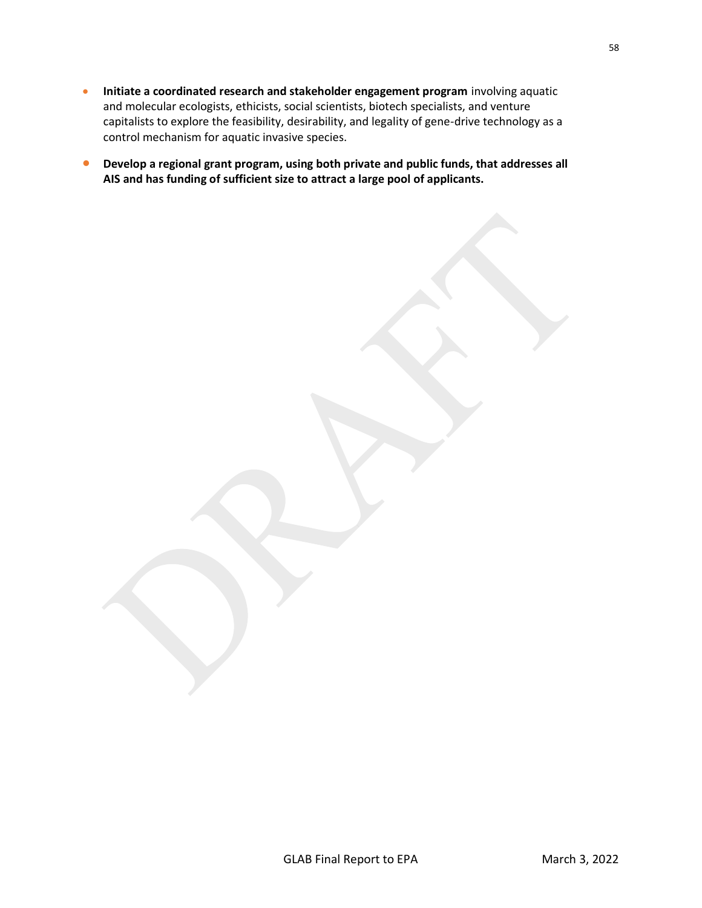- **Initiate a coordinated research and stakeholder engagement program** involving aquatic and molecular ecologists, ethicists, social scientists, biotech specialists, and venture capitalists to explore the feasibility, desirability, and legality of gene-drive technology as a control mechanism for aquatic invasive species.
- **Develop a regional grant program, using both private and public funds, that addresses all AIS and has funding of sufficient size to attract a large pool of applicants.**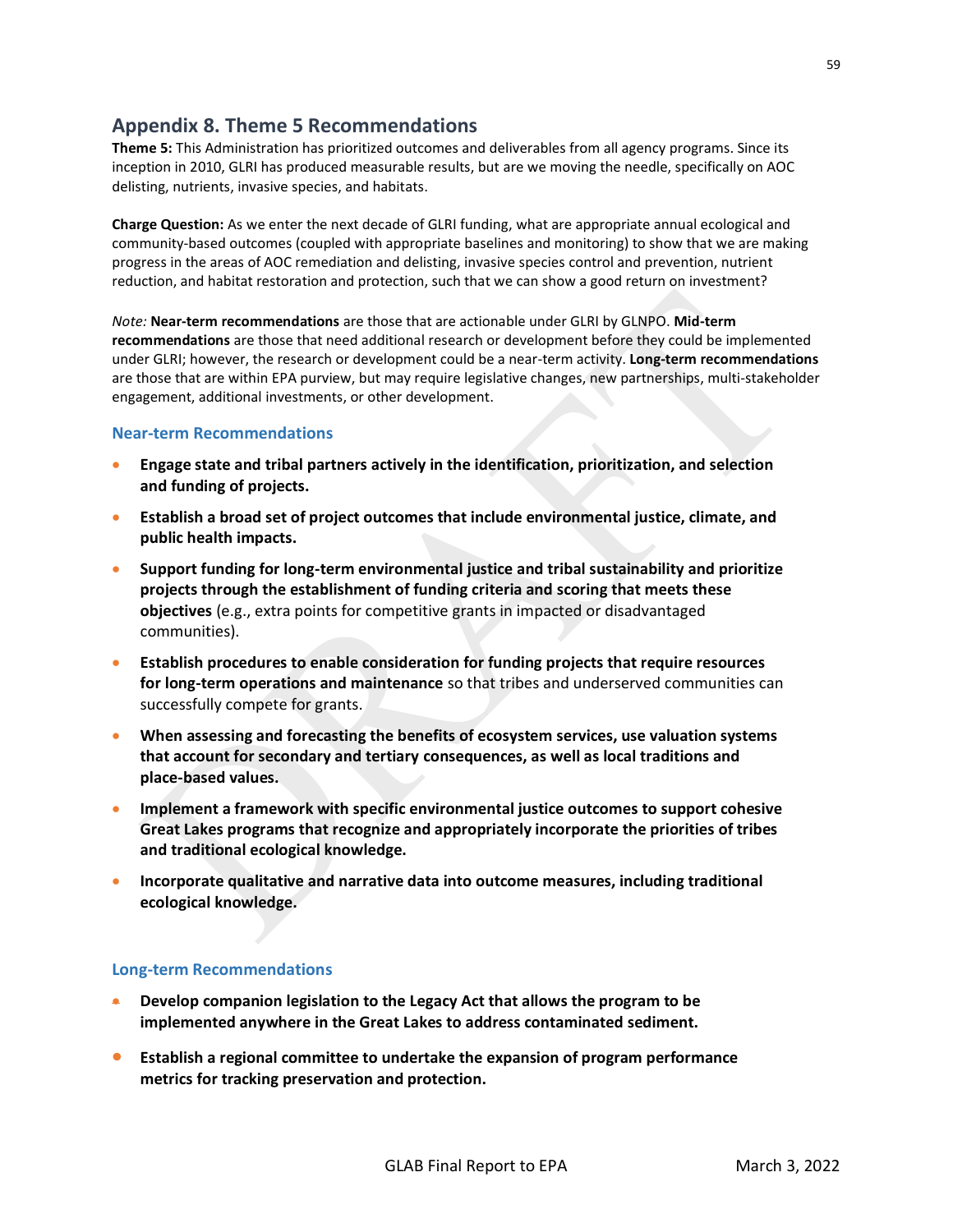## Appendix 8. Theme 5 Recommendations

**Theme 5:** This Administration has prioritized outcomes and deliverables from all agency programs. Since its inception in 2010, GLRI has produced measurable results, but are we moving the needle, specifically on AOC delisting, nutrients, invasive species, and habitats.

**Charge Question:** As we enter the next decade of GLRI funding, what are appropriate annual ecological and community-based outcomes (coupled with appropriate baselines and monitoring) to show that we are making progress in the areas of AOC remediation and delisting, invasive species control and prevention, nutrient reduction, and habitat restoration and protection, such that we can show a good return on investment?

*Note:* **Near-term recommendations** are those that are actionable under GLRI by GLNPO. **Mid-term recommendations** are those that need additional research or development before they could be implemented under GLRI; however, the research or development could be a near-term activity. **Long-term recommendations** are those that are within EPA purview, but may require legislative changes, new partnerships, multi-stakeholder engagement, additional investments, or other development.

### Near-term Recommendations

- **Engage state and tribal partners actively in the identification, prioritization, and selection and funding of projects.**
- **Establish a broad set of project outcomes that include environmental justice, climate, and public health impacts.**
- **Support funding for long-term environmental justice and tribal sustainability and prioritize projects through the establishment of funding criteria and scoring that meets these objectives** (e.g., extra points for competitive grants in impacted or disadvantaged communities).
- **Establish procedures to enable consideration for funding projects that require resources for long-term operations and maintenance** so that tribes and underserved communities can successfully compete for grants.
- **When assessing and forecasting the benefits of ecosystem services, use valuation systems that account for secondary and tertiary consequences, as well as local traditions and place-based values.**
- **Implement a framework with specific environmental justice outcomes to support cohesive Great Lakes programs that recognize and appropriately incorporate the priorities of tribes and traditional ecological knowledge.**
- **Incorporate qualitative and narrative data into outcome measures, including traditional ecological knowledge.**

### Long-term Recommendations

- **Develop companion legislation to the Legacy Act that allows the program to be implemented anywhere in the Great Lakes to address contaminated sediment.**
- **Establish a regional committee to undertake the expansion of program performance metrics for tracking preservation and protection.**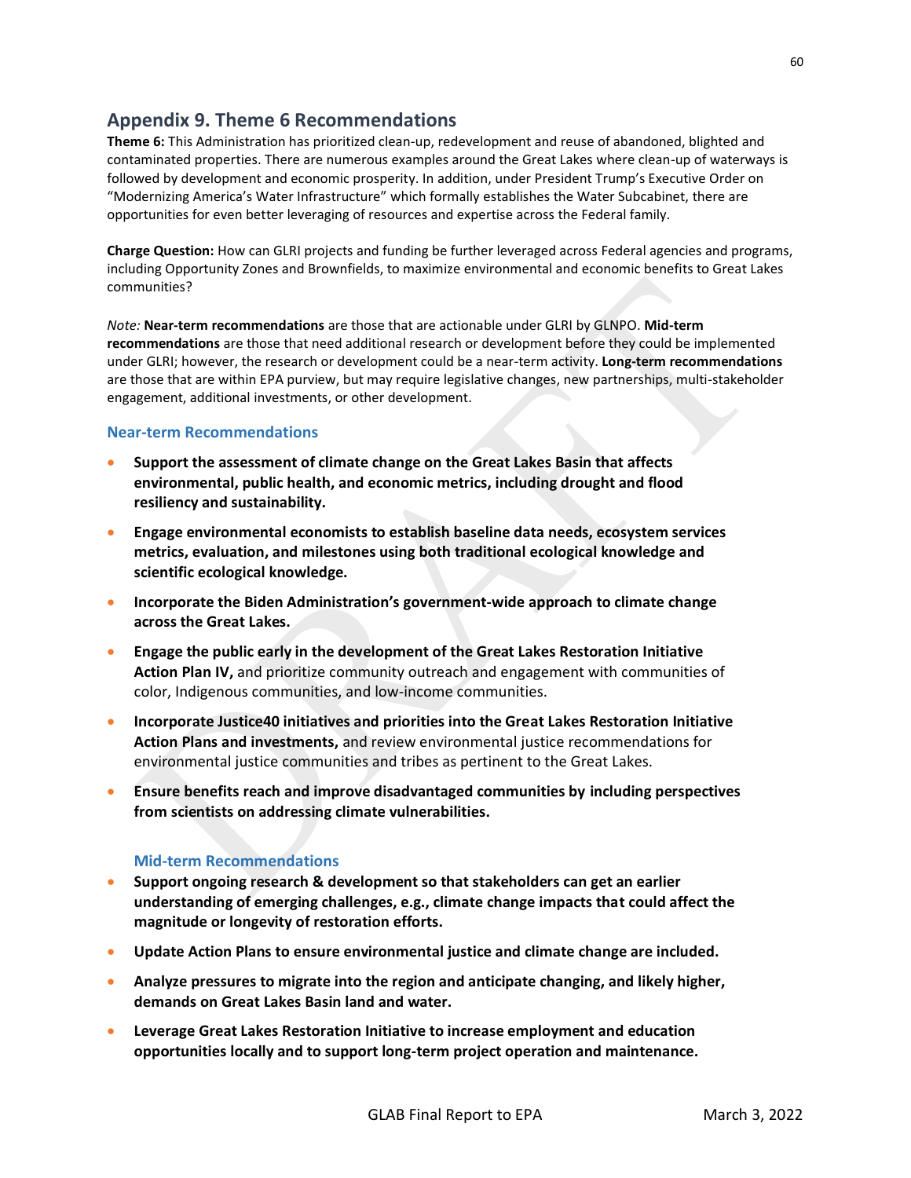## Appendix 9. Theme 6 Recommendations

**Theme 6:** This Administration has prioritized clean-up, redevelopment and reuse of abandoned, blighted and contaminated properties. There are numerous examples around the Great Lakes where clean-up of waterways is followed by development and economic prosperity. In addition, under President Trump's Executive Order on "Modernizing America's Water Infrastructure" which formally establishes the Water Subcabinet, there are opportunities for even better leveraging of resources and expertise across the Federal family.

**Charge Question:** How can GLRI projects and funding be further leveraged across Federal agencies and programs, including Opportunity Zones and Brownfields, to maximize environmental and economic benefits to Great Lakes communities?

*Note:* **Near-term recommendations** are those that are actionable under GLRI by GLNPO. **Mid-term recommendations** are those that need additional research or development before they could be implemented under GLRI; however, the research or development could be a near-term activity. **Long-term recommendations** are those that are within EPA purview, but may require legislative changes, new partnerships, multi-stakeholder engagement, additional investments, or other development.

### Near-term Recommendations

- **Support the assessment of climate change on the Great Lakes Basin that affects environmental, public health, and economic metrics, including drought and flood resiliency and sustainability.**
- **Engage environmental economists to establish baseline data needs, ecosystem services metrics, evaluation, and milestones using both traditional ecological knowledge and scientific ecological knowledge.**
- **Incorporate the Biden Administration's government-wide approach to climate change across the Great Lakes.**
- **Engage the public early in the development of the Great Lakes Restoration Initiative Action Plan IV,** and prioritize community outreach and engagement with communities of color, Indigenous communities, and low-income communities.
- **Incorporate Justice40 initiatives and priorities into the Great Lakes Restoration Initiative Action Plans and investments,** and review environmental justice recommendations for environmental justice communities and tribes as pertinent to the Great Lakes.
- **Ensure benefits reach and improve disadvantaged communities by including perspectives from scientists on addressing climate vulnerabilities.**

### Mid-term Recommendations

- **Support ongoing research & development so that stakeholders can get an earlier understanding of emerging challenges, e.g., climate change impacts that could affect the magnitude or longevity of restoration efforts.**
- **Update Action Plans to ensure environmental justice and climate change are included.**
- **Analyze pressures to migrate into the region and anticipate changing, and likely higher, demands on Great Lakes Basin land and water.**
- **Leverage Great Lakes Restoration Initiative to increase employment and education opportunities locally and to support long-term project operation and maintenance.**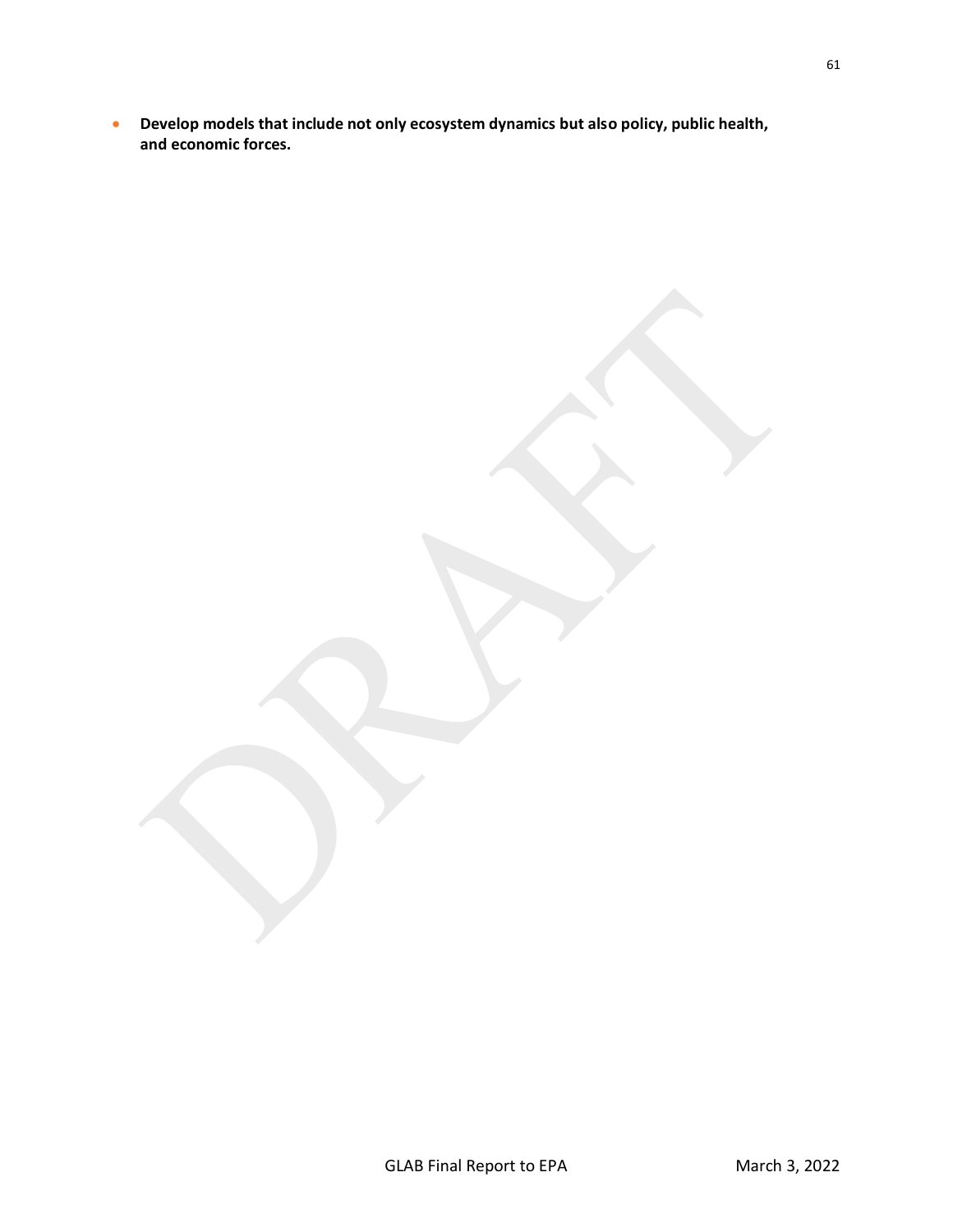- **Develop models that include not only ecosystem dynamics but also policy, public health, and economic forces.**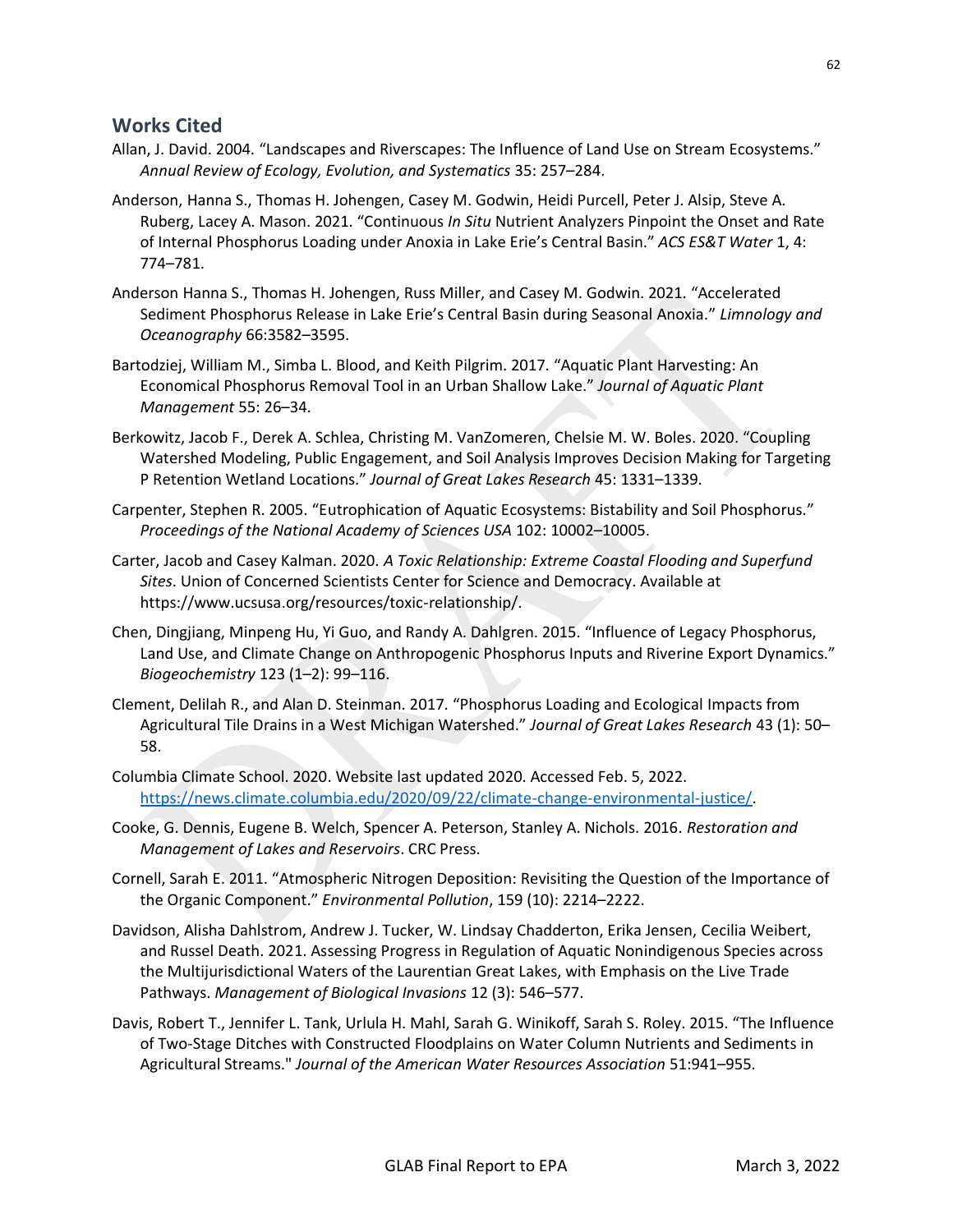## Works Cited

Allan, J. David. 2004. "Landscapes and Riverscapes: The Influence of Land Use on Stream Ecosystems." *Annual Review of Ecology, Evolution, and Systematics* 35: 257–284.

Anderson, Hanna S., Thomas H. Johengen, Casey M. Godwin, Heidi Purcell, Peter J. Alsip, Steve A. Ruberg, Lacey A. Mason. 2021. "Continuous *In Situ* Nutrient Analyzers Pinpoint the Onset and Rate of Internal Phosphorus Loading under Anoxia in Lake Erie's Central Basin." *ACS ES&T Water* 1, 4: 774–781.

Anderson Hanna S., Thomas H. Johengen, Russ Miller, and Casey M. Godwin. 2021. "Accelerated Sediment Phosphorus Release in Lake Erie's Central Basin during Seasonal Anoxia." *Limnology and Oceanography* 66:3582–3595.

Bartodziej, William M., Simba L. Blood, and Keith Pilgrim. 2017. "Aquatic Plant Harvesting: An Economical Phosphorus Removal Tool in an Urban Shallow Lake." *Journal of Aquatic Plant Management* 55: 26–34.

Berkowitz, Jacob F., Derek A. Schlea, Christing M. VanZomeren, Chelsie M. W. Boles. 2020. "Coupling Watershed Modeling, Public Engagement, and Soil Analysis Improves Decision Making for Targeting P Retention Wetland Locations." *Journal of Great Lakes Research* 45: 1331–1339.

Carpenter, Stephen R. 2005. "Eutrophication of Aquatic Ecosystems: Bistability and Soil Phosphorus." *Proceedings of the National Academy of Sciences USA* 102: 10002–10005.

Carter, Jacob and Casey Kalman. 2020. *A Toxic Relationship: Extreme Coastal Flooding and Superfund Sites*. Union of Concerned Scientists Center for Science and Democracy. Available at https://www.ucsusa.org/resources/toxic-relationship/.

Chen, Dingjiang, Minpeng Hu, Yi Guo, and Randy A. Dahlgren. 2015. "Influence of Legacy Phosphorus, Land Use, and Climate Change on Anthropogenic Phosphorus Inputs and Riverine Export Dynamics." *Biogeochemistry* 123 (1–2): 99–116.

Clement, Delilah R., and Alan D. Steinman. 2017. "Phosphorus Loading and Ecological Impacts from Agricultural Tile Drains in a West Michigan Watershed." *Journal of Great Lakes Research* 43 (1): 50–58.

Columbia Climate School. 2020. Website last updated 2020. Accessed Feb. 5, 2022. https://news.climate.columbia.edu/2020/09/22/climate-change-environmental-justice/.

Cooke, G. Dennis, Eugene B. Welch, Spencer A. Peterson, Stanley A. Nichols. 2016. *Restoration and Management of Lakes and Reservoirs*. CRC Press.

Cornell, Sarah E. 2011. "Atmospheric Nitrogen Deposition: Revisiting the Question of the Importance of the Organic Component." *Environmental Pollution*, 159 (10): 2214–2222.

Davidson, Alisha Dahlstrom, Andrew J. Tucker, W. Lindsay Chadderton, Erika Jensen, Cecilia Weibert, and Russel Death. 2021. Assessing Progress in Regulation of Aquatic Nonindigenous Species across the Multijurisdictional Waters of the Laurentian Great Lakes, with Emphasis on the Live Trade Pathways. *Management of Biological Invasions* 12 (3): 546–577.

Davis, Robert T., Jennifer L. Tank, Urlula H. Mahl, Sarah G. Winikoff, Sarah S. Roley. 2015. "The Influence of Two-Stage Ditches with Constructed Floodplains on Water Column Nutrients and Sediments in Agricultural Streams." *Journal of the American Water Resources Association* 51:941–955.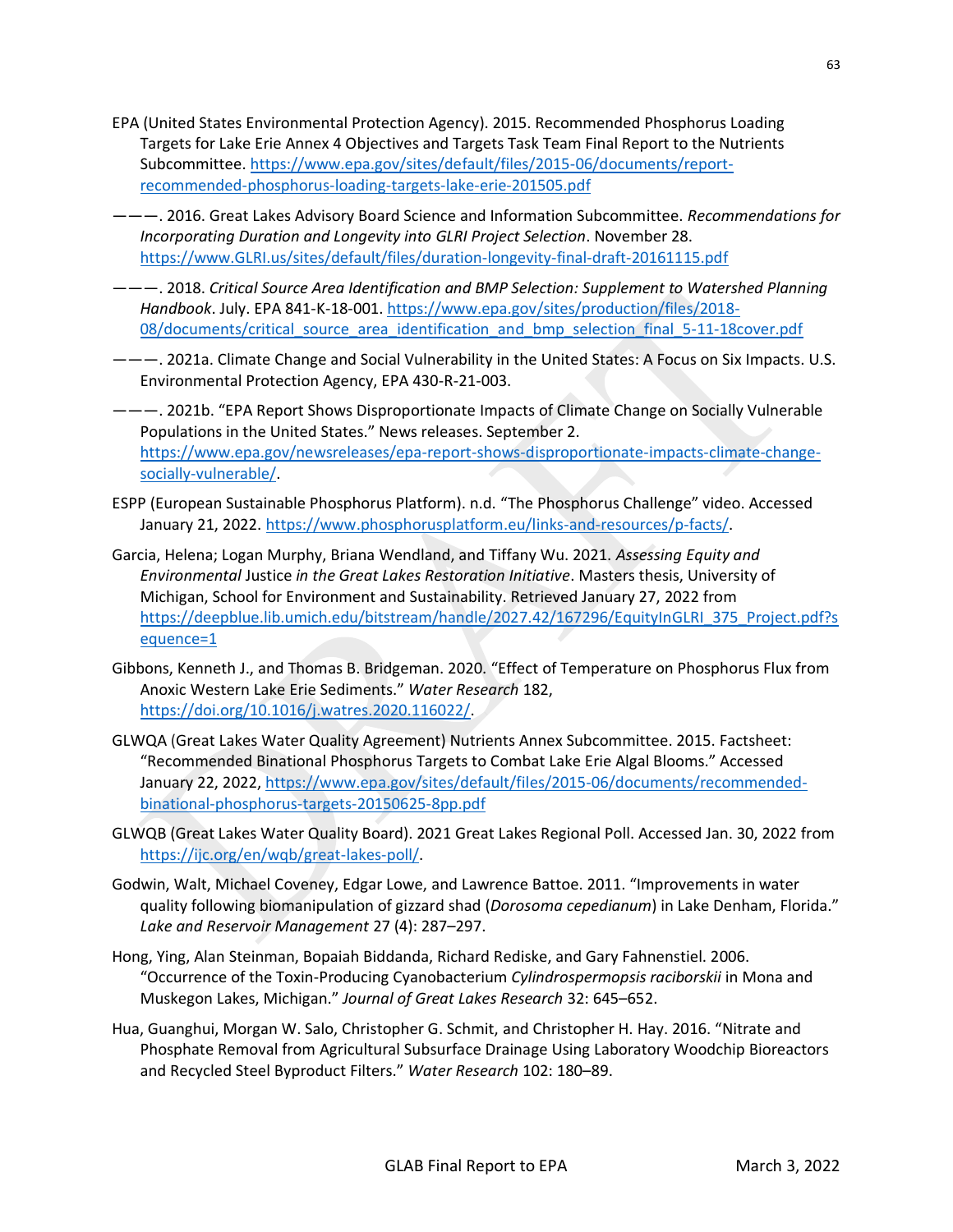EPA (United States Environmental Protection Agency). 2015. Recommended Phosphorus Loading Targets for Lake Erie Annex 4 Objectives and Targets Task Team Final Report to the Nutrients Subcommittee. https://www.epa.gov/sites/default/files/2015-06/documents/report-recommended-phosphorus-loading-targets-lake-erie-201505.pdf

———. 2016. Great Lakes Advisory Board Science and Information Subcommittee. *Recommendations for Incorporating Duration and Longevity into GLRI Project Selection*. November 28. https://www.GLRI.us/sites/default/files/duration-longevity-final-draft-20161115.pdf

———. 2018. *Critical Source Area Identification and BMP Selection: Supplement to Watershed Planning Handbook*. July. EPA 841-K-18-001. https://www.epa.gov/sites/production/files/2018-08/documents/critical_source_area_identification_and_bmp_selection_final_5-11-18cover.pdf

———. 2021a. Climate Change and Social Vulnerability in the United States: A Focus on Six Impacts. U.S. Environmental Protection Agency, EPA 430-R-21-003.

———. 2021b. "EPA Report Shows Disproportionate Impacts of Climate Change on Socially Vulnerable Populations in the United States." News releases. September 2. https://www.epa.gov/newsreleases/epa-report-shows-disproportionate-impacts-climate-change-socially-vulnerable/.

ESPP (European Sustainable Phosphorus Platform). n.d. "The Phosphorus Challenge" video. Accessed January 21, 2022. https://www.phosphorusplatform.eu/links-and-resources/p-facts/.

Garcia, Helena; Logan Murphy, Briana Wendland, and Tiffany Wu. 2021. *Assessing Equity and Environmental* Justice *in the Great Lakes Restoration Initiative*. Masters thesis, University of Michigan, School for Environment and Sustainability. Retrieved January 27, 2022 from https://deepblue.lib.umich.edu/bitstream/handle/2027.42/167296/EquityInGLRI_375_Project.pdf?sequence=1

Gibbons, Kenneth J., and Thomas B. Bridgeman. 2020. "Effect of Temperature on Phosphorus Flux from Anoxic Western Lake Erie Sediments." *Water Research* 182, https://doi.org/10.1016/j.watres.2020.116022/.

GLWQA (Great Lakes Water Quality Agreement) Nutrients Annex Subcommittee. 2015. Factsheet: "Recommended Binational Phosphorus Targets to Combat Lake Erie Algal Blooms." Accessed January 22, 2022, https://www.epa.gov/sites/default/files/2015-06/documents/recommended-binational-phosphorus-targets-20150625-8pp.pdf

GLWQB (Great Lakes Water Quality Board). 2021 Great Lakes Regional Poll. Accessed Jan. 30, 2022 from https://ijc.org/en/wqb/great-lakes-poll/.

Godwin, Walt, Michael Coveney, Edgar Lowe, and Lawrence Battoe. 2011. "Improvements in water quality following biomanipulation of gizzard shad (*Dorosoma cepedianum*) in Lake Denham, Florida." *Lake and Reservoir Management* 27 (4): 287–297.

Hong, Ying, Alan Steinman, Bopaiah Biddanda, Richard Rediske, and Gary Fahnenstiel. 2006. "Occurrence of the Toxin-Producing Cyanobacterium *Cylindrospermopsis raciborskii* in Mona and Muskegon Lakes, Michigan." *Journal of Great Lakes Research* 32: 645–652.

Hua, Guanghui, Morgan W. Salo, Christopher G. Schmit, and Christopher H. Hay. 2016. "Nitrate and Phosphate Removal from Agricultural Subsurface Drainage Using Laboratory Woodchip Bioreactors and Recycled Steel Byproduct Filters." *Water Research* 102: 180–89.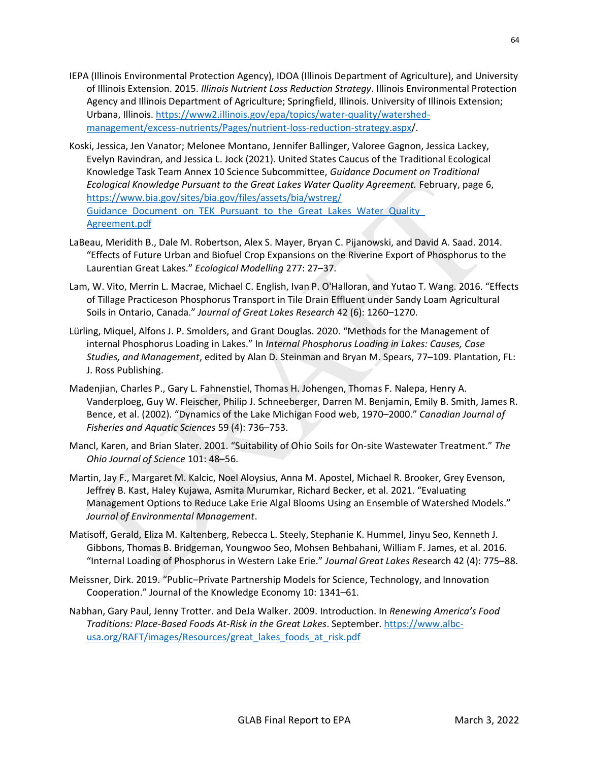IEPA (Illinois Environmental Protection Agency), IDOA (Illinois Department of Agriculture), and University of Illinois Extension. 2015. *Illinois Nutrient Loss Reduction Strategy*. Illinois Environmental Protection Agency and Illinois Department of Agriculture; Springfield, Illinois. University of Illinois Extension; Urbana, Illinois. https://www2.illinois.gov/epa/topics/water-quality/watershed-management/excess-nutrients/Pages/nutrient-loss-reduction-strategy.aspx/.

Koski, Jessica, Jen Vanator; Melonee Montano, Jennifer Ballinger, Valoree Gagnon, Jessica Lackey, Evelyn Ravindran, and Jessica L. Jock (2021). United States Caucus of the Traditional Ecological Knowledge Task Team Annex 10 Science Subcommittee, *Guidance Document on Traditional Ecological Knowledge Pursuant to the Great Lakes Water Quality Agreement.* February, page 6, https://www.bia.gov/sites/bia.gov/files/assets/bia/wstreg/Guidance_Document_on_TEK_Pursuant_to_the_Great_Lakes_Water_Quality_Agreement.pdf

LaBeau, Meridith B., Dale M. Robertson, Alex S. Mayer, Bryan C. Pijanowski, and David A. Saad. 2014. "Effects of Future Urban and Biofuel Crop Expansions on the Riverine Export of Phosphorus to the Laurentian Great Lakes." *Ecological Modelling* 277: 27–37.

Lam, W. Vito, Merrin L. Macrae, Michael C. English, Ivan P. O'Halloran, and Yutao T. Wang. 2016. "Effects of Tillage Practiceson Phosphorus Transport in Tile Drain Effluent under Sandy Loam Agricultural Soils in Ontario, Canada." *Journal of Great Lakes Research* 42 (6): 1260–1270.

Lürling, Miquel, Alfons J. P. Smolders, and Grant Douglas. 2020. "Methods for the Management of internal Phosphorus Loading in Lakes." In *Internal Phosphorus Loading in Lakes: Causes, Case Studies, and Management*, edited by Alan D. Steinman and Bryan M. Spears, 77–109. Plantation, FL: J. Ross Publishing.

Madenjian, Charles P., Gary L. Fahnenstiel, Thomas H. Johengen, Thomas F. Nalepa, Henry A. Vanderploeg, Guy W. Fleischer, Philip J. Schneeberger, Darren M. Benjamin, Emily B. Smith, James R. Bence, et al. (2002). "Dynamics of the Lake Michigan Food web, 1970–2000." *Canadian Journal of Fisheries and Aquatic Sciences* 59 (4): 736–753.

Mancl, Karen, and Brian Slater. 2001. "Suitability of Ohio Soils for On-site Wastewater Treatment." *The Ohio Journal of Science* 101: 48–56.

Martin, Jay F., Margaret M. Kalcic, Noel Aloysius, Anna M. Apostel, Michael R. Brooker, Grey Evenson, Jeffrey B. Kast, Haley Kujawa, Asmita Murumkar, Richard Becker, et al. 2021. "Evaluating Management Options to Reduce Lake Erie Algal Blooms Using an Ensemble of Watershed Models." *Journal of Environmental Management*.

Matisoff, Gerald, Eliza M. Kaltenberg, Rebecca L. Steely, Stephanie K. Hummel, Jinyu Seo, Kenneth J. Gibbons, Thomas B. Bridgeman, Youngwoo Seo, Mohsen Behbahani, William F. James, et al. 2016. "Internal Loading of Phosphorus in Western Lake Erie." *Journal Great Lakes Res*earch 42 (4): 775–88.

Meissner, Dirk. 2019. "Public–Private Partnership Models for Science, Technology, and Innovation Cooperation." Journal of the Knowledge Economy 10: 1341–61.

Nabhan, Gary Paul, Jenny Trotter. and DeJa Walker. 2009. Introduction. In *Renewing America's Food Traditions: Place-Based Foods At-Risk in the Great Lakes*. September. https://www.albc-usa.org/RAFT/images/Resources/great_lakes_foods_at_risk.pdf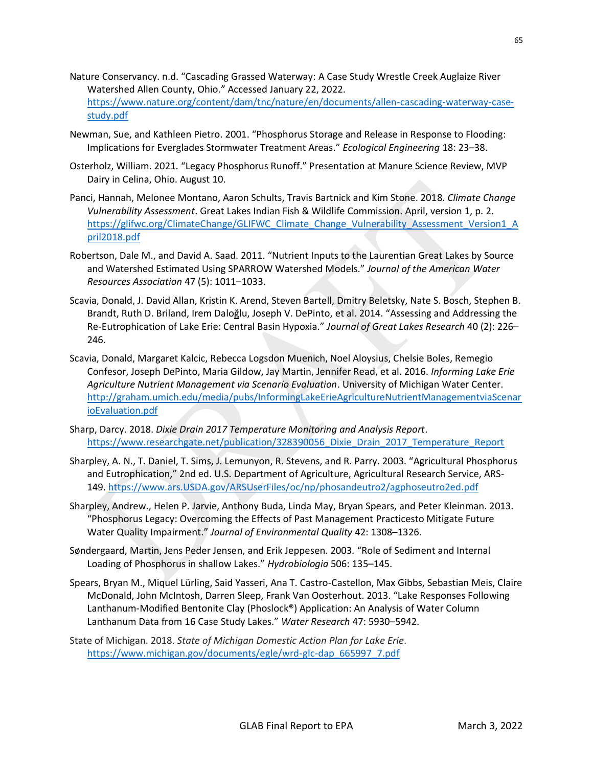Nature Conservancy. n.d. “Cascading Grassed Waterway: A Case Study Wrestle Creek Auglaize River Watershed Allen County, Ohio.” Accessed January 22, 2022. https://www.nature.org/content/dam/tnc/nature/en/documents/allen-cascading-waterway-case-study.pdf

Newman, Sue, and Kathleen Pietro. 2001. “Phosphorus Storage and Release in Response to Flooding: Implications for Everglades Stormwater Treatment Areas.” *Ecological Engineering* 18: 23–38.

Osterholz, William. 2021. “Legacy Phosphorus Runoff.” Presentation at Manure Science Review, MVP Dairy in Celina, Ohio. August 10.

Panci, Hannah, Melonee Montano, Aaron Schults, Travis Bartnick and Kim Stone. 2018. *Climate Change Vulnerability Assessment*. Great Lakes Indian Fish & Wildlife Commission. April, version 1, p. 2. https://glifwc.org/ClimateChange/GLIFWC_Climate_Change_Vulnerability_Assessment_Version1_April2018.pdf

Robertson, Dale M., and David A. Saad. 2011. “Nutrient Inputs to the Laurentian Great Lakes by Source and Watershed Estimated Using SPARROW Watershed Models.” *Journal of the American Water Resources Association* 47 (5): 1011–1033.

Scavia, Donald, J. David Allan, Kristin K. Arend, Steven Bartell, Dmitry Beletsky, Nate S. Bosch, Stephen B. Brandt, Ruth D. Briland, Irem Daloğlu, Joseph V. DePinto, et al. 2014. “Assessing and Addressing the Re-Eutrophication of Lake Erie: Central Basin Hypoxia.” *Journal of Great Lakes Research* 40 (2): 226–246.

Scavia, Donald, Margaret Kalcic, Rebecca Logsdon Muenich, Noel Aloysius, Chelsie Boles, Remegio Confesor, Joseph DePinto, Maria Gildow, Jay Martin, Jennifer Read, et al. 2016. *Informing Lake Erie Agriculture Nutrient Management via Scenario Evaluation*. University of Michigan Water Center. http://graham.umich.edu/media/pubs/InformingLakeErieAgricultureNutrientManagementviaScenarioEvaluation.pdf

Sharp, Darcy. 2018. *Dixie Drain 2017 Temperature Monitoring and Analysis Report*. https://www.researchgate.net/publication/328390056_Dixie_Drain_2017_Temperature_Report

Sharpley, A. N., T. Daniel, T. Sims, J. Lemunyon, R. Stevens, and R. Parry. 2003. “Agricultural Phosphorus and Eutrophication,” 2nd ed. U.S. Department of Agriculture, Agricultural Research Service, ARS-149. https://www.ars.USDA.gov/ARSUserFiles/oc/np/phosandeutro2/agphoseutro2ed.pdf

Sharpley, Andrew., Helen P. Jarvie, Anthony Buda, Linda May, Bryan Spears, and Peter Kleinman. 2013. “Phosphorus Legacy: Overcoming the Effects of Past Management Practicesto Mitigate Future Water Quality Impairment.” *Journal of Environmental Quality* 42: 1308–1326.

Søndergaard, Martin, Jens Peder Jensen, and Erik Jeppesen. 2003. “Role of Sediment and Internal Loading of Phosphorus in shallow Lakes.” *Hydrobiologia* 506: 135–145.

Spears, Bryan M., Miquel Lürling, Said Yasseri, Ana T. Castro-Castellon, Max Gibbs, Sebastian Meis, Claire McDonald, John McIntosh, Darren Sleep, Frank Van Oosterhout. 2013. “Lake Responses Following Lanthanum-Modified Bentonite Clay (Phoslock®) Application: An Analysis of Water Column Lanthanum Data from 16 Case Study Lakes.” *Water Research* 47: 5930–5942.

State of Michigan. 2018. *State of Michigan Domestic Action Plan for Lake Erie*. https://www.michigan.gov/documents/egle/wrd-glc-dap_665997_7.pdf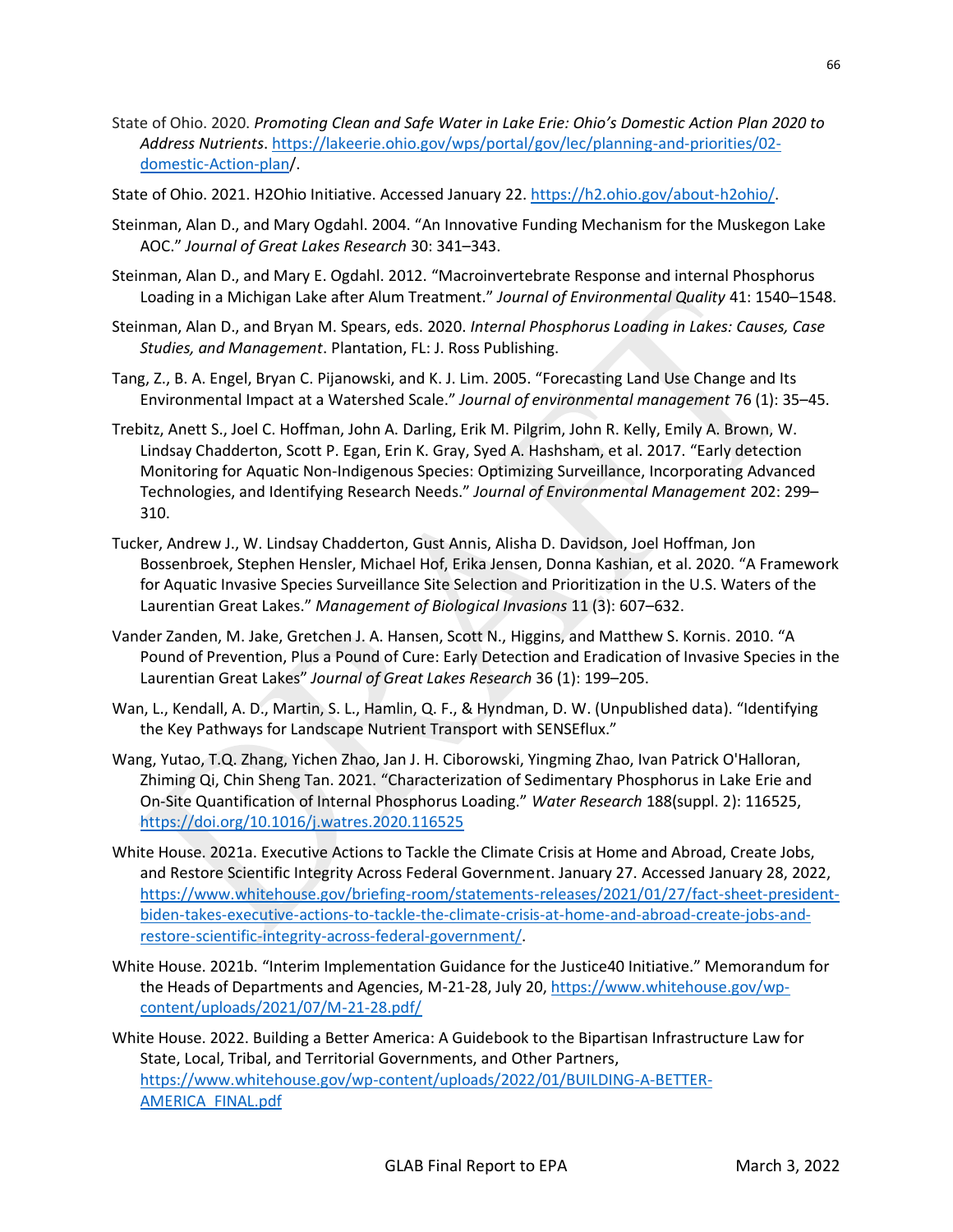State of Ohio. 2020. *Promoting Clean and Safe Water in Lake Erie: Ohio's Domestic Action Plan 2020 to Address Nutrients*. https://lakeerie.ohio.gov/wps/portal/gov/lec/planning-and-priorities/02-domestic-Action-plan/.

State of Ohio. 2021. H2Ohio Initiative. Accessed January 22. https://h2.ohio.gov/about-h2ohio/.

Steinman, Alan D., and Mary Ogdahl. 2004. "An Innovative Funding Mechanism for the Muskegon Lake AOC." *Journal of Great Lakes Research* 30: 341–343.

Steinman, Alan D., and Mary E. Ogdahl. 2012. "Macroinvertebrate Response and internal Phosphorus Loading in a Michigan Lake after Alum Treatment." *Journal of Environmental Quality* 41: 1540–1548.

Steinman, Alan D., and Bryan M. Spears, eds. 2020. *Internal Phosphorus Loading in Lakes: Causes, Case Studies, and Management*. Plantation, FL: J. Ross Publishing.

Tang, Z., B. A. Engel, Bryan C. Pijanowski, and K. J. Lim. 2005. "Forecasting Land Use Change and Its Environmental Impact at a Watershed Scale." *Journal of environmental management* 76 (1): 35–45.

Trebitz, Anett S., Joel C. Hoffman, John A. Darling, Erik M. Pilgrim, John R. Kelly, Emily A. Brown, W. Lindsay Chadderton, Scott P. Egan, Erin K. Gray, Syed A. Hashsham, et al. 2017. "Early detection Monitoring for Aquatic Non-Indigenous Species: Optimizing Surveillance, Incorporating Advanced Technologies, and Identifying Research Needs." *Journal of Environmental Management* 202: 299–310.

Tucker, Andrew J., W. Lindsay Chadderton, Gust Annis, Alisha D. Davidson, Joel Hoffman, Jon Bossenbroek, Stephen Hensler, Michael Hof, Erika Jensen, Donna Kashian, et al. 2020. "A Framework for Aquatic Invasive Species Surveillance Site Selection and Prioritization in the U.S. Waters of the Laurentian Great Lakes." *Management of Biological Invasions* 11 (3): 607–632.

Vander Zanden, M. Jake, Gretchen J. A. Hansen, Scott N., Higgins, and Matthew S. Kornis. 2010. "A Pound of Prevention, Plus a Pound of Cure: Early Detection and Eradication of Invasive Species in the Laurentian Great Lakes" *Journal of Great Lakes Research* 36 (1): 199–205.

Wan, L., Kendall, A. D., Martin, S. L., Hamlin, Q. F., & Hyndman, D. W. (Unpublished data). "Identifying the Key Pathways for Landscape Nutrient Transport with SENSEflux."

Wang, Yutao, T.Q. Zhang, Yichen Zhao, Jan J. H. Ciborowski, Yingming Zhao, Ivan Patrick O'Halloran, Zhiming Qi, Chin Sheng Tan. 2021. "Characterization of Sedimentary Phosphorus in Lake Erie and On-Site Quantification of Internal Phosphorus Loading." *Water Research* 188(suppl. 2): 116525, https://doi.org/10.1016/j.watres.2020.116525

White House. 2021a. Executive Actions to Tackle the Climate Crisis at Home and Abroad, Create Jobs, and Restore Scientific Integrity Across Federal Government. January 27. Accessed January 28, 2022, https://www.whitehouse.gov/briefing-room/statements-releases/2021/01/27/fact-sheet-president-biden-takes-executive-actions-to-tackle-the-climate-crisis-at-home-and-abroad-create-jobs-and-restore-scientific-integrity-across-federal-government/.

White House. 2021b. "Interim Implementation Guidance for the Justice40 Initiative." Memorandum for the Heads of Departments and Agencies, M-21-28, July 20, https://www.whitehouse.gov/wp-content/uploads/2021/07/M-21-28.pdf/

White House. 2022. Building a Better America: A Guidebook to the Bipartisan Infrastructure Law for State, Local, Tribal, and Territorial Governments, and Other Partners, https://www.whitehouse.gov/wp-content/uploads/2022/01/BUILDING-A-BETTER-AMERICA_FINAL.pdf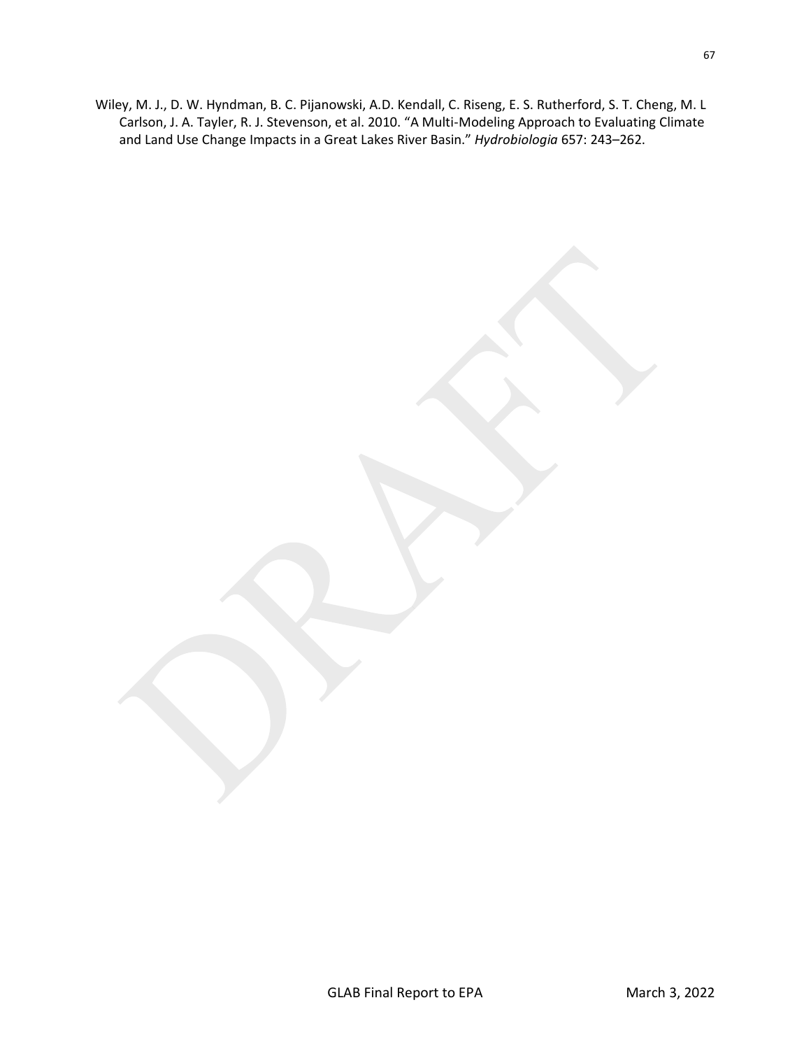Wiley, M. J., D. W. Hyndman, B. C. Pijanowski, A.D. Kendall, C. Riseng, E. S. Rutherford, S. T. Cheng, M. L Carlson, J. A. Tayler, R. J. Stevenson, et al. 2010. “A Multi-Modeling Approach to Evaluating Climate and Land Use Change Impacts in a Great Lakes River Basin.” *Hydrobiologia* 657: 243–262.